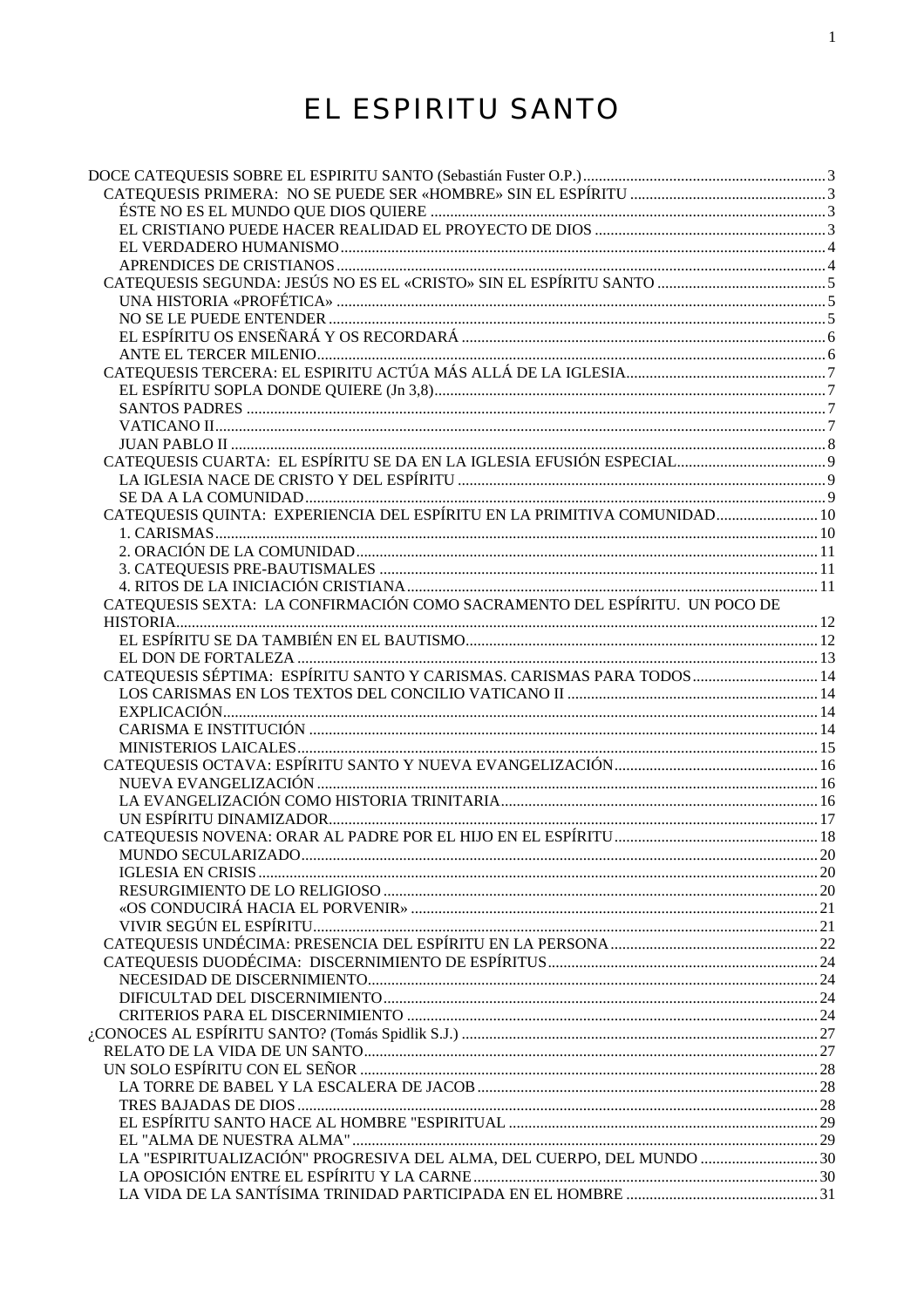# EL ESPIRITU SANTO

- DOCE CATEQUESIS SOBRE EL ESPIRITU SANTO (Sebastián Fuster O.P.) ... 3
  - CATEQUESIS PRIMERA: NO SE PUEDE SER «HOMBRE» SIN EL ESPÍRITU ... 3
    - ÉSTE NO ES EL MUNDO QUE DIOS QUIERE ... 3
    - EL CRISTIANO PUEDE HACER REALIDAD EL PROYECTO DE DIOS ... 3
    - EL VERDADERO HUMANISMO ... 4
    - APRENDICES DE CRISTIANOS ... 4
  - CATEQUESIS SEGUNDA: JESÚS NO ES EL «CRISTO» SIN EL ESPÍRITU SANTO ... 5
    - UNA HISTORIA «PROFÉTICA» ... 5
    - NO SE LE PUEDE ENTENDER ... 5
    - EL ESPÍRITU OS ENSEÑARÁ Y OS RECORDARÁ ... 6
    - ANTE EL TERCER MILENIO ... 6
  - CATEQUESIS TERCERA: EL ESPIRITU ACTÚA MÁS ALLÁ DE LA IGLESIA ... 7
    - EL ESPÍRITU SOPLA DONDE QUIERE (Jn 3,8) ... 7
    - SANTOS PADRES ... 7
    - VATICANO II ... 7
    - JUAN PABLO II ... 8
  - CATEQUESIS CUARTA: EL ESPÍRITU SE DA EN LA IGLESIA EFUSIÓN ESPECIAL ... 9
    - LA IGLESIA NACE DE CRISTO Y DEL ESPÍRITU ... 9
    - SE DA A LA COMUNIDAD ... 9
  - CATEQUESIS QUINTA: EXPERIENCIA DEL ESPÍRITU EN LA PRIMITIVA COMUNIDAD ... 10
    - 1. CARISMAS ... 10
    - 2. ORACIÓN DE LA COMUNIDAD ... 11
    - 3. CATEQUESIS PRE-BAUTISMALES ... 11
    - 4. RITOS DE LA INICIACIÓN CRISTIANA ... 11
  - CATEQUESIS SEXTA: LA CONFIRMACIÓN COMO SACRAMENTO DEL ESPÍRITU. UN POCO DE HISTORIA ... 12
    - EL ESPÍRITU SE DA TAMBIÉN EN EL BAUTISMO ... 12
    - EL DON DE FORTALEZA ... 13
  - CATEQUESIS SÉPTIMA: ESPÍRITU SANTO Y CARISMAS. CARISMAS PARA TODOS ... 14
    - LOS CARISMAS EN LOS TEXTOS DEL CONCILIO VATICANO II ... 14
    - EXPLICACIÓN ... 14
    - CARISMA E INSTITUCIÓN ... 14
    - MINISTERIOS LAICALES ... 15
  - CATEQUESIS OCTAVA: ESPÍRITU SANTO Y NUEVA EVANGELIZACIÓN ... 16
    - NUEVA EVANGELIZACIÓN ... 16
    - LA EVANGELIZACIÓN COMO HISTORIA TRINITARIA ... 16
    - UN ESPÍRITU DINAMIZADOR ... 17
  - CATEQUESIS NOVENA: ORAR AL PADRE POR EL HIJO EN EL ESPÍRITU ... 18
    - MUNDO SECULARIZADO ... 20
    - IGLESIA EN CRISIS ... 20
    - RESURGIMIENTO DE LO RELIGIOSO ... 20
    - «OS CONDUCIRÁ HACIA EL PORVENIR» ... 21
    - VIVIR SEGÚN EL ESPÍRITU ... 21
  - CATEQUESIS UNDÉCIMA: PRESENCIA DEL ESPÍRITU EN LA PERSONA ... 22
  - CATEQUESIS DUODÉCIMA: DISCERNIMIENTO DE ESPÍRITUS ... 24
    - NECESIDAD DE DISCERNIMIENTO ... 24
    - DIFICULTAD DEL DISCERNIMIENTO ... 24
    - CRITERIOS PARA EL DISCERNIMIENTO ... 24
- ¿CONOCES AL ESPÍRITU SANTO? (Tomás Spidlik S.J.) ... 27
  - RELATO DE LA VIDA DE UN SANTO ... 27
  - UN SOLO ESPÍRITU CON EL SEÑOR ... 28
    - LA TORRE DE BABEL Y LA ESCALERA DE JACOB ... 28
    - TRES BAJADAS DE DIOS ... 28
    - EL ESPÍRITU SANTO HACE AL HOMBRE "ESPIRITUAL ... 29
    - EL "ALMA DE NUESTRA ALMA" ... 29
    - LA "ESPIRITUALIZACIÓN" PROGRESIVA DEL ALMA, DEL CUERPO, DEL MUNDO ... 30
    - LA OPOSICIÓN ENTRE EL ESPÍRITU Y LA CARNE ... 30
    - LA VIDA DE LA SANTÍSIMA TRINIDAD PARTICIPADA EN EL HOMBRE ... 31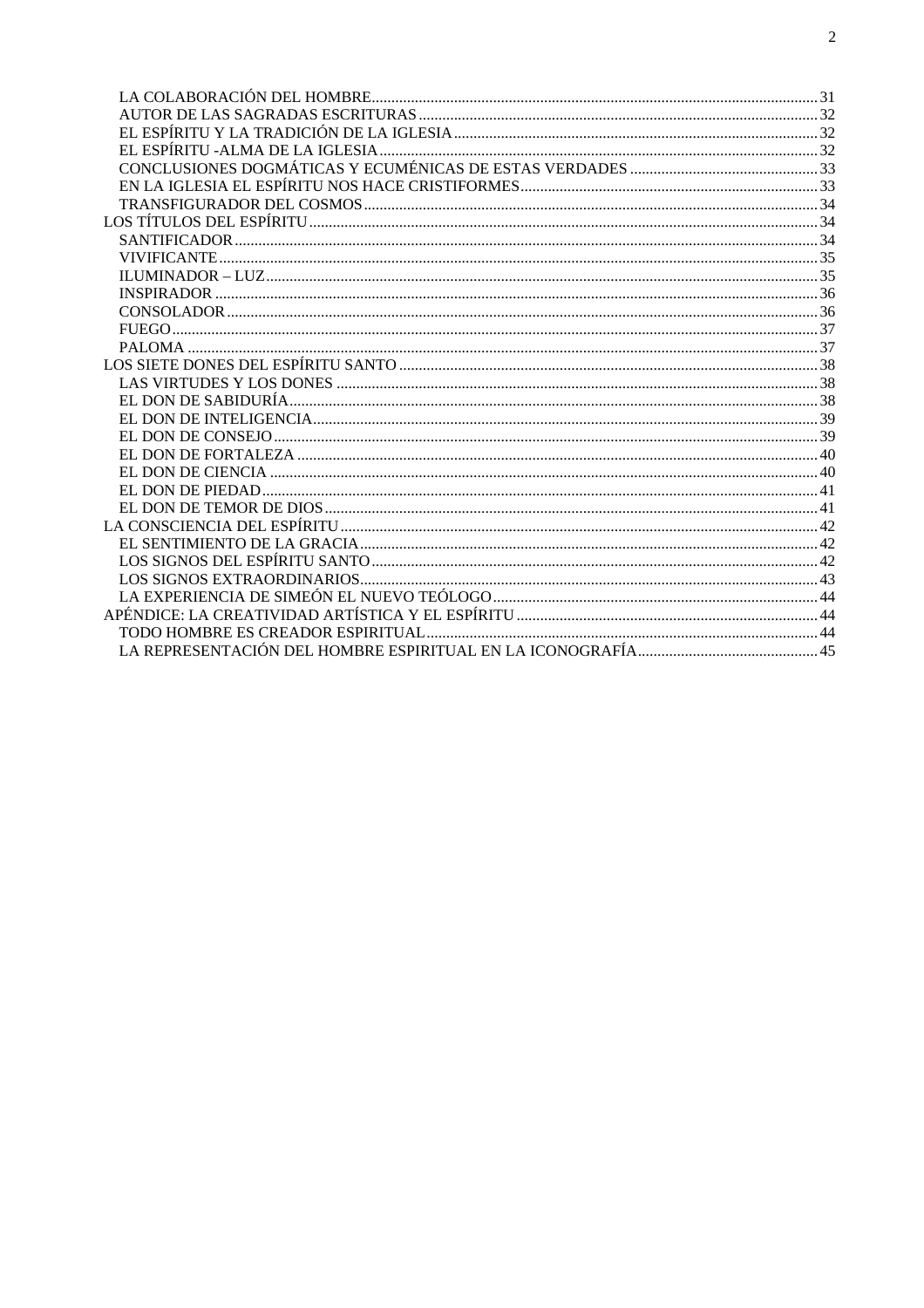- LA COLABORACIÓN DEL HOMBRE ........ 31
- AUTOR DE LAS SAGRADAS ESCRITURAS ........ 32
- EL ESPÍRITU Y LA TRADICIÓN DE LA IGLESIA ........ 32
- EL ESPÍRITU -ALMA DE LA IGLESIA ........ 32
- CONCLUSIONES DOGMÁTICAS Y ECUMÉNICAS DE ESTAS VERDADES ........ 33
- EN LA IGLESIA EL ESPÍRITU NOS HACE CRISTIFORMES ........ 33
- TRANSFIGURADOR DEL COSMOS ........ 34

LOS TÍTULOS DEL ESPÍRITU ........ 34

- SANTIFICADOR ........ 34
- VIVIFICANTE ........ 35
- ILUMINADOR – LUZ ........ 35
- INSPIRADOR ........ 36
- CONSOLADOR ........ 36
- FUEGO ........ 37
- PALOMA ........ 37

LOS SIETE DONES DEL ESPÍRITU SANTO ........ 38

- LAS VIRTUDES Y LOS DONES ........ 38
- EL DON DE SABIDURÍA ........ 38
- EL DON DE INTELIGENCIA ........ 39
- EL DON DE CONSEJO ........ 39
- EL DON DE FORTALEZA ........ 40
- EL DON DE CIENCIA ........ 40
- EL DON DE PIEDAD ........ 41
- EL DON DE TEMOR DE DIOS ........ 41

LA CONSCIENCIA DEL ESPÍRITU ........ 42

- EL SENTIMIENTO DE LA GRACIA ........ 42
- LOS SIGNOS DEL ESPÍRITU SANTO ........ 42
- LOS SIGNOS EXTRAORDINARIOS ........ 43
- LA EXPERIENCIA DE SIMEÓN EL NUEVO TEÓLOGO ........ 44

APÉNDICE: LA CREATIVIDAD ARTÍSTICA Y EL ESPÍRITU ........ 44

- TODO HOMBRE ES CREADOR ESPIRITUAL ........ 44
- LA REPRESENTACIÓN DEL HOMBRE ESPIRITUAL EN LA ICONOGRAFÍA ........ 45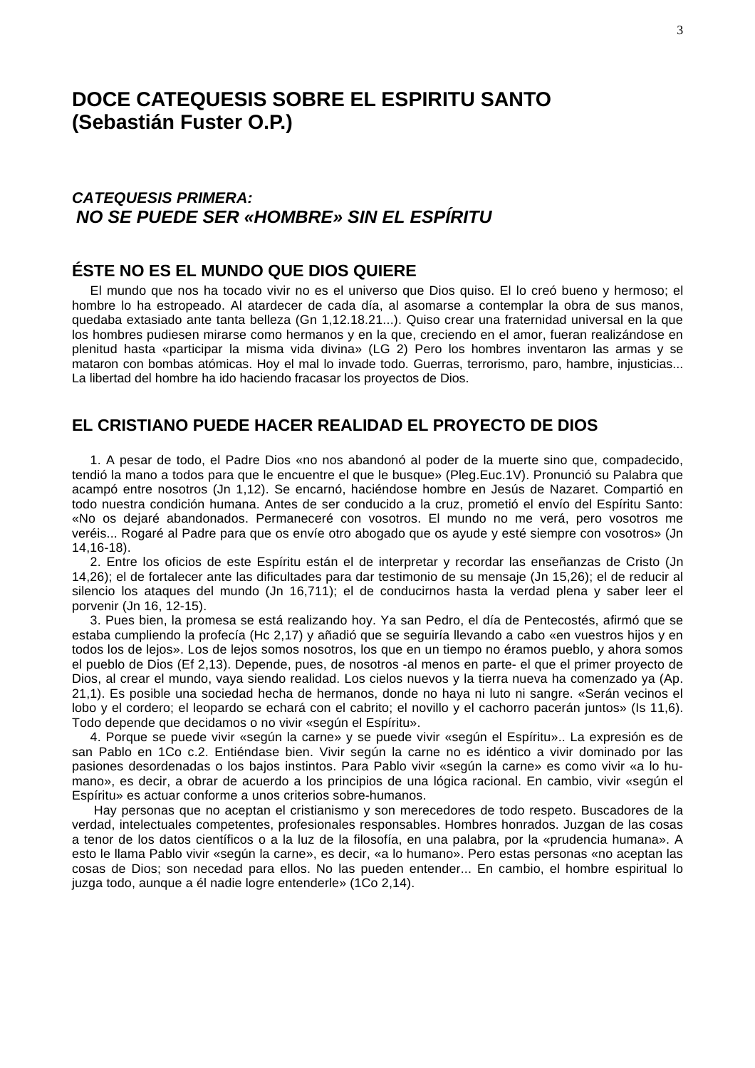# DOCE CATEQUESIS SOBRE EL ESPIRITU SANTO
# (Sebastián Fuster O.P.)

## *CATEQUESIS PRIMERA:*
## *NO SE PUEDE SER «HOMBRE» SIN EL ESPÍRITU*

### ÉSTE NO ES EL MUNDO QUE DIOS QUIERE

El mundo que nos ha tocado vivir no es el universo que Dios quiso. El lo creó bueno y hermoso; el hombre lo ha estropeado. Al atardecer de cada día, al asomarse a contemplar la obra de sus manos, quedaba extasiado ante tanta belleza (Gn 1,12.18.21...). Quiso crear una fraternidad universal en la que los hombres pudiesen mirarse como hermanos y en la que, creciendo en el amor, fueran realizándose en plenitud hasta «participar la misma vida divina» (LG 2) Pero los hombres inventaron las armas y se mataron con bombas atómicas. Hoy el mal lo invade todo. Guerras, terrorismo, paro, hambre, injusticias... La libertad del hombre ha ido haciendo fracasar los proyectos de Dios.

### EL CRISTIANO PUEDE HACER REALIDAD EL PROYECTO DE DIOS

1. A pesar de todo, el Padre Dios «no nos abandonó al poder de la muerte sino que, compadecido, tendió la mano a todos para que le encuentre el que le busque» (Pleg.Euc.1V). Pronunció su Palabra que acampó entre nosotros (Jn 1,12). Se encarnó, haciéndose hombre en Jesús de Nazaret. Compartió en todo nuestra condición humana. Antes de ser conducido a la cruz, prometió el envío del Espíritu Santo: «No os dejaré abandonados. Permaneceré con vosotros. El mundo no me verá, pero vosotros me veréis... Rogaré al Padre para que os envíe otro abogado que os ayude y esté siempre con vosotros» (Jn 14,16-18).

2. Entre los oficios de este Espíritu están el de interpretar y recordar las enseñanzas de Cristo (Jn 14,26); el de fortalecer ante las dificultades para dar testimonio de su mensaje (Jn 15,26); el de reducir al silencio los ataques del mundo (Jn 16,711); el de conducirnos hasta la verdad plena y saber leer el porvenir (Jn 16, 12-15).

3. Pues bien, la promesa se está realizando hoy. Ya san Pedro, el día de Pentecostés, afirmó que se estaba cumpliendo la profecía (Hc 2,17) y añadió que se seguiría llevando a cabo «en vuestros hijos y en todos los de lejos». Los de lejos somos nosotros, los que en un tiempo no éramos pueblo, y ahora somos el pueblo de Dios (Ef 2,13). Depende, pues, de nosotros -al menos en parte- el que el primer proyecto de Dios, al crear el mundo, vaya siendo realidad. Los cielos nuevos y la tierra nueva ha comenzado ya (Ap. 21,1). Es posible una sociedad hecha de hermanos, donde no haya ni luto ni sangre. «Serán vecinos el lobo y el cordero; el leopardo se echará con el cabrito; el novillo y el cachorro pacerán juntos» (Is 11,6). Todo depende que decidamos o no vivir «según el Espíritu».

4. Porque se puede vivir «según la carne» y se puede vivir «según el Espíritu».. La expresión es de san Pablo en 1Co c.2. Entiéndase bien. Vivir según la carne no es idéntico a vivir dominado por las pasiones desordenadas o los bajos instintos. Para Pablo vivir «según la carne» es como vivir «a lo humano», es decir, a obrar de acuerdo a los principios de una lógica racional. En cambio, vivir «según el Espíritu» es actuar conforme a unos criterios sobre-humanos.

Hay personas que no aceptan el cristianismo y son merecedores de todo respeto. Buscadores de la verdad, intelectuales competentes, profesionales responsables. Hombres honrados. Juzgan de las cosas a tenor de los datos científicos o a la luz de la filosofía, en una palabra, por la «prudencia humana». A esto le llama Pablo vivir «según la carne», es decir, «a lo humano». Pero estas personas «no aceptan las cosas de Dios; son necedad para ellos. No las pueden entender... En cambio, el hombre espiritual lo juzga todo, aunque a él nadie logre entenderle» (1Co 2,14).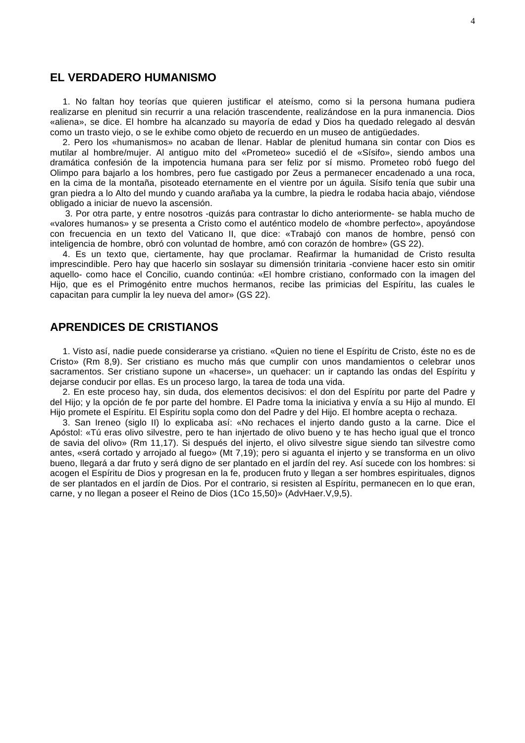## EL VERDADERO HUMANISMO

1. No faltan hoy teorías que quieren justificar el ateísmo, como si la persona humana pudiera realizarse en plenitud sin recurrir a una relación trascendente, realizándose en la pura inmanencia. Dios «aliena», se dice. El hombre ha alcanzado su mayoría de edad y Dios ha quedado relegado al desván como un trasto viejo, o se le exhibe como objeto de recuerdo en un museo de antigüedades.

2. Pero los «humanismos» no acaban de llenar. Hablar de plenitud humana sin contar con Dios es mutilar al hombre/mujer. Al antiguo mito del «Prometeo» sucedió el de «Sísifo», siendo ambos una dramática confesión de la impotencia humana para ser feliz por sí mismo. Prometeo robó fuego del Olimpo para bajarlo a los hombres, pero fue castigado por Zeus a permanecer encadenado a una roca, en la cima de la montaña, pisoteado eternamente en el vientre por un águila. Sísifo tenía que subir una gran piedra a lo Alto del mundo y cuando arañaba ya la cumbre, la piedra le rodaba hacia abajo, viéndose obligado a iniciar de nuevo la ascensión.

3. Por otra parte, y entre nosotros -quizás para contrastar lo dicho anteriormente- se habla mucho de «valores humanos» y se presenta a Cristo como el auténtico modelo de «hombre perfecto», apoyándose con frecuencia en un texto del Vaticano II, que dice: «Trabajó con manos de hombre, pensó con inteligencia de hombre, obró con voluntad de hombre, amó con corazón de hombre» (GS 22).

4. Es un texto que, ciertamente, hay que proclamar. Reafirmar la humanidad de Cristo resulta imprescindible. Pero hay que hacerlo sin soslayar su dimensión trinitaria -conviene hacer esto sin omitir aquello- como hace el Concilio, cuando continúa: «El hombre cristiano, conformado con la imagen del Hijo, que es el Primogénito entre muchos hermanos, recibe las primicias del Espíritu, las cuales le capacitan para cumplir la ley nueva del amor» (GS 22).

## APRENDICES DE CRISTIANOS

1. Visto así, nadie puede considerarse ya cristiano. «Quien no tiene el Espíritu de Cristo, éste no es de Cristo» (Rm 8,9). Ser cristiano es mucho más que cumplir con unos mandamientos o celebrar unos sacramentos. Ser cristiano supone un «hacerse», un quehacer: un ir captando las ondas del Espíritu y dejarse conducir por ellas. Es un proceso largo, la tarea de toda una vida.

2. En este proceso hay, sin duda, dos elementos decisivos: el don del Espíritu por parte del Padre y del Hijo; y la opción de fe por parte del hombre. El Padre toma la iniciativa y envía a su Hijo al mundo. El Hijo promete el Espíritu. El Espíritu sopla como don del Padre y del Hijo. El hombre acepta o rechaza.

3. San Ireneo (siglo II) lo explicaba así: «No rechaces el injerto dando gusto a la carne. Dice el Apóstol: «Tú eras olivo silvestre, pero te han injertado de olivo bueno y te has hecho igual que el tronco de savia del olivo» (Rm 11,17). Si después del injerto, el olivo silvestre sigue siendo tan silvestre como antes, «será cortado y arrojado al fuego» (Mt 7,19); pero si aguanta el injerto y se transforma en un olivo bueno, llegará a dar fruto y será digno de ser plantado en el jardín del rey. Así sucede con los hombres: si acogen el Espíritu de Dios y progresan en la fe, producen fruto y llegan a ser hombres espirituales, dignos de ser plantados en el jardín de Dios. Por el contrario, si resisten al Espíritu, permanecen en lo que eran, carne, y no llegan a poseer el Reino de Dios (1Co 15,50)» (AdvHaer.V,9,5).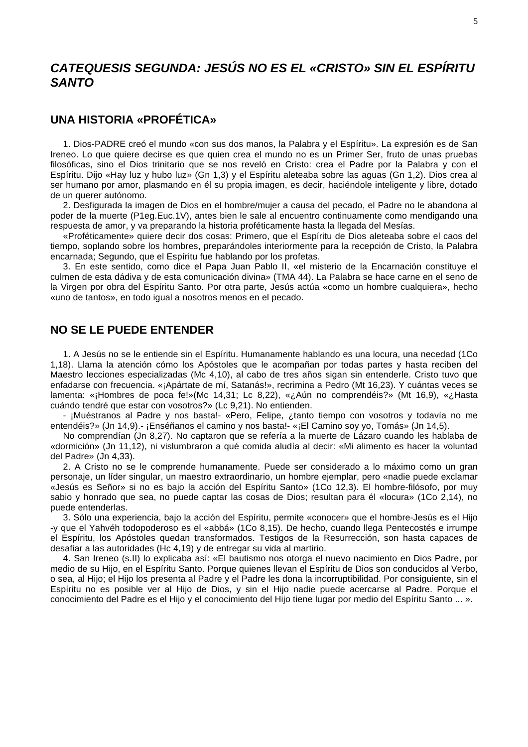## *CATEQUESIS SEGUNDA: JESÚS NO ES EL «CRISTO» SIN EL ESPÍRITU SANTO*

### UNA HISTORIA «PROFÉTICA»

1. Dios-PADRE creó el mundo «con sus dos manos, la Palabra y el Espíritu». La expresión es de San Ireneo. Lo que quiere decirse es que quien crea el mundo no es un Primer Ser, fruto de unas pruebas filosóficas, sino el Dios trinitario que se nos reveló en Cristo: crea el Padre por la Palabra y con el Espíritu. Dijo «Hay luz y hubo luz» (Gn 1,3) y el Espíritu aleteaba sobre las aguas (Gn 1,2). Dios crea al ser humano por amor, plasmando en él su propia imagen, es decir, haciéndole inteligente y libre, dotado de un querer autónomo.

2. Desfigurada la imagen de Dios en el hombre/mujer a causa del pecado, el Padre no le abandona al poder de la muerte (P1eg.Euc.1V), antes bien le sale al encuentro continuamente como mendigando una respuesta de amor, y va preparando la historia proféticamente hasta la llegada del Mesías.

«Proféticamente» quiere decir dos cosas: Primero, que el Espíritu de Dios aleteaba sobre el caos del tiempo, soplando sobre los hombres, preparándoles interiormente para la recepción de Cristo, la Palabra encarnada; Segundo, que el Espíritu fue hablando por los profetas.

3. En este sentido, como dice el Papa Juan Pablo II, «el misterio de la Encarnación constituye el culmen de esta dádiva y de esta comunicación divina» (TMA 44). La Palabra se hace carne en el seno de la Virgen por obra del Espíritu Santo. Por otra parte, Jesús actúa «como un hombre cualquiera», hecho «uno de tantos», en todo igual a nosotros menos en el pecado.

### NO SE LE PUEDE ENTENDER

1. A Jesús no se le entiende sin el Espíritu. Humanamente hablando es una locura, una necedad (1Co 1,18). Llama la atención cómo los Apóstoles que le acompañan por todas partes y hasta reciben del Maestro lecciones especializadas (Mc 4,10), al cabo de tres años sigan sin entenderle. Cristo tuvo que enfadarse con frecuencia. «¡Apártate de mí, Satanás!», recrimina a Pedro (Mt 16,23). Y cuántas veces se lamenta: «¡Hombres de poca fe!»(Mc 14,31; Lc 8,22), «¿Aún no comprendéis?» (Mt 16,9), «¿Hasta cuándo tendré que estar con vosotros?» (Lc 9,21). No entienden.

- ¡Muéstranos al Padre y nos basta!- «Pero, Felipe, ¿tanto tiempo con vosotros y todavía no me entendéis?» (Jn 14,9).- ¡Enséñanos el camino y nos basta!- «¡El Camino soy yo, Tomás» (Jn 14,5).

No comprendían (Jn 8,27). No captaron que se refería a la muerte de Lázaro cuando les hablaba de «dormición» (Jn 11,12), ni vislumbraron a qué comida aludía al decir: «Mi alimento es hacer la voluntad del Padre» (Jn 4,33).

2. A Cristo no se le comprende humanamente. Puede ser considerado a lo máximo como un gran personaje, un líder singular, un maestro extraordinario, un hombre ejemplar, pero «nadie puede exclamar «Jesús es Señor» si no es bajo la acción del Espíritu Santo» (1Co 12,3). El hombre-filósofo, por muy sabio y honrado que sea, no puede captar las cosas de Dios; resultan para él «locura» (1Co 2,14), no puede entenderlas.

3. Sólo una experiencia, bajo la acción del Espíritu, permite «conocer» que el hombre-Jesús es el Hijo -y que el Yahvéh todopoderoso es el «abbá» (1Co 8,15). De hecho, cuando llega Pentecostés e irrumpe el Espíritu, los Apóstoles quedan transformados. Testigos de la Resurrección, son hasta capaces de desafiar a las autoridades (Hc 4,19) y de entregar su vida al martirio.

4. San Ireneo (s.II) lo explicaba así: «El bautismo nos otorga el nuevo nacimiento en Dios Padre, por medio de su Hijo, en el Espíritu Santo. Porque quienes llevan el Espíritu de Dios son conducidos al Verbo, o sea, al Hijo; el Hijo los presenta al Padre y el Padre les dona la incorruptibilidad. Por consiguiente, sin el Espíritu no es posible ver al Hijo de Dios, y sin el Hijo nadie puede acercarse al Padre. Porque el conocimiento del Padre es el Hijo y el conocimiento del Hijo tiene lugar por medio del Espíritu Santo ... ».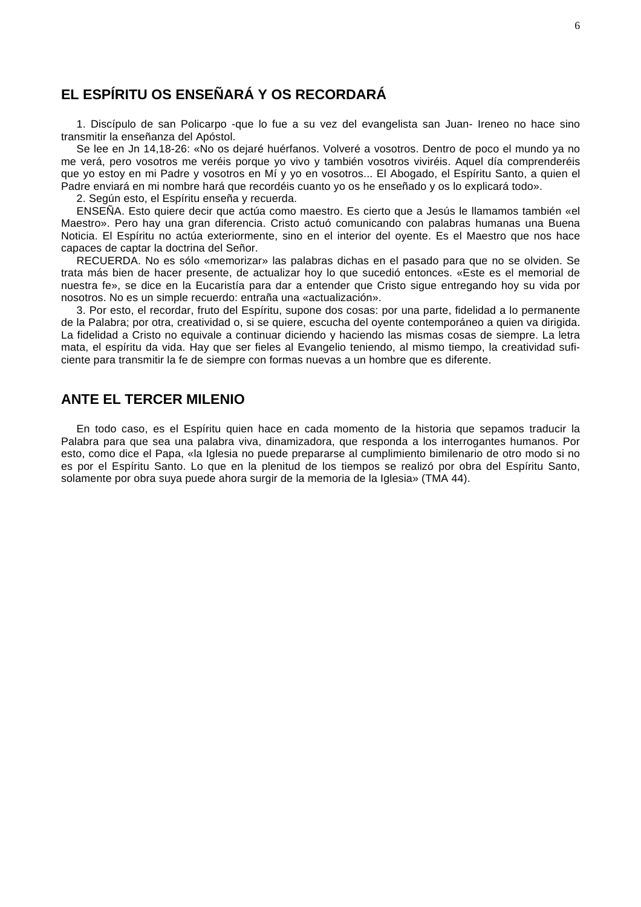## EL ESPÍRITU OS ENSEÑARÁ Y OS RECORDARÁ

1. Discípulo de san Policarpo -que lo fue a su vez del evangelista san Juan- Ireneo no hace sino transmitir la enseñanza del Apóstol.

Se lee en Jn 14,18-26: «No os dejaré huérfanos. Volveré a vosotros. Dentro de poco el mundo ya no me verá, pero vosotros me veréis porque yo vivo y también vosotros viviréis. Aquel día comprenderéis que yo estoy en mi Padre y vosotros en Mí y yo en vosotros... El Abogado, el Espíritu Santo, a quien el Padre enviará en mi nombre hará que recordéis cuanto yo os he enseñado y os lo explicará todo».

2. Según esto, el Espíritu enseña y recuerda.

ENSEÑA. Esto quiere decir que actúa como maestro. Es cierto que a Jesús le llamamos también «el Maestro». Pero hay una gran diferencia. Cristo actuó comunicando con palabras humanas una Buena Noticia. El Espíritu no actúa exteriormente, sino en el interior del oyente. Es el Maestro que nos hace capaces de captar la doctrina del Señor.

RECUERDA. No es sólo «memorizar» las palabras dichas en el pasado para que no se olviden. Se trata más bien de hacer presente, de actualizar hoy lo que sucedió entonces. «Este es el memorial de nuestra fe», se dice en la Eucaristía para dar a entender que Cristo sigue entregando hoy su vida por nosotros. No es un simple recuerdo: entraña una «actualización».

3. Por esto, el recordar, fruto del Espíritu, supone dos cosas: por una parte, fidelidad a lo permanente de la Palabra; por otra, creatividad o, si se quiere, escucha del oyente contemporáneo a quien va dirigida. La fidelidad a Cristo no equivale a continuar diciendo y haciendo las mismas cosas de siempre. La letra mata, el espíritu da vida. Hay que ser fieles al Evangelio teniendo, al mismo tiempo, la creatividad suficiente para transmitir la fe de siempre con formas nuevas a un hombre que es diferente.

## ANTE EL TERCER MILENIO

En todo caso, es el Espíritu quien hace en cada momento de la historia que sepamos traducir la Palabra para que sea una palabra viva, dinamizadora, que responda a los interrogantes humanos. Por esto, como dice el Papa, «la Iglesia no puede prepararse al cumplimiento bimilenario de otro modo si no es por el Espíritu Santo. Lo que en la plenitud de los tiempos se realizó por obra del Espíritu Santo, solamente por obra suya puede ahora surgir de la memoria de la Iglesia» (TMA 44).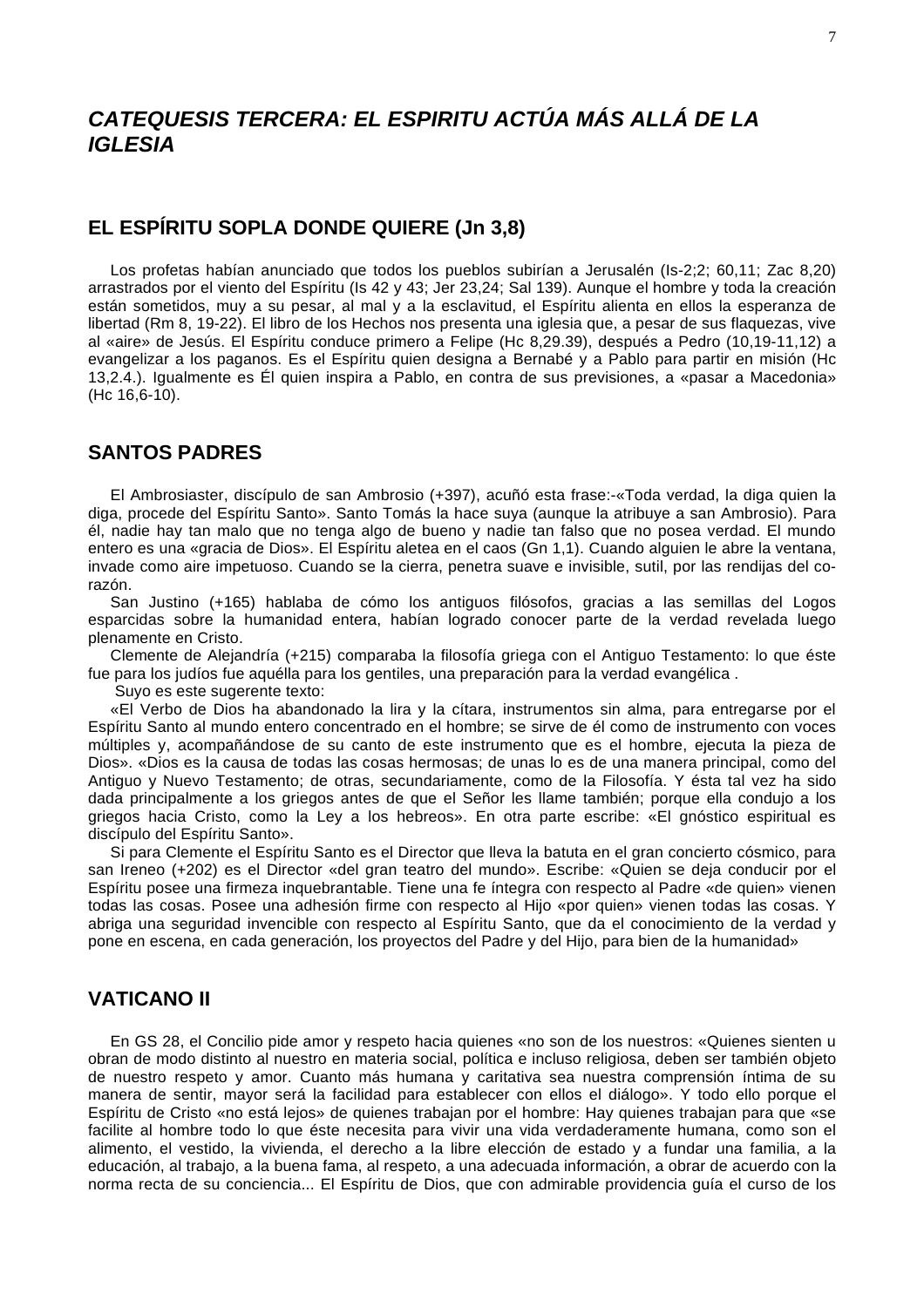## *CATEQUESIS TERCERA: EL ESPIRITU ACTÚA MÁS ALLÁ DE LA IGLESIA*

### EL ESPÍRITU SOPLA DONDE QUIERE (Jn 3,8)

Los profetas habían anunciado que todos los pueblos subirían a Jerusalén (Is-2;2; 60,11; Zac 8,20) arrastrados por el viento del Espíritu (Is 42 y 43; Jer 23,24; Sal 139). Aunque el hombre y toda la creación están sometidos, muy a su pesar, al mal y a la esclavitud, el Espíritu alienta en ellos la esperanza de libertad (Rm 8, 19-22). El libro de los Hechos nos presenta una iglesia que, a pesar de sus flaquezas, vive al «aire» de Jesús. El Espíritu conduce primero a Felipe (Hc 8,29.39), después a Pedro (10,19-11,12) a evangelizar a los paganos. Es el Espíritu quien designa a Bernabé y a Pablo para partir en misión (Hc 13,2.4.). Igualmente es Él quien inspira a Pablo, en contra de sus previsiones, a «pasar a Macedonia» (Hc 16,6-10).

### SANTOS PADRES

El Ambrosiaster, discípulo de san Ambrosio (+397), acuñó esta frase:-«Toda verdad, la diga quien la diga, procede del Espíritu Santo». Santo Tomás la hace suya (aunque la atribuye a san Ambrosio). Para él, nadie hay tan malo que no tenga algo de bueno y nadie tan falso que no posea verdad. El mundo entero es una «gracia de Dios». El Espíritu aletea en el caos (Gn 1,1). Cuando alguien le abre la ventana, invade como aire impetuoso. Cuando se la cierra, penetra suave e invisible, sutil, por las rendijas del corazón.

San Justino (+165) hablaba de cómo los antiguos filósofos, gracias a las semillas del Logos esparcidas sobre la humanidad entera, habían logrado conocer parte de la verdad revelada luego plenamente en Cristo.

Clemente de Alejandría (+215) comparaba la filosofía griega con el Antiguo Testamento: lo que éste fue para los judíos fue aquélla para los gentiles, una preparación para la verdad evangélica .

Suyo es este sugerente texto:

«El Verbo de Dios ha abandonado la lira y la cítara, instrumentos sin alma, para entregarse por el Espíritu Santo al mundo entero concentrado en el hombre; se sirve de él como de instrumento con voces múltiples y, acompañándose de su canto de este instrumento que es el hombre, ejecuta la pieza de Dios». «Dios es la causa de todas las cosas hermosas; de unas lo es de una manera principal, como del Antiguo y Nuevo Testamento; de otras, secundariamente, como de la Filosofía. Y ésta tal vez ha sido dada principalmente a los griegos antes de que el Señor les llame también; porque ella condujo a los griegos hacia Cristo, como la Ley a los hebreos». En otra parte escribe: «El gnóstico espiritual es discípulo del Espíritu Santo».

Si para Clemente el Espíritu Santo es el Director que lleva la batuta en el gran concierto cósmico, para san Ireneo (+202) es el Director «del gran teatro del mundo». Escribe: «Quien se deja conducir por el Espíritu posee una firmeza inquebrantable. Tiene una fe íntegra con respecto al Padre «de quien» vienen todas las cosas. Posee una adhesión firme con respecto al Hijo «por quien» vienen todas las cosas. Y abriga una seguridad invencible con respecto al Espíritu Santo, que da el conocimiento de la verdad y pone en escena, en cada generación, los proyectos del Padre y del Hijo, para bien de la humanidad»

### VATICANO II

En GS 28, el Concilio pide amor y respeto hacia quienes «no son de los nuestros: «Quienes sienten u obran de modo distinto al nuestro en materia social, política e incluso religiosa, deben ser también objeto de nuestro respeto y amor. Cuanto más humana y caritativa sea nuestra comprensión íntima de su manera de sentir, mayor será la facilidad para establecer con ellos el diálogo». Y todo ello porque el Espíritu de Cristo «no está lejos» de quienes trabajan por el hombre: Hay quienes trabajan para que «se facilite al hombre todo lo que éste necesita para vivir una vida verdaderamente humana, como son el alimento, el vestido, la vivienda, el derecho a la libre elección de estado y a fundar una familia, a la educación, al trabajo, a la buena fama, al respeto, a una adecuada información, a obrar de acuerdo con la norma recta de su conciencia... El Espíritu de Dios, que con admirable providencia guía el curso de los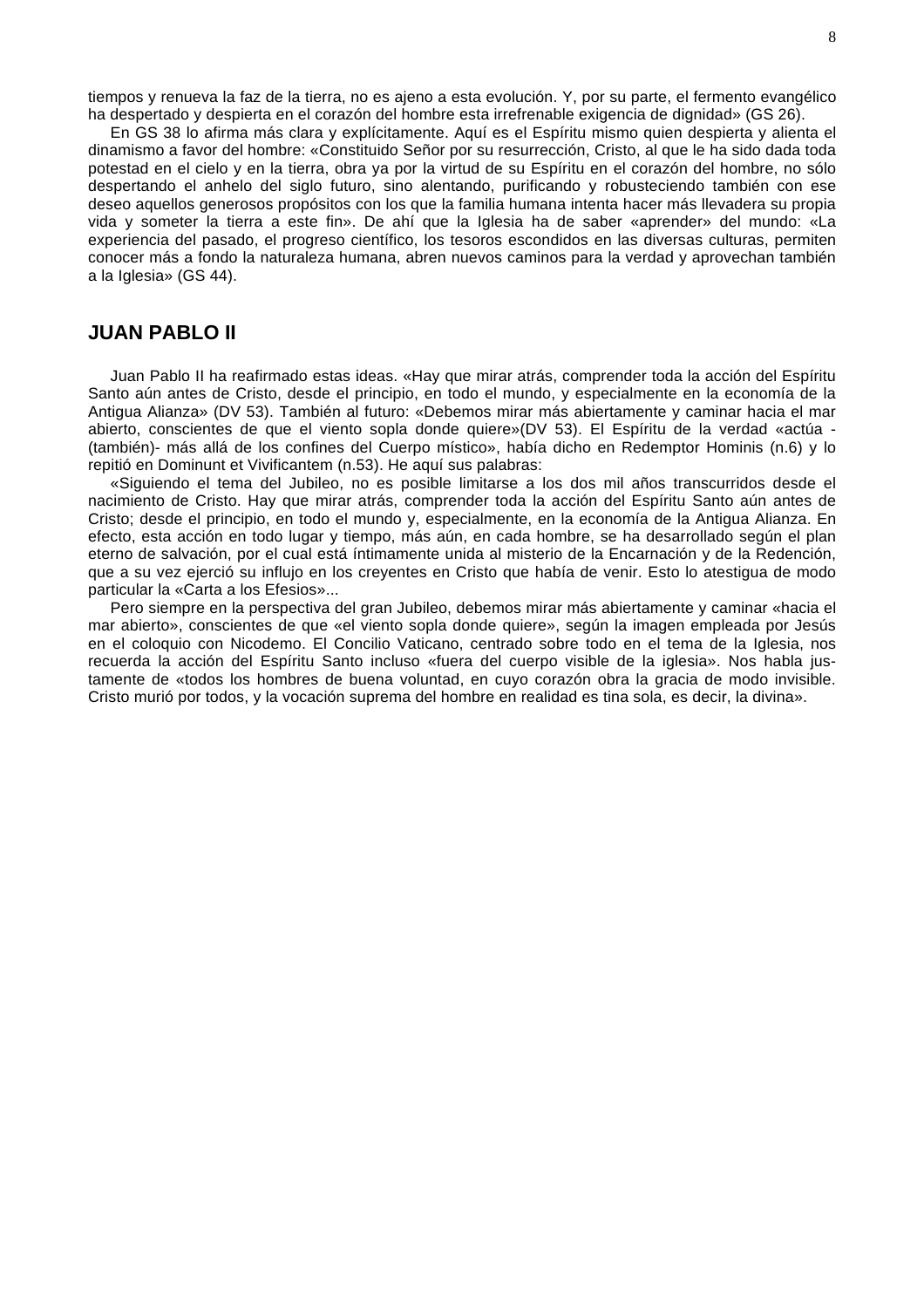tiempos y renueva la faz de la tierra, no es ajeno a esta evolución. Y, por su parte, el fermento evangélico ha despertado y despierta en el corazón del hombre esta irrefrenable exigencia de dignidad» (GS 26).

En GS 38 lo afirma más clara y explícitamente. Aquí es el Espíritu mismo quien despierta y alienta el dinamismo a favor del hombre: «Constituido Señor por su resurrección, Cristo, al que le ha sido dada toda potestad en el cielo y en la tierra, obra ya por la virtud de su Espíritu en el corazón del hombre, no sólo despertando el anhelo del siglo futuro, sino alentando, purificando y robusteciendo también con ese deseo aquellos generosos propósitos con los que la familia humana intenta hacer más llevadera su propia vida y someter la tierra a este fin». De ahí que la Iglesia ha de saber «aprender» del mundo: «La experiencia del pasado, el progreso científico, los tesoros escondidos en las diversas culturas, permiten conocer más a fondo la naturaleza humana, abren nuevos caminos para la verdad y aprovechan también a la Iglesia» (GS 44).

## JUAN PABLO II

Juan Pablo II ha reafirmado estas ideas. «Hay que mirar atrás, comprender toda la acción del Espíritu Santo aún antes de Cristo, desde el principio, en todo el mundo, y especialmente en la economía de la Antigua Alianza» (DV 53). También al futuro: «Debemos mirar más abiertamente y caminar hacia el mar abierto, conscientes de que el viento sopla donde quiere»(DV 53). El Espíritu de la verdad «actúa -(también)- más allá de los confines del Cuerpo místico», había dicho en Redemptor Hominis (n.6) y lo repitió en Dominunt et Vivificantem (n.53). He aquí sus palabras:

«Siguiendo el tema del Jubileo, no es posible limitarse a los dos mil años transcurridos desde el nacimiento de Cristo. Hay que mirar atrás, comprender toda la acción del Espíritu Santo aún antes de Cristo; desde el principio, en todo el mundo y, especialmente, en la economía de la Antigua Alianza. En efecto, esta acción en todo lugar y tiempo, más aún, en cada hombre, se ha desarrollado según el plan eterno de salvación, por el cual está íntimamente unida al misterio de la Encarnación y de la Redención, que a su vez ejerció su influjo en los creyentes en Cristo que había de venir. Esto lo atestigua de modo particular la «Carta a los Efesios»...

Pero siempre en la perspectiva del gran Jubileo, debemos mirar más abiertamente y caminar «hacia el mar abierto», conscientes de que «el viento sopla donde quiere», según la imagen empleada por Jesús en el coloquio con Nicodemo. El Concilio Vaticano, centrado sobre todo en el tema de la Iglesia, nos recuerda la acción del Espíritu Santo incluso «fuera del cuerpo visible de la iglesia». Nos habla justamente de «todos los hombres de buena voluntad, en cuyo corazón obra la gracia de modo invisible. Cristo murió por todos, y la vocación suprema del hombre en realidad es tina sola, es decir, la divina».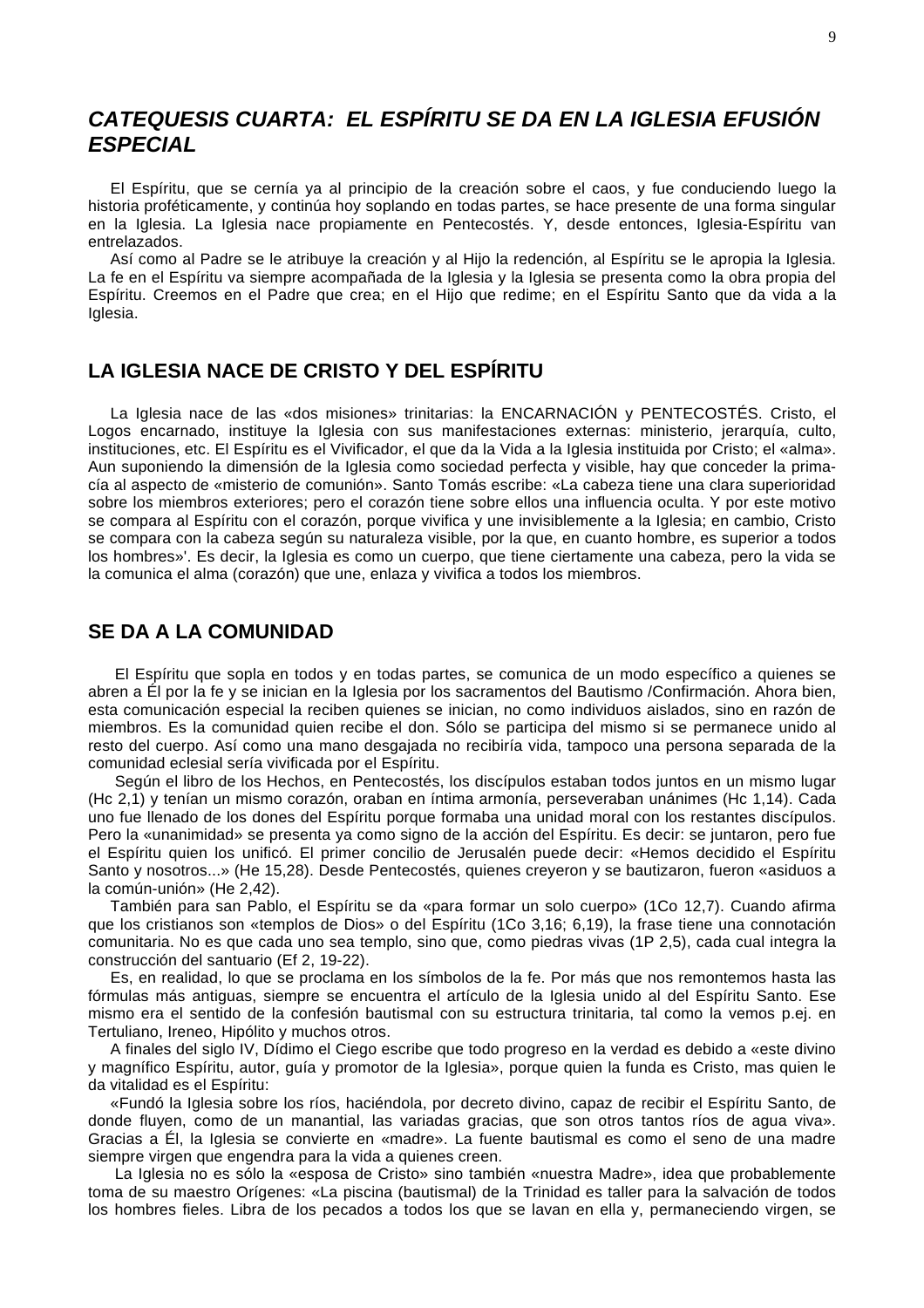# *CATEQUESIS CUARTA: EL ESPÍRITU SE DA EN LA IGLESIA EFUSIÓN ESPECIAL*

El Espíritu, que se cernía ya al principio de la creación sobre el caos, y fue conduciendo luego la historia proféticamente, y continúa hoy soplando en todas partes, se hace presente de una forma singular en la Iglesia. La Iglesia nace propiamente en Pentecostés. Y, desde entonces, Iglesia-Espíritu van entrelazados.

Así como al Padre se le atribuye la creación y al Hijo la redención, al Espíritu se le apropia la Iglesia. La fe en el Espíritu va siempre acompañada de la Iglesia y la Iglesia se presenta como la obra propia del Espíritu. Creemos en el Padre que crea; en el Hijo que redime; en el Espíritu Santo que da vida a la Iglesia.

## LA IGLESIA NACE DE CRISTO Y DEL ESPÍRITU

La Iglesia nace de las «dos misiones» trinitarias: la ENCARNACIÓN y PENTECOSTÉS. Cristo, el Logos encarnado, instituye la Iglesia con sus manifestaciones externas: ministerio, jerarquía, culto, instituciones, etc. El Espíritu es el Vivificador, el que da la Vida a la Iglesia instituida por Cristo; el «alma». Aun suponiendo la dimensión de la Iglesia como sociedad perfecta y visible, hay que conceder la prima-cía al aspecto de «misterio de comunión». Santo Tomás escribe: «La cabeza tiene una clara superioridad sobre los miembros exteriores; pero el corazón tiene sobre ellos una influencia oculta. Y por este motivo se compara al Espíritu con el corazón, porque vivifica y une invisiblemente a la Iglesia; en cambio, Cristo se compara con la cabeza según su naturaleza visible, por la que, en cuanto hombre, es superior a todos los hombres»'. Es decir, la Iglesia es como un cuerpo, que tiene ciertamente una cabeza, pero la vida se la comunica el alma (corazón) que une, enlaza y vivifica a todos los miembros.

## SE DA A LA COMUNIDAD

El Espíritu que sopla en todos y en todas partes, se comunica de un modo específico a quienes se abren a Él por la fe y se inician en la Iglesia por los sacramentos del Bautismo /Confirmación. Ahora bien, esta comunicación especial la reciben quienes se inician, no como individuos aislados, sino en razón de miembros. Es la comunidad quien recibe el don. Sólo se participa del mismo si se permanece unido al resto del cuerpo. Así como una mano desgajada no recibiría vida, tampoco una persona separada de la comunidad eclesial sería vivificada por el Espíritu.

Según el libro de los Hechos, en Pentecostés, los discípulos estaban todos juntos en un mismo lugar (Hc 2,1) y tenían un mismo corazón, oraban en íntima armonía, perseveraban unánimes (Hc 1,14). Cada uno fue llenado de los dones del Espíritu porque formaba una unidad moral con los restantes discípulos. Pero la «unanimidad» se presenta ya como signo de la acción del Espíritu. Es decir: se juntaron, pero fue el Espíritu quien los unificó. El primer concilio de Jerusalén puede decir: «Hemos decidido el Espíritu Santo y nosotros...» (He 15,28). Desde Pentecostés, quienes creyeron y se bautizaron, fueron «asiduos a la común-unión» (He 2,42).

También para san Pablo, el Espíritu se da «para formar un solo cuerpo» (1Co 12,7). Cuando afirma que los cristianos son «templos de Dios» o del Espíritu (1Co 3,16; 6,19), la frase tiene una connotación comunitaria. No es que cada uno sea templo, sino que, como piedras vivas (1P 2,5), cada cual integra la construcción del santuario (Ef 2, 19-22).

Es, en realidad, lo que se proclama en los símbolos de la fe. Por más que nos remontemos hasta las fórmulas más antiguas, siempre se encuentra el artículo de la Iglesia unido al del Espíritu Santo. Ese mismo era el sentido de la confesión bautismal con su estructura trinitaria, tal como la vemos p.ej. en Tertuliano, Ireneo, Hipólito y muchos otros.

A finales del siglo IV, Dídimo el Ciego escribe que todo progreso en la verdad es debido a «este divino y magnífico Espíritu, autor, guía y promotor de la Iglesia», porque quien la funda es Cristo, mas quien le da vitalidad es el Espíritu:

«Fundó la Iglesia sobre los ríos, haciéndola, por decreto divino, capaz de recibir el Espíritu Santo, de donde fluyen, como de un manantial, las variadas gracias, que son otros tantos ríos de agua viva». Gracias a Él, la Iglesia se convierte en «madre». La fuente bautismal es como el seno de una madre siempre virgen que engendra para la vida a quienes creen.

La Iglesia no es sólo la «esposa de Cristo» sino también «nuestra Madre», idea que probablemente toma de su maestro Orígenes: «La piscina (bautismal) de la Trinidad es taller para la salvación de todos los hombres fieles. Libra de los pecados a todos los que se lavan en ella y, permaneciendo virgen, se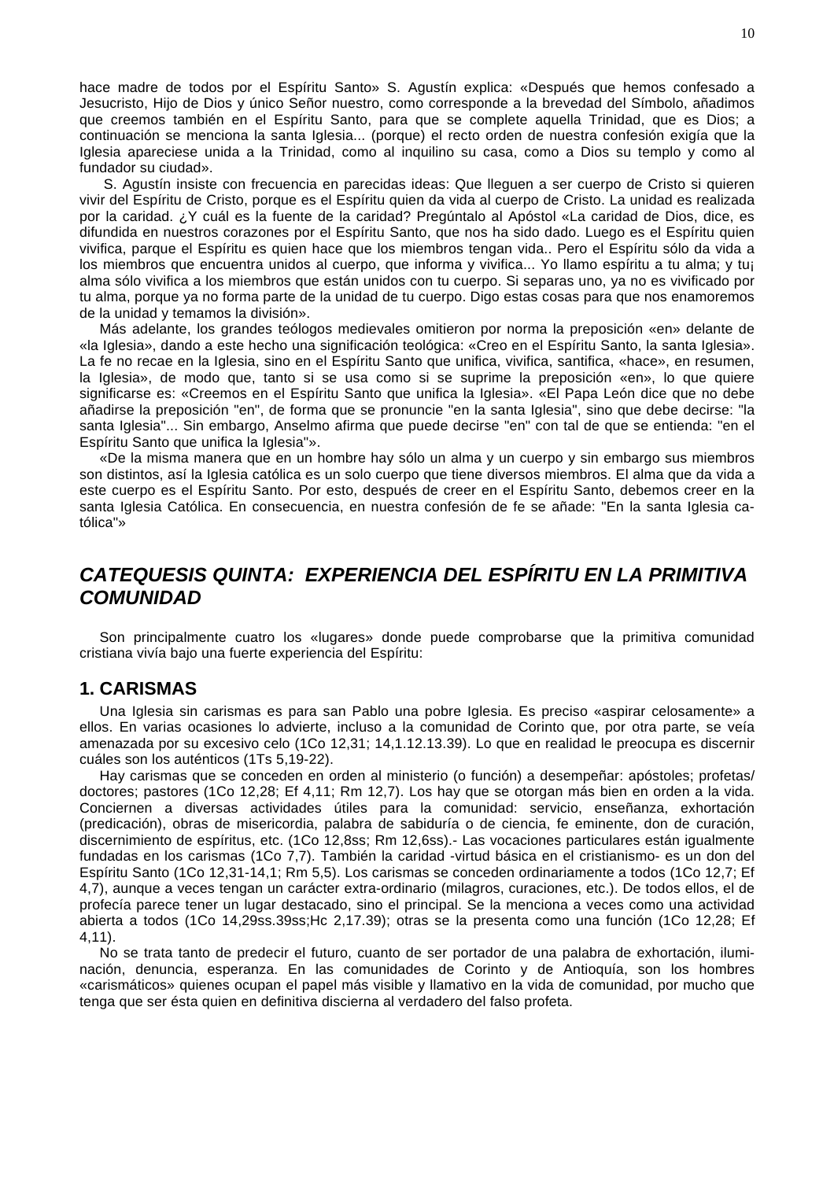hace madre de todos por el Espíritu Santo» S. Agustín explica: «Después que hemos confesado a Jesucristo, Hijo de Dios y único Señor nuestro, como corresponde a la brevedad del Símbolo, añadimos que creemos también en el Espíritu Santo, para que se complete aquella Trinidad, que es Dios; a continuación se menciona la santa Iglesia... (porque) el recto orden de nuestra confesión exigía que la Iglesia apareciese unida a la Trinidad, como al inquilino su casa, como a Dios su templo y como al fundador su ciudad».

S. Agustín insiste con frecuencia en parecidas ideas: Que lleguen a ser cuerpo de Cristo si quieren vivir del Espíritu de Cristo, porque es el Espíritu quien da vida al cuerpo de Cristo. La unidad es realizada por la caridad. ¿Y cuál es la fuente de la caridad? Pregúntalo al Apóstol «La caridad de Dios, dice, es difundida en nuestros corazones por el Espíritu Santo, que nos ha sido dado. Luego es el Espíritu quien vivifica, parque el Espíritu es quien hace que los miembros tengan vida.. Pero el Espíritu sólo da vida a los miembros que encuentra unidos al cuerpo, que informa y vivifica... Yo llamo espíritu a tu alma; y tu¡ alma sólo vivifica a los miembros que están unidos con tu cuerpo. Si separas uno, ya no es vivificado por tu alma, porque ya no forma parte de la unidad de tu cuerpo. Digo estas cosas para que nos enamoremos de la unidad y temamos la división».

Más adelante, los grandes teólogos medievales omitieron por norma la preposición «en» delante de «la Iglesia», dando a este hecho una significación teológica: «Creo en el Espíritu Santo, la santa Iglesia». La fe no recae en la Iglesia, sino en el Espíritu Santo que unifica, vivifica, santifica, «hace», en resumen, la Iglesia», de modo que, tanto si se usa como si se suprime la preposición «en», lo que quiere significarse es: «Creemos en el Espíritu Santo que unifica la Iglesia». «El Papa León dice que no debe añadirse la preposición "en", de forma que se pronuncie "en la santa Iglesia", sino que debe decirse: "la santa Iglesia"... Sin embargo, Anselmo afirma que puede decirse "en" con tal de que se entienda: "en el Espíritu Santo que unifica la Iglesia"».

«De la misma manera que en un hombre hay sólo un alma y un cuerpo y sin embargo sus miembros son distintos, así la Iglesia católica es un solo cuerpo que tiene diversos miembros. El alma que da vida a este cuerpo es el Espíritu Santo. Por esto, después de creer en el Espíritu Santo, debemos creer en la santa Iglesia Católica. En consecuencia, en nuestra confesión de fe se añade: "En la santa Iglesia católica"»

## *CATEQUESIS QUINTA: EXPERIENCIA DEL ESPÍRITU EN LA PRIMITIVA COMUNIDAD*

Son principalmente cuatro los «lugares» donde puede comprobarse que la primitiva comunidad cristiana vivía bajo una fuerte experiencia del Espíritu:

### 1. CARISMAS

Una Iglesia sin carismas es para san Pablo una pobre Iglesia. Es preciso «aspirar celosamente» a ellos. En varias ocasiones lo advierte, incluso a la comunidad de Corinto que, por otra parte, se veía amenazada por su excesivo celo (1Co 12,31; 14,1.12.13.39). Lo que en realidad le preocupa es discernir cuáles son los auténticos (1Ts 5,19-22).

Hay carismas que se conceden en orden al ministerio (o función) a desempeñar: apóstoles; profetas/ doctores; pastores (1Co 12,28; Ef 4,11; Rm 12,7). Los hay que se otorgan más bien en orden a la vida. Conciernen a diversas actividades útiles para la comunidad: servicio, enseñanza, exhortación (predicación), obras de misericordia, palabra de sabiduría o de ciencia, fe eminente, don de curación, discernimiento de espíritus, etc. (1Co 12,8ss; Rm 12,6ss).- Las vocaciones particulares están igualmente fundadas en los carismas (1Co 7,7). También la caridad -virtud básica en el cristianismo- es un don del Espíritu Santo (1Co 12,31-14,1; Rm 5,5). Los carismas se conceden ordinariamente a todos (1Co 12,7; Ef 4,7), aunque a veces tengan un carácter extra-ordinario (milagros, curaciones, etc.). De todos ellos, el de profecía parece tener un lugar destacado, sino el principal. Se la menciona a veces como una actividad abierta a todos (1Co 14,29ss.39ss;Hc 2,17.39); otras se la presenta como una función (1Co 12,28; Ef 4,11).

No se trata tanto de predecir el futuro, cuanto de ser portador de una palabra de exhortación, iluminación, denuncia, esperanza. En las comunidades de Corinto y de Antioquía, son los hombres «carismáticos» quienes ocupan el papel más visible y llamativo en la vida de comunidad, por mucho que tenga que ser ésta quien en definitiva discierna al verdadero del falso profeta.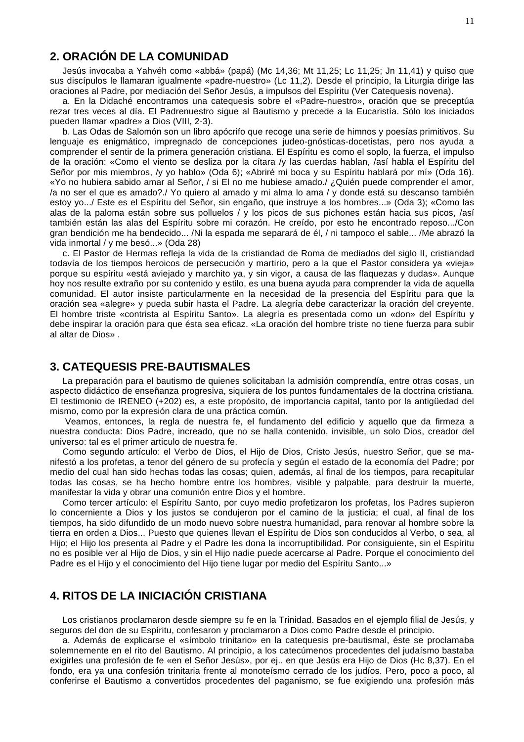## 2. ORACIÓN DE LA COMUNIDAD

Jesús invocaba a Yahvéh como «abbá» (papá) (Mc 14,36; Mt 11,25; Lc 11,25; Jn 11,41) y quiso que sus discípulos le llamaran igualmente «padre-nuestro» (Lc 11,2). Desde el principio, la Liturgia dirige las oraciones al Padre, por mediación del Señor Jesús, a impulsos del Espíritu (Ver Catequesis novena).

a. En la Didaché encontramos una catequesis sobre el «Padre-nuestro», oración que se preceptúa rezar tres veces al día. El Padrenuestro sigue al Bautismo y precede a la Eucaristía. Sólo los iniciados pueden llamar «padre» a Dios (VIII, 2-3).

b. Las Odas de Salomón son un libro apócrifo que recoge una serie de himnos y poesías primitivos. Su lenguaje es enigmático, impregnado de concepciones judeo-gnósticas-docetistas, pero nos ayuda a comprender el sentir de la primera generación cristiana. El Espíritu es como el soplo, la fuerza, el impulso de la oración: «Como el viento se desliza por la cítara /y las cuerdas hablan, /así habla el Espíritu del Señor por mis miembros, /y yo hablo» (Oda 6); «Abriré mi boca y su Espíritu hablará por mí» (Oda 16). «Yo no hubiera sabido amar al Señor, / si El no me hubiese amado./ ¿Quién puede comprender el amor, /a no ser el que es amado?./ Yo quiero al amado y mi alma lo ama / y donde está su descanso también estoy yo.../ Este es el Espíritu del Señor, sin engaño, que instruye a los hombres...» (Oda 3); «Como las alas de la paloma están sobre sus polluelos / y los picos de sus pichones están hacia sus picos, /así también están las alas del Espíritu sobre mi corazón. He creído, por esto he encontrado reposo.../Con gran bendición me ha bendecido... /Ni la espada me separará de él, / ni tampoco el sable... /Me abrazó la vida inmortal / y me besó...» (Oda 28)

c. El Pastor de Hermas refleja la vida de la cristiandad de Roma de mediados del siglo II, cristiandad todavía de los tiempos heroicos de persecución y martirio, pero a la que el Pastor considera ya «vieja» porque su espíritu «está aviejado y marchito ya, y sin vigor, a causa de las flaquezas y dudas». Aunque hoy nos resulte extraño por su contenido y estilo, es una buena ayuda para comprender la vida de aquella comunidad. El autor insiste particularmente en la necesidad de la presencia del Espíritu para que la oración sea «alegre» y pueda subir hasta el Padre. La alegría debe caracterizar la oración del creyente. El hombre triste «contrista al Espíritu Santo». La alegría es presentada como un «don» del Espíritu y debe inspirar la oración para que ésta sea eficaz. «La oración del hombre triste no tiene fuerza para subir al altar de Dios» .

## 3. CATEQUESIS PRE-BAUTISMALES

La preparación para el bautismo de quienes solicitaban la admisión comprendía, entre otras cosas, un aspecto didáctico de enseñanza progresiva, siquiera de los puntos fundamentales de la doctrina cristiana. El testimonio de IRENEO (+202) es, a este propósito, de importancia capital, tanto por la antigüedad del mismo, como por la expresión clara de una práctica común.

Veamos, entonces, la regla de nuestra fe, el fundamento del edificio y aquello que da firmeza a nuestra conducta: Dios Padre, increado, que no se halla contenido, invisible, un solo Dios, creador del universo: tal es el primer articulo de nuestra fe.

Como segundo artículo: el Verbo de Dios, el Hijo de Dios, Cristo Jesús, nuestro Señor, que se manifestó a los profetas, a tenor del género de su profecía y según el estado de la economía del Padre; por medio del cual han sido hechas todas las cosas; quien, además, al final de los tiempos, para recapitular todas las cosas, se ha hecho hombre entre los hombres, visible y palpable, para destruir la muerte, manifestar la vida y obrar una comunión entre Dios y el hombre.

Como tercer artículo: el Espíritu Santo, por cuyo medio profetizaron los profetas, los Padres supieron lo concerniente a Dios y los justos se condujeron por el camino de la justicia; el cual, al final de los tiempos, ha sido difundido de un modo nuevo sobre nuestra humanidad, para renovar al hombre sobre la tierra en orden a Dios... Puesto que quienes llevan el Espíritu de Dios son conducidos al Verbo, o sea, al Hijo; el Hijo los presenta al Padre y el Padre les dona la incorruptibilidad. Por consiguiente, sin el Espíritu no es posible ver al Hijo de Dios, y sin el Hijo nadie puede acercarse al Padre. Porque el conocimiento del Padre es el Hijo y el conocimiento del Hijo tiene lugar por medio del Espíritu Santo...»

## 4. RITOS DE LA INICIACIÓN CRISTIANA

Los cristianos proclamaron desde siempre su fe en la Trinidad. Basados en el ejemplo filial de Jesús, y seguros del don de su Espíritu, confesaron y proclamaron a Dios como Padre desde el principio.

a. Además de explicarse el «símbolo trinitario» en la catequesis pre-bautismal, éste se proclamaba solemnemente en el rito del Bautismo. Al principio, a los catecúmenos procedentes del judaísmo bastaba exigirles una profesión de fe «en el Señor Jesús», por ej.. en que Jesús era Hijo de Dios (Hc 8,37). En el fondo, era ya una confesión trinitaria frente al monoteísmo cerrado de los judíos. Pero, poco a poco, al conferirse el Bautismo a convertidos procedentes del paganismo, se fue exigiendo una profesión más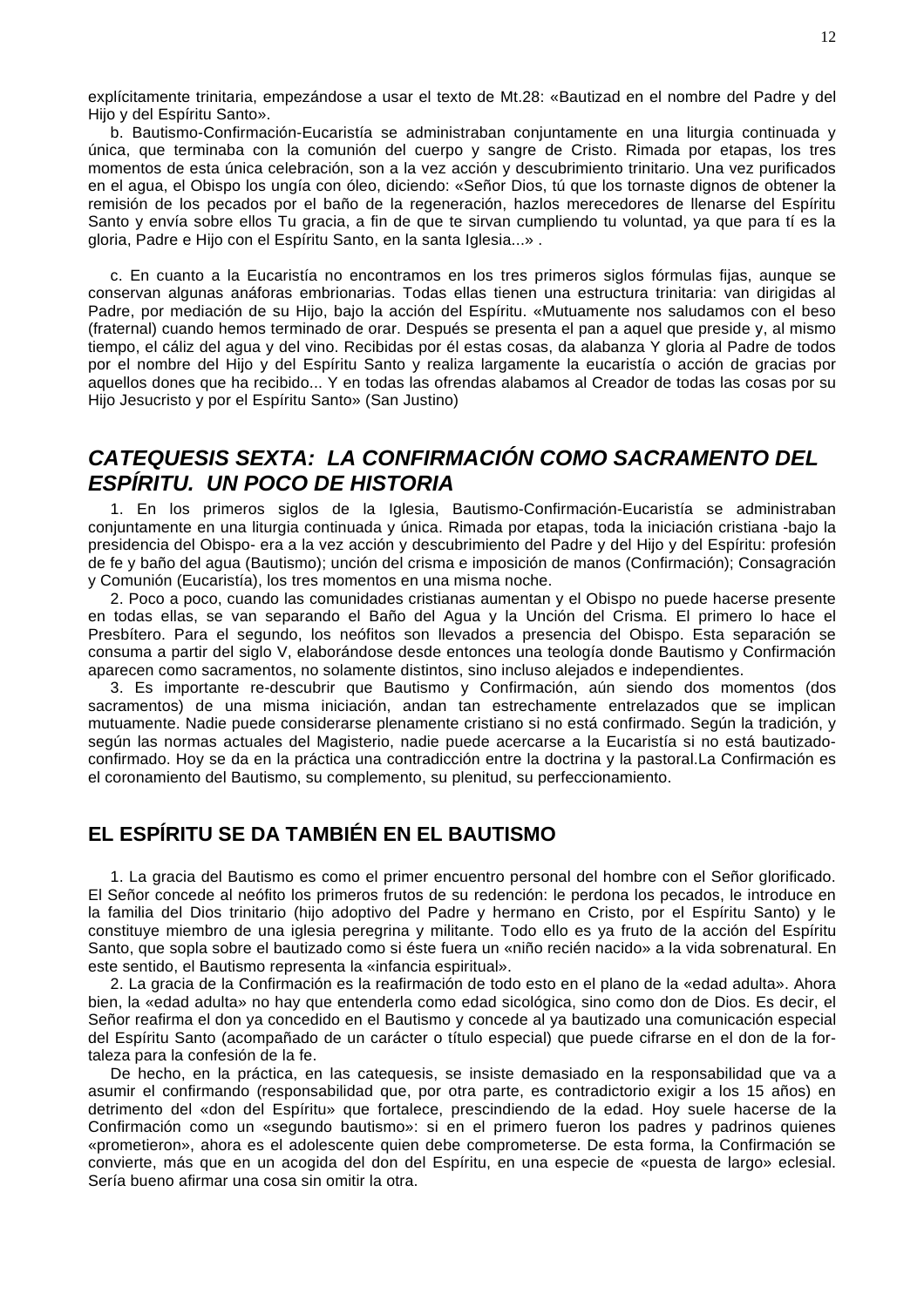explícitamente trinitaria, empezándose a usar el texto de Mt.28: «Bautizad en el nombre del Padre y del Hijo y del Espíritu Santo».

b. Bautismo-Confirmación-Eucaristía se administraban conjuntamente en una liturgia continuada y única, que terminaba con la comunión del cuerpo y sangre de Cristo. Rimada por etapas, los tres momentos de esta única celebración, son a la vez acción y descubrimiento trinitario. Una vez purificados en el agua, el Obispo los ungía con óleo, diciendo: «Señor Dios, tú que los tornaste dignos de obtener la remisión de los pecados por el baño de la regeneración, hazlos merecedores de llenarse del Espíritu Santo y envía sobre ellos Tu gracia, a fin de que te sirvan cumpliendo tu voluntad, ya que para tí es la gloria, Padre e Hijo con el Espíritu Santo, en la santa Iglesia...» .

c. En cuanto a la Eucaristía no encontramos en los tres primeros siglos fórmulas fijas, aunque se conservan algunas anáforas embrionarias. Todas ellas tienen una estructura trinitaria: van dirigidas al Padre, por mediación de su Hijo, bajo la acción del Espíritu. «Mutuamente nos saludamos con el beso (fraternal) cuando hemos terminado de orar. Después se presenta el pan a aquel que preside y, al mismo tiempo, el cáliz del agua y del vino. Recibidas por él estas cosas, da alabanza Y gloria al Padre de todos por el nombre del Hijo y del Espíritu Santo y realiza largamente la eucaristía o acción de gracias por aquellos dones que ha recibido... Y en todas las ofrendas alabamos al Creador de todas las cosas por su Hijo Jesucristo y por el Espíritu Santo» (San Justino)

## *CATEQUESIS SEXTA: LA CONFIRMACIÓN COMO SACRAMENTO DEL ESPÍRITU. UN POCO DE HISTORIA*

1. En los primeros siglos de la Iglesia, Bautismo-Confirmación-Eucaristía se administraban conjuntamente en una liturgia continuada y única. Rimada por etapas, toda la iniciación cristiana -bajo la presidencia del Obispo- era a la vez acción y descubrimiento del Padre y del Hijo y del Espíritu: profesión de fe y baño del agua (Bautismo); unción del crisma e imposición de manos (Confirmación); Consagración y Comunión (Eucaristía), los tres momentos en una misma noche.

2. Poco a poco, cuando las comunidades cristianas aumentan y el Obispo no puede hacerse presente en todas ellas, se van separando el Baño del Agua y la Unción del Crisma. El primero lo hace el Presbítero. Para el segundo, los neófitos son llevados a presencia del Obispo. Esta separación se consuma a partir del siglo V, elaborándose desde entonces una teología donde Bautismo y Confirmación aparecen como sacramentos, no solamente distintos, sino incluso alejados e independientes.

3. Es importante re-descubrir que Bautismo y Confirmación, aún siendo dos momentos (dos sacramentos) de una misma iniciación, andan tan estrechamente entrelazados que se implican mutuamente. Nadie puede considerarse plenamente cristiano si no está confirmado. Según la tradición, y según las normas actuales del Magisterio, nadie puede acercarse a la Eucaristía si no está bautizado-confirmado. Hoy se da en la práctica una contradicción entre la doctrina y la pastoral.La Confirmación es el coronamiento del Bautismo, su complemento, su plenitud, su perfeccionamiento.

## EL ESPÍRITU SE DA TAMBIÉN EN EL BAUTISMO

1. La gracia del Bautismo es como el primer encuentro personal del hombre con el Señor glorificado. El Señor concede al neófito los primeros frutos de su redención: le perdona los pecados, le introduce en la familia del Dios trinitario (hijo adoptivo del Padre y hermano en Cristo, por el Espíritu Santo) y le constituye miembro de una iglesia peregrina y militante. Todo ello es ya fruto de la acción del Espíritu Santo, que sopla sobre el bautizado como si éste fuera un «niño recién nacido» a la vida sobrenatural. En este sentido, el Bautismo representa la «infancia espiritual».

2. La gracia de la Confirmación es la reafirmación de todo esto en el plano de la «edad adulta». Ahora bien, la «edad adulta» no hay que entenderla como edad sicológica, sino como don de Dios. Es decir, el Señor reafirma el don ya concedido en el Bautismo y concede al ya bautizado una comunicación especial del Espíritu Santo (acompañado de un carácter o título especial) que puede cifrarse en el don de la fortaleza para la confesión de la fe.

De hecho, en la práctica, en las catequesis, se insiste demasiado en la responsabilidad que va a asumir el confirmando (responsabilidad que, por otra parte, es contradictorio exigir a los 15 años) en detrimento del «don del Espíritu» que fortalece, prescindiendo de la edad. Hoy suele hacerse de la Confirmación como un «segundo bautismo»: si en el primero fueron los padres y padrinos quienes «prometieron», ahora es el adolescente quien debe comprometerse. De esta forma, la Confirmación se convierte, más que en un acogida del don del Espíritu, en una especie de «puesta de largo» eclesial. Sería bueno afirmar una cosa sin omitir la otra.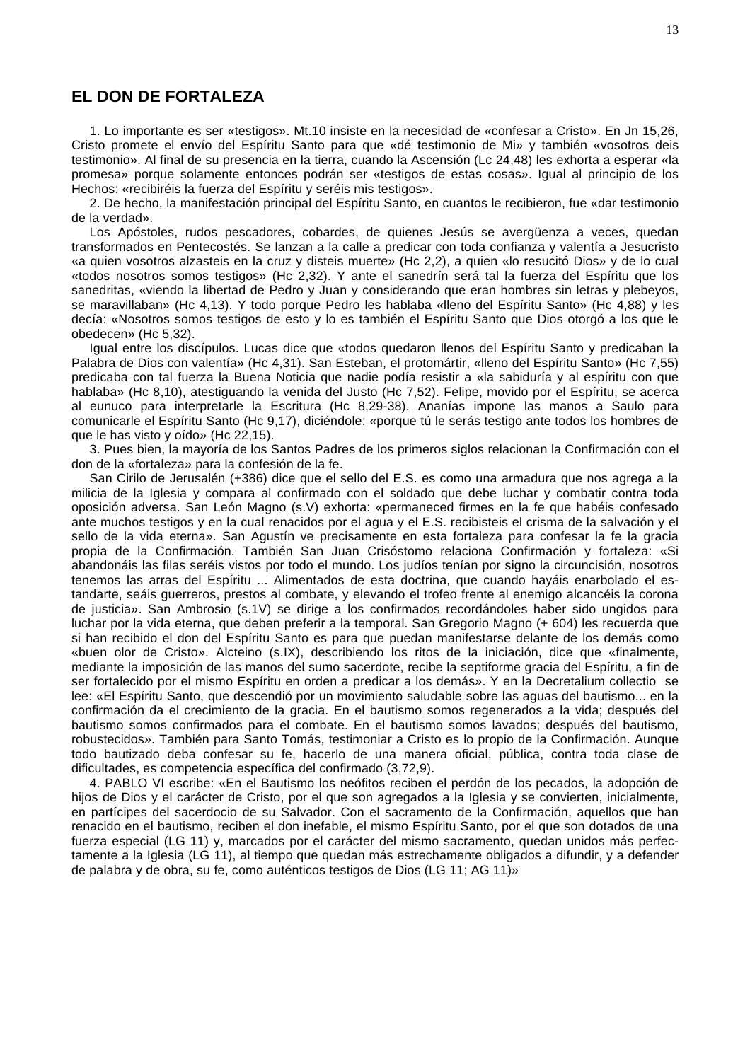## EL DON DE FORTALEZA

1. Lo importante es ser «testigos». Mt.10 insiste en la necesidad de «confesar a Cristo». En Jn 15,26, Cristo promete el envío del Espíritu Santo para que «dé testimonio de Mi» y también «vosotros deis testimonio». Al final de su presencia en la tierra, cuando la Ascensión (Lc 24,48) les exhorta a esperar «la promesa» porque solamente entonces podrán ser «testigos de estas cosas». Igual al principio de los Hechos: «recibiréis la fuerza del Espíritu y seréis mis testigos».

2. De hecho, la manifestación principal del Espíritu Santo, en cuantos le recibieron, fue «dar testimonio de la verdad».

Los Apóstoles, rudos pescadores, cobardes, de quienes Jesús se avergüenza a veces, quedan transformados en Pentecostés. Se lanzan a la calle a predicar con toda confianza y valentía a Jesucristo «a quien vosotros alzasteis en la cruz y disteis muerte» (Hc 2,2), a quien «lo resucitó Dios» y de lo cual «todos nosotros somos testigos» (Hc 2,32). Y ante el sanedrín será tal la fuerza del Espíritu que los sanedritas, «viendo la libertad de Pedro y Juan y considerando que eran hombres sin letras y plebeyos, se maravillaban» (Hc 4,13). Y todo porque Pedro les hablaba «lleno del Espíritu Santo» (Hc 4,88) y les decía: «Nosotros somos testigos de esto y lo es también el Espíritu Santo que Dios otorgó a los que le obedecen» (Hc 5,32).

Igual entre los discípulos. Lucas dice que «todos quedaron llenos del Espíritu Santo y predicaban la Palabra de Dios con valentía» (Hc 4,31). San Esteban, el protomártir, «lleno del Espíritu Santo» (Hc 7,55) predicaba con tal fuerza la Buena Noticia que nadie podía resistir a «la sabiduría y al espíritu con que hablaba» (Hc 8,10), atestiguando la venida del Justo (Hc 7,52). Felipe, movido por el Espíritu, se acerca al eunuco para interpretarle la Escritura (Hc 8,29-38). Ananías impone las manos a Saulo para comunicarle el Espíritu Santo (Hc 9,17), diciéndole: «porque tú le serás testigo ante todos los hombres de que le has visto y oído» (Hc 22,15).

3. Pues bien, la mayoría de los Santos Padres de los primeros siglos relacionan la Confirmación con el don de la «fortaleza» para la confesión de la fe.

San Cirilo de Jerusalén (+386) dice que el sello del E.S. es como una armadura que nos agrega a la milicia de la Iglesia y compara al confirmado con el soldado que debe luchar y combatir contra toda oposición adversa. San León Magno (s.V) exhorta: «permaneced firmes en la fe que habéis confesado ante muchos testigos y en la cual renacidos por el agua y el E.S. recibisteis el crisma de la salvación y el sello de la vida eterna». San Agustín ve precisamente en esta fortaleza para confesar la fe la gracia propia de la Confirmación. También San Juan Crisóstomo relaciona Confirmación y fortaleza: «Si abandonáis las filas seréis vistos por todo el mundo. Los judíos tenían por signo la circuncisión, nosotros tenemos las arras del Espíritu ... Alimentados de esta doctrina, que cuando hayáis enarbolado el estandarte, seáis guerreros, prestos al combate, y elevando el trofeo frente al enemigo alcancéis la corona de justicia». San Ambrosio (s.1V) se dirige a los confirmados recordándoles haber sido ungidos para luchar por la vida eterna, que deben preferir a la temporal. San Gregorio Magno (+ 604) les recuerda que si han recibido el don del Espíritu Santo es para que puedan manifestarse delante de los demás como «buen olor de Cristo». Alcteino (s.IX), describiendo los ritos de la iniciación, dice que «finalmente, mediante la imposición de las manos del sumo sacerdote, recibe la septiforme gracia del Espíritu, a fin de ser fortalecido por el mismo Espíritu en orden a predicar a los demás». Y en la Decretalium collectio se lee: «El Espíritu Santo, que descendió por un movimiento saludable sobre las aguas del bautismo... en la confirmación da el crecimiento de la gracia. En el bautismo somos regenerados a la vida; después del bautismo somos confirmados para el combate. En el bautismo somos lavados; después del bautismo, robustecidos». También para Santo Tomás, testimoniar a Cristo es lo propio de la Confirmación. Aunque todo bautizado deba confesar su fe, hacerlo de una manera oficial, pública, contra toda clase de dificultades, es competencia específica del confirmado (3,72,9).

4. PABLO VI escribe: «En el Bautismo los neófitos reciben el perdón de los pecados, la adopción de hijos de Dios y el carácter de Cristo, por el que son agregados a la Iglesia y se convierten, inicialmente, en partícipes del sacerdocio de su Salvador. Con el sacramento de la Confirmación, aquellos que han renacido en el bautismo, reciben el don inefable, el mismo Espíritu Santo, por el que son dotados de una fuerza especial (LG 11) y, marcados por el carácter del mismo sacramento, quedan unidos más perfectamente a la Iglesia (LG 11), al tiempo que quedan más estrechamente obligados a difundir, y a defender de palabra y de obra, su fe, como auténticos testigos de Dios (LG 11; AG 11)»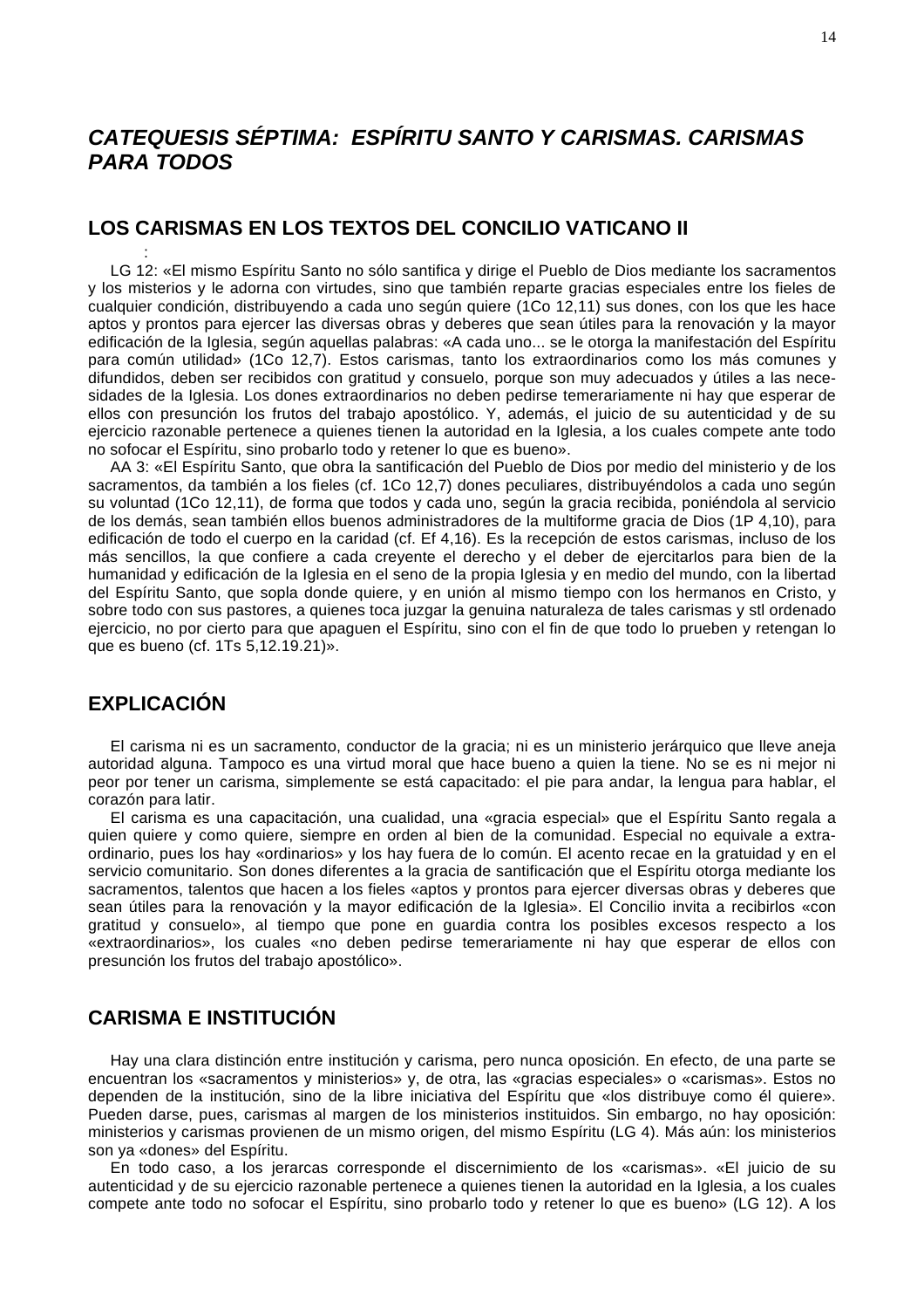## *CATEQUESIS SÉPTIMA: ESPÍRITU SANTO Y CARISMAS. CARISMAS PARA TODOS*

## LOS CARISMAS EN LOS TEXTOS DEL CONCILIO VATICANO II

:

LG 12: «El mismo Espíritu Santo no sólo santifica y dirige el Pueblo de Dios mediante los sacramentos y los misterios y le adorna con virtudes, sino que también reparte gracias especiales entre los fieles de cualquier condición, distribuyendo a cada uno según quiere (1Co 12,11) sus dones, con los que les hace aptos y prontos para ejercer las diversas obras y deberes que sean útiles para la renovación y la mayor edificación de la Iglesia, según aquellas palabras: «A cada uno... se le otorga la manifestación del Espíritu para común utilidad» (1Co 12,7). Estos carismas, tanto los extraordinarios como los más comunes y difundidos, deben ser recibidos con gratitud y consuelo, porque son muy adecuados y útiles a las necesidades de la Iglesia. Los dones extraordinarios no deben pedirse temerariamente ni hay que esperar de ellos con presunción los frutos del trabajo apostólico. Y, además, el juicio de su autenticidad y de su ejercicio razonable pertenece a quienes tienen la autoridad en la Iglesia, a los cuales compete ante todo no sofocar el Espíritu, sino probarlo todo y retener lo que es bueno».

AA 3: «El Espíritu Santo, que obra la santificación del Pueblo de Dios por medio del ministerio y de los sacramentos, da también a los fieles (cf. 1Co 12,7) dones peculiares, distribuyéndolos a cada uno según su voluntad (1Co 12,11), de forma que todos y cada uno, según la gracia recibida, poniéndola al servicio de los demás, sean también ellos buenos administradores de la multiforme gracia de Dios (1P 4,10), para edificación de todo el cuerpo en la caridad (cf. Ef 4,16). Es la recepción de estos carismas, incluso de los más sencillos, la que confiere a cada creyente el derecho y el deber de ejercitarlos para bien de la humanidad y edificación de la Iglesia en el seno de la propia Iglesia y en medio del mundo, con la libertad del Espíritu Santo, que sopla donde quiere, y en unión al mismo tiempo con los hermanos en Cristo, y sobre todo con sus pastores, a quienes toca juzgar la genuina naturaleza de tales carismas y stl ordenado ejercicio, no por cierto para que apaguen el Espíritu, sino con el fin de que todo lo prueben y retengan lo que es bueno (cf. 1Ts 5,12.19.21)».

## EXPLICACIÓN

El carisma ni es un sacramento, conductor de la gracia; ni es un ministerio jerárquico que lleve aneja autoridad alguna. Tampoco es una virtud moral que hace bueno a quien la tiene. No se es ni mejor ni peor por tener un carisma, simplemente se está capacitado: el pie para andar, la lengua para hablar, el corazón para latir.

El carisma es una capacitación, una cualidad, una «gracia especial» que el Espíritu Santo regala a quien quiere y como quiere, siempre en orden al bien de la comunidad. Especial no equivale a extraordinario, pues los hay «ordinarios» y los hay fuera de lo común. El acento recae en la gratuidad y en el servicio comunitario. Son dones diferentes a la gracia de santificación que el Espíritu otorga mediante los sacramentos, talentos que hacen a los fieles «aptos y prontos para ejercer diversas obras y deberes que sean útiles para la renovación y la mayor edificación de la Iglesia». El Concilio invita a recibirlos «con gratitud y consuelo», al tiempo que pone en guardia contra los posibles excesos respecto a los «extraordinarios», los cuales «no deben pedirse temerariamente ni hay que esperar de ellos con presunción los frutos del trabajo apostólico».

## CARISMA E INSTITUCIÓN

Hay una clara distinción entre institución y carisma, pero nunca oposición. En efecto, de una parte se encuentran los «sacramentos y ministerios» y, de otra, las «gracias especiales» o «carismas». Estos no dependen de la institución, sino de la libre iniciativa del Espíritu que «los distribuye como él quiere». Pueden darse, pues, carismas al margen de los ministerios instituidos. Sin embargo, no hay oposición: ministerios y carismas provienen de un mismo origen, del mismo Espíritu (LG 4). Más aún: los ministerios son ya «dones» del Espíritu.

En todo caso, a los jerarcas corresponde el discernimiento de los «carismas». «El juicio de su autenticidad y de su ejercicio razonable pertenece a quienes tienen la autoridad en la Iglesia, a los cuales compete ante todo no sofocar el Espíritu, sino probarlo todo y retener lo que es bueno» (LG 12). A los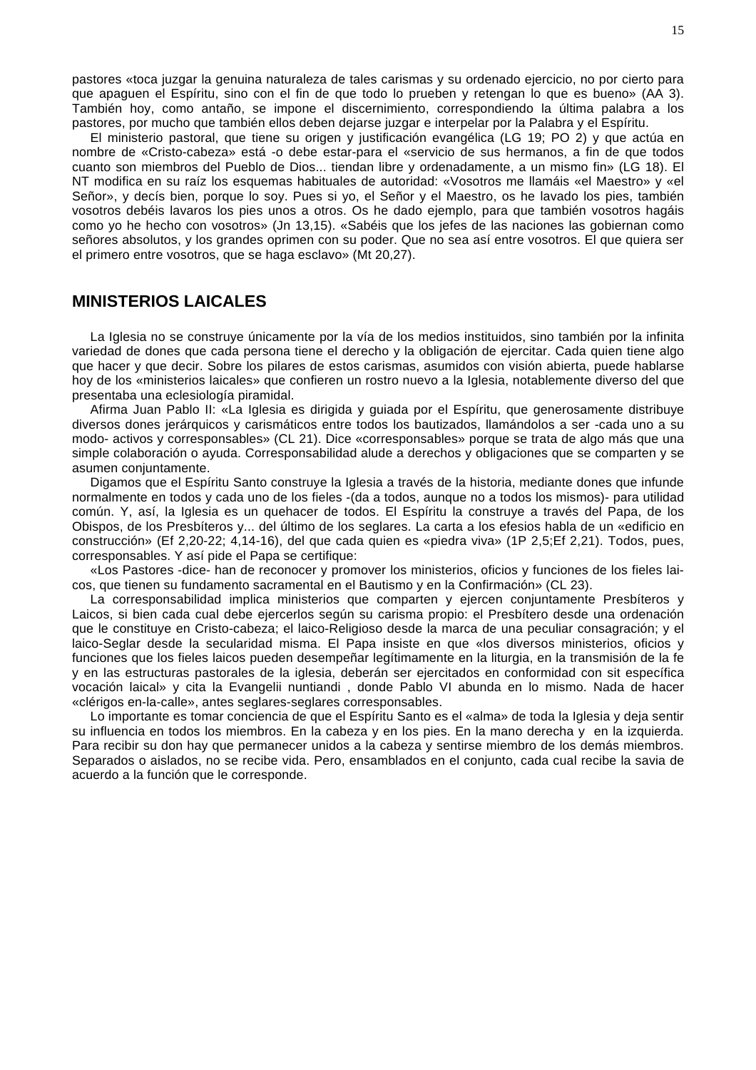pastores «toca juzgar la genuina naturaleza de tales carismas y su ordenado ejercicio, no por cierto para que apaguen el Espíritu, sino con el fin de que todo lo prueben y retengan lo que es bueno» (AA 3). También hoy, como antaño, se impone el discernimiento, correspondiendo la última palabra a los pastores, por mucho que también ellos deben dejarse juzgar e interpelar por la Palabra y el Espíritu.

El ministerio pastoral, que tiene su origen y justificación evangélica (LG 19; PO 2) y que actúa en nombre de «Cristo-cabeza» está -o debe estar-para el «servicio de sus hermanos, a fin de que todos cuanto son miembros del Pueblo de Dios... tiendan libre y ordenadamente, a un mismo fin» (LG 18). El NT modifica en su raíz los esquemas habituales de autoridad: «Vosotros me llamáis «el Maestro» y «el Señor», y decís bien, porque lo soy. Pues si yo, el Señor y el Maestro, os he lavado los pies, también vosotros debéis lavaros los pies unos a otros. Os he dado ejemplo, para que también vosotros hagáis como yo he hecho con vosotros» (Jn 13,15). «Sabéis que los jefes de las naciones las gobiernan como señores absolutos, y los grandes oprimen con su poder. Que no sea así entre vosotros. El que quiera ser el primero entre vosotros, que se haga esclavo» (Mt 20,27).

## MINISTERIOS LAICALES

La Iglesia no se construye únicamente por la vía de los medios instituidos, sino también por la infinita variedad de dones que cada persona tiene el derecho y la obligación de ejercitar. Cada quien tiene algo que hacer y que decir. Sobre los pilares de estos carismas, asumidos con visión abierta, puede hablarse hoy de los «ministerios laicales» que confieren un rostro nuevo a la Iglesia, notablemente diverso del que presentaba una eclesiología piramidal.

Afirma Juan Pablo II: «La Iglesia es dirigida y guiada por el Espíritu, que generosamente distribuye diversos dones jerárquicos y carismáticos entre todos los bautizados, llamándolos a ser -cada uno a su modo- activos y corresponsables» (CL 21). Dice «corresponsables» porque se trata de algo más que una simple colaboración o ayuda. Corresponsabilidad alude a derechos y obligaciones que se comparten y se asumen conjuntamente.

Digamos que el Espíritu Santo construye la Iglesia a través de la historia, mediante dones que infunde normalmente en todos y cada uno de los fieles -(da a todos, aunque no a todos los mismos)- para utilidad común. Y, así, la Iglesia es un quehacer de todos. El Espíritu la construye a través del Papa, de los Obispos, de los Presbíteros y... del último de los seglares. La carta a los efesios habla de un «edificio en construcción» (Ef 2,20-22; 4,14-16), del que cada quien es «piedra viva» (1P 2,5;Ef 2,21). Todos, pues, corresponsables. Y así pide el Papa se certifique:

«Los Pastores -dice- han de reconocer y promover los ministerios, oficios y funciones de los fieles laicos, que tienen su fundamento sacramental en el Bautismo y en la Confirmación» (CL 23).

La corresponsabilidad implica ministerios que comparten y ejercen conjuntamente Presbíteros y Laicos, si bien cada cual debe ejercerlos según su carisma propio: el Presbítero desde una ordenación que le constituye en Cristo-cabeza; el laico-Religioso desde la marca de una peculiar consagración; y el laico-Seglar desde la secularidad misma. El Papa insiste en que «los diversos ministerios, oficios y funciones que los fieles laicos pueden desempeñar legítimamente en la liturgia, en la transmisión de la fe y en las estructuras pastorales de la iglesia, deberán ser ejercitados en conformidad con sit específica vocación laical» y cita la Evangelii nuntiandi , donde Pablo VI abunda en lo mismo. Nada de hacer «clérigos en-la-calle», antes seglares-seglares corresponsables.

Lo importante es tomar conciencia de que el Espíritu Santo es el «alma» de toda la Iglesia y deja sentir su influencia en todos los miembros. En la cabeza y en los pies. En la mano derecha y en la izquierda. Para recibir su don hay que permanecer unidos a la cabeza y sentirse miembro de los demás miembros. Separados o aislados, no se recibe vida. Pero, ensamblados en el conjunto, cada cual recibe la savia de acuerdo a la función que le corresponde.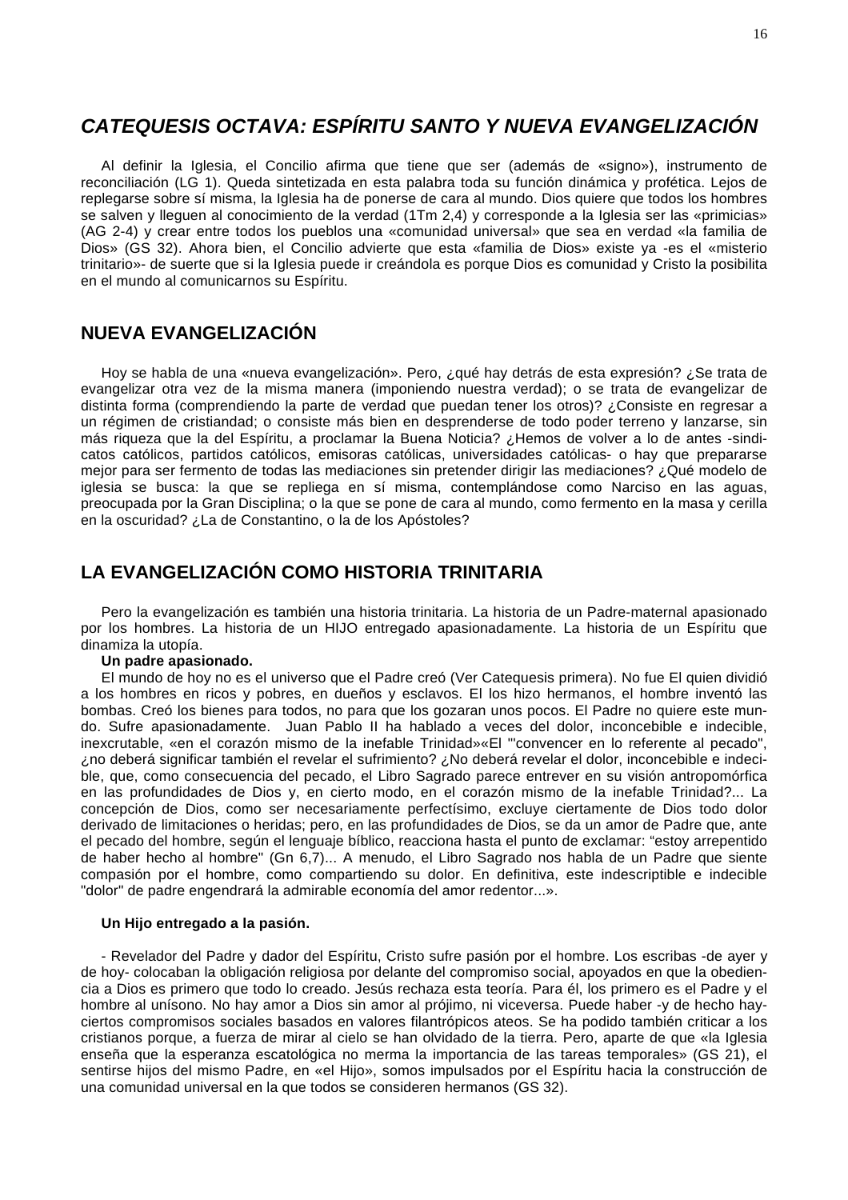## *CATEQUESIS OCTAVA: ESPÍRITU SANTO Y NUEVA EVANGELIZACIÓN*

Al definir la Iglesia, el Concilio afirma que tiene que ser (además de «signo»), instrumento de reconciliación (LG 1). Queda sintetizada en esta palabra toda su función dinámica y profética. Lejos de replegarse sobre sí misma, la Iglesia ha de ponerse de cara al mundo. Dios quiere que todos los hombres se salven y lleguen al conocimiento de la verdad (1Tm 2,4) y corresponde a la Iglesia ser las «primicias» (AG 2-4) y crear entre todos los pueblos una «comunidad universal» que sea en verdad «la familia de Dios» (GS 32). Ahora bien, el Concilio advierte que esta «familia de Dios» existe ya -es el «misterio trinitario»- de suerte que si la Iglesia puede ir creándola es porque Dios es comunidad y Cristo la posibilita en el mundo al comunicarnos su Espíritu.

## NUEVA EVANGELIZACIÓN

Hoy se habla de una «nueva evangelización». Pero, ¿qué hay detrás de esta expresión? ¿Se trata de evangelizar otra vez de la misma manera (imponiendo nuestra verdad); o se trata de evangelizar de distinta forma (comprendiendo la parte de verdad que puedan tener los otros)? ¿Consiste en regresar a un régimen de cristiandad; o consiste más bien en desprenderse de todo poder terreno y lanzarse, sin más riqueza que la del Espíritu, a proclamar la Buena Noticia? ¿Hemos de volver a lo de antes -sindicatos católicos, partidos católicos, emisoras católicas, universidades católicas- o hay que prepararse mejor para ser fermento de todas las mediaciones sin pretender dirigir las mediaciones? ¿Qué modelo de iglesia se busca: la que se repliega en sí misma, contemplándose como Narciso en las aguas, preocupada por la Gran Disciplina; o la que se pone de cara al mundo, como fermento en la masa y cerilla en la oscuridad? ¿La de Constantino, o la de los Apóstoles?

## LA EVANGELIZACIÓN COMO HISTORIA TRINITARIA

Pero la evangelización es también una historia trinitaria. La historia de un Padre-maternal apasionado por los hombres. La historia de un HIJO entregado apasionadamente. La historia de un Espíritu que dinamiza la utopía.

**Un padre apasionado.**

El mundo de hoy no es el universo que el Padre creó (Ver Catequesis primera). No fue El quien dividió a los hombres en ricos y pobres, en dueños y esclavos. El los hizo hermanos, el hombre inventó las bombas. Creó los bienes para todos, no para que los gozaran unos pocos. El Padre no quiere este mundo. Sufre apasionadamente. Juan Pablo II ha hablado a veces del dolor, inconcebible e indecible, inexcrutable, «en el corazón mismo de la inefable Trinidad»«El "'convencer en lo referente al pecado", ¿no deberá significar también el revelar el sufrimiento? ¿No deberá revelar el dolor, inconcebible e indecible, que, como consecuencia del pecado, el Libro Sagrado parece entrever en su visión antropomórfica en las profundidades de Dios y, en cierto modo, en el corazón mismo de la inefable Trinidad?... La concepción de Dios, como ser necesariamente perfectísimo, excluye ciertamente de Dios todo dolor derivado de limitaciones o heridas; pero, en las profundidades de Dios, se da un amor de Padre que, ante el pecado del hombre, según el lenguaje bíblico, reacciona hasta el punto de exclamar: "estoy arrepentido de haber hecho al hombre" (Gn 6,7)... A menudo, el Libro Sagrado nos habla de un Padre que siente compasión por el hombre, como compartiendo su dolor. En definitiva, este indescriptible e indecible "dolor" de padre engendrará la admirable economía del amor redentor...».

**Un Hijo entregado a la pasión.**

- Revelador del Padre y dador del Espíritu, Cristo sufre pasión por el hombre. Los escribas -de ayer y de hoy- colocaban la obligación religiosa por delante del compromiso social, apoyados en que la obediencia a Dios es primero que todo lo creado. Jesús rechaza esta teoría. Para él, los primero es el Padre y el hombre al unísono. No hay amor a Dios sin amor al prójimo, ni viceversa. Puede haber -y de hecho hay- ciertos compromisos sociales basados en valores filantrópicos ateos. Se ha podido también criticar a los cristianos porque, a fuerza de mirar al cielo se han olvidado de la tierra. Pero, aparte de que «la Iglesia enseña que la esperanza escatológica no merma la importancia de las tareas temporales» (GS 21), el sentirse hijos del mismo Padre, en «el Hijo», somos impulsados por el Espíritu hacia la construcción de una comunidad universal en la que todos se consideren hermanos (GS 32).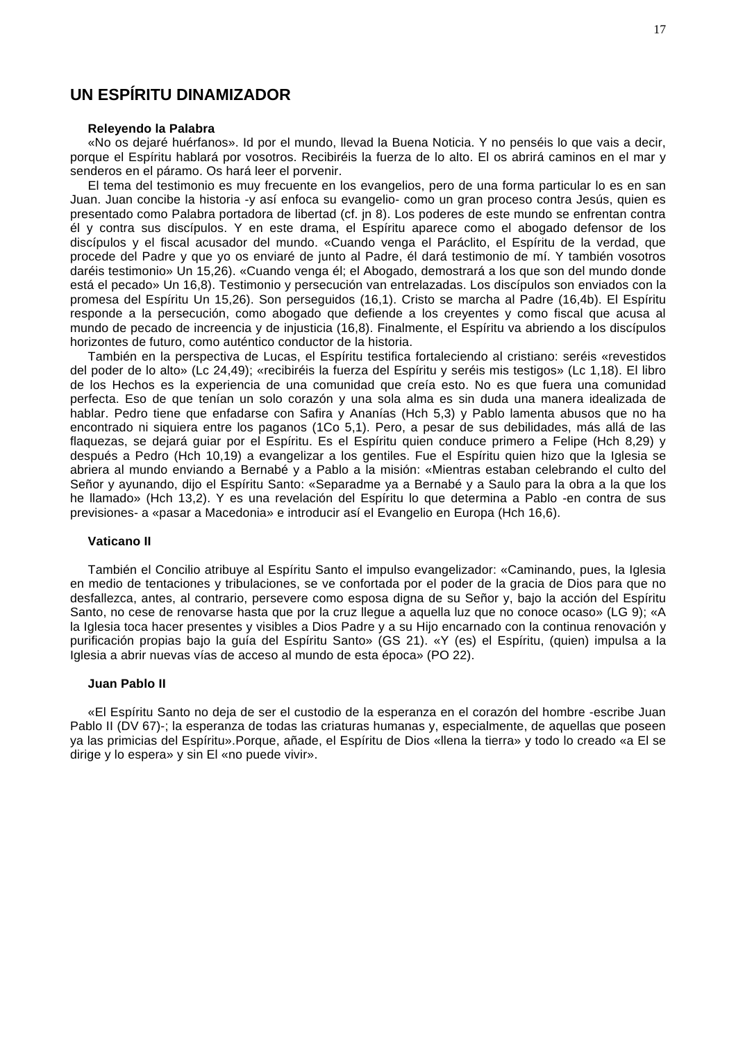## UN ESPÍRITU DINAMIZADOR

### Releyendo la Palabra

«No os dejaré huérfanos». Id por el mundo, llevad la Buena Noticia. Y no penséis lo que vais a decir, porque el Espíritu hablará por vosotros. Recibiréis la fuerza de lo alto. El os abrirá caminos en el mar y senderos en el páramo. Os hará leer el porvenir.

El tema del testimonio es muy frecuente en los evangelios, pero de una forma particular lo es en san Juan. Juan concibe la historia -y así enfoca su evangelio- como un gran proceso contra Jesús, quien es presentado como Palabra portadora de libertad (cf. jn 8). Los poderes de este mundo se enfrentan contra él y contra sus discípulos. Y en este drama, el Espíritu aparece como el abogado defensor de los discípulos y el fiscal acusador del mundo. «Cuando venga el Paráclito, el Espíritu de la verdad, que procede del Padre y que yo os enviaré de junto al Padre, él dará testimonio de mí. Y también vosotros daréis testimonio» Un 15,26). «Cuando venga él; el Abogado, demostrará a los que son del mundo donde está el pecado» Un 16,8). Testimonio y persecución van entrelazadas. Los discípulos son enviados con la promesa del Espíritu Un 15,26). Son perseguidos (16,1). Cristo se marcha al Padre (16,4b). El Espíritu responde a la persecución, como abogado que defiende a los creyentes y como fiscal que acusa al mundo de pecado de increencia y de injusticia (16,8). Finalmente, el Espíritu va abriendo a los discípulos horizontes de futuro, como auténtico conductor de la historia.

También en la perspectiva de Lucas, el Espíritu testifica fortaleciendo al cristiano: seréis «revestidos del poder de lo alto» (Lc 24,49); «recibiréis la fuerza del Espíritu y seréis mis testigos» (Lc 1,18). El libro de los Hechos es la experiencia de una comunidad que creía esto. No es que fuera una comunidad perfecta. Eso de que tenían un solo corazón y una sola alma es sin duda una manera idealizada de hablar. Pedro tiene que enfadarse con Safira y Ananías (Hch 5,3) y Pablo lamenta abusos que no ha encontrado ni siquiera entre los paganos (1Co 5,1). Pero, a pesar de sus debilidades, más allá de las flaquezas, se dejará guiar por el Espíritu. Es el Espíritu quien conduce primero a Felipe (Hch 8,29) y después a Pedro (Hch 10,19) a evangelizar a los gentiles. Fue el Espíritu quien hizo que la Iglesia se abriera al mundo enviando a Bernabé y a Pablo a la misión: «Mientras estaban celebrando el culto del Señor y ayunando, dijo el Espíritu Santo: «Separadme ya a Bernabé y a Saulo para la obra a la que los he llamado» (Hch 13,2). Y es una revelación del Espíritu lo que determina a Pablo -en contra de sus previsiones- a «pasar a Macedonia» e introducir así el Evangelio en Europa (Hch 16,6).

### Vaticano II

También el Concilio atribuye al Espíritu Santo el impulso evangelizador: «Caminando, pues, la Iglesia en medio de tentaciones y tribulaciones, se ve confortada por el poder de la gracia de Dios para que no desfallezca, antes, al contrario, persevere como esposa digna de su Señor y, bajo la acción del Espíritu Santo, no cese de renovarse hasta que por la cruz llegue a aquella luz que no conoce ocaso» (LG 9); «A la Iglesia toca hacer presentes y visibles a Dios Padre y a su Hijo encarnado con la continua renovación y purificación propias bajo la guía del Espíritu Santo» (GS 21). «Y (es) el Espíritu, (quien) impulsa a la Iglesia a abrir nuevas vías de acceso al mundo de esta época» (PO 22).

### Juan Pablo II

«El Espíritu Santo no deja de ser el custodio de la esperanza en el corazón del hombre -escribe Juan Pablo II (DV 67)-; la esperanza de todas las criaturas humanas y, especialmente, de aquellas que poseen ya las primicias del Espíritu».Porque, añade, el Espíritu de Dios «llena la tierra» y todo lo creado «a El se dirige y lo espera» y sin El «no puede vivir».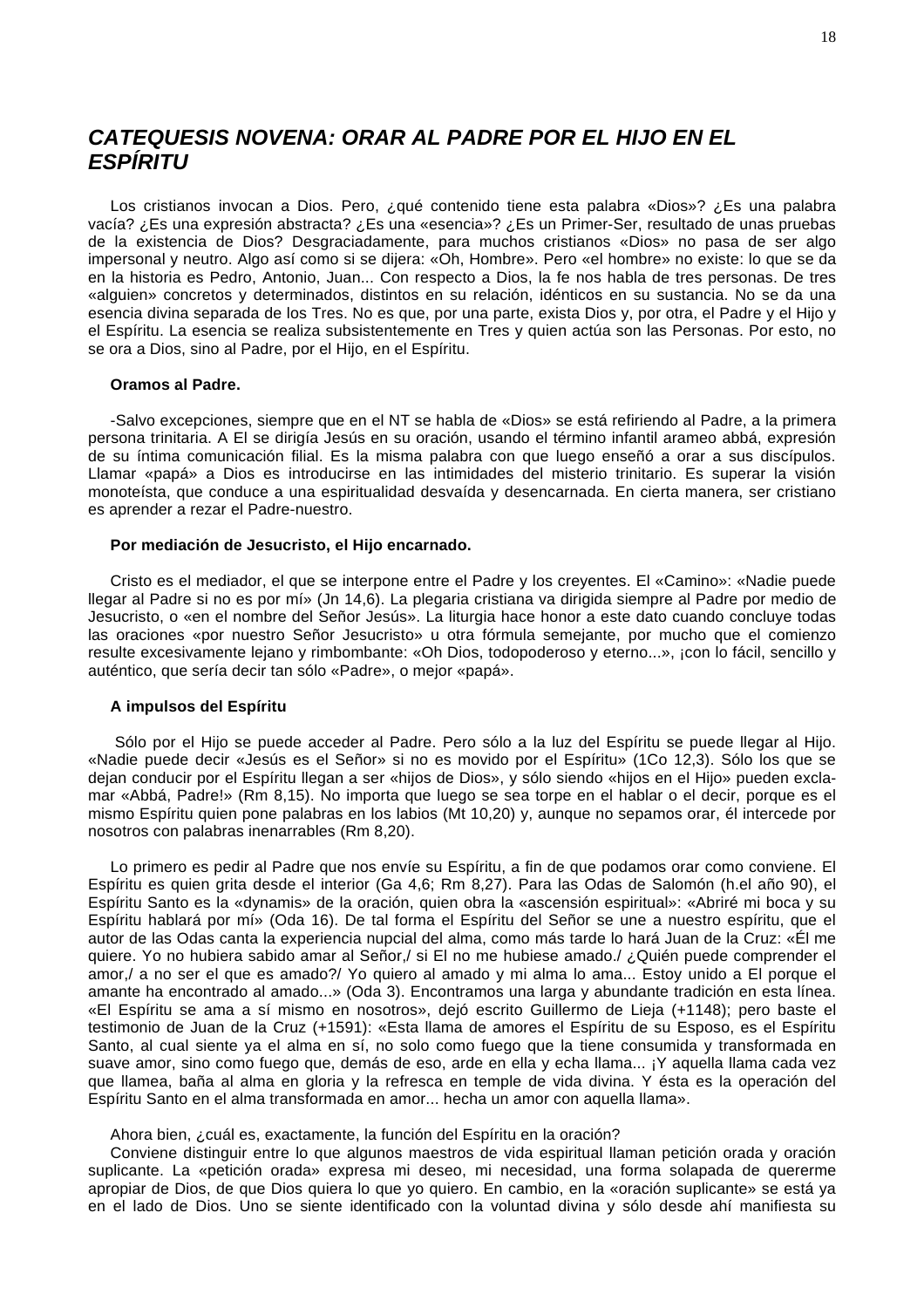## *CATEQUESIS NOVENA: ORAR AL PADRE POR EL HIJO EN EL ESPÍRITU*

Los cristianos invocan a Dios. Pero, ¿qué contenido tiene esta palabra «Dios»? ¿Es una palabra vacía? ¿Es una expresión abstracta? ¿Es una «esencia»? ¿Es un Primer-Ser, resultado de unas pruebas de la existencia de Dios? Desgraciadamente, para muchos cristianos «Dios» no pasa de ser algo impersonal y neutro. Algo así como si se dijera: «Oh, Hombre». Pero «el hombre» no existe: lo que se da en la historia es Pedro, Antonio, Juan... Con respecto a Dios, la fe nos habla de tres personas. De tres «alguien» concretos y determinados, distintos en su relación, idénticos en su sustancia. No se da una esencia divina separada de los Tres. No es que, por una parte, exista Dios y, por otra, el Padre y el Hijo y el Espíritu. La esencia se realiza subsistentemente en Tres y quien actúa son las Personas. Por esto, no se ora a Dios, sino al Padre, por el Hijo, en el Espíritu.

**Oramos al Padre.**

-Salvo excepciones, siempre que en el NT se habla de «Dios» se está refiriendo al Padre, a la primera persona trinitaria. A El se dirigía Jesús en su oración, usando el término infantil arameo abbá, expresión de su íntima comunicación filial. Es la misma palabra con que luego enseñó a orar a sus discípulos. Llamar «papá» a Dios es introducirse en las intimidades del misterio trinitario. Es superar la visión monoteísta, que conduce a una espiritualidad desvaída y desencarnada. En cierta manera, ser cristiano es aprender a rezar el Padre-nuestro.

**Por mediación de Jesucristo, el Hijo encarnado.**

Cristo es el mediador, el que se interpone entre el Padre y los creyentes. El «Camino»: «Nadie puede llegar al Padre si no es por mí» (Jn 14,6). La plegaria cristiana va dirigida siempre al Padre por medio de Jesucristo, o «en el nombre del Señor Jesús». La liturgia hace honor a este dato cuando concluye todas las oraciones «por nuestro Señor Jesucristo» u otra fórmula semejante, por mucho que el comienzo resulte excesivamente lejano y rimbombante: «Oh Dios, todopoderoso y eterno...», ¡con lo fácil, sencillo y auténtico, que sería decir tan sólo «Padre», o mejor «papá».

**A impulsos del Espíritu**

Sólo por el Hijo se puede acceder al Padre. Pero sólo a la luz del Espíritu se puede llegar al Hijo. «Nadie puede decir «Jesús es el Señor» si no es movido por el Espíritu» (1Co 12,3). Sólo los que se dejan conducir por el Espíritu llegan a ser «hijos de Dios», y sólo siendo «hijos en el Hijo» pueden exclamar «Abbá, Padre!» (Rm 8,15). No importa que luego se sea torpe en el hablar o el decir, porque es el mismo Espíritu quien pone palabras en los labios (Mt 10,20) y, aunque no sepamos orar, él intercede por nosotros con palabras inenarrables (Rm 8,20).

Lo primero es pedir al Padre que nos envíe su Espíritu, a fin de que podamos orar como conviene. El Espíritu es quien grita desde el interior (Ga 4,6; Rm 8,27). Para las Odas de Salomón (h.el año 90), el Espíritu Santo es la «dynamis» de la oración, quien obra la «ascensión espiritual»: «Abriré mi boca y su Espíritu hablará por mí» (Oda 16). De tal forma el Espíritu del Señor se une a nuestro espíritu, que el autor de las Odas canta la experiencia nupcial del alma, como más tarde lo hará Juan de la Cruz: «Él me quiere. Yo no hubiera sabido amar al Señor,/ si El no me hubiese amado./ ¿Quién puede comprender el amor,/ a no ser el que es amado?/ Yo quiero al amado y mi alma lo ama... Estoy unido a El porque el amante ha encontrado al amado...» (Oda 3). Encontramos una larga y abundante tradición en esta línea. «El Espíritu se ama a sí mismo en nosotros», dejó escrito Guillermo de Lieja (+1148); pero baste el testimonio de Juan de la Cruz (+1591): «Esta llama de amores el Espíritu de su Esposo, es el Espíritu Santo, al cual siente ya el alma en sí, no solo como fuego que la tiene consumida y transformada en suave amor, sino como fuego que, demás de eso, arde en ella y echa llama... ¡Y aquella llama cada vez que llamea, baña al alma en gloria y la refresca en temple de vida divina. Y ésta es la operación del Espíritu Santo en el alma transformada en amor... hecha un amor con aquella llama».

Ahora bien, ¿cuál es, exactamente, la función del Espíritu en la oración?

Conviene distinguir entre lo que algunos maestros de vida espiritual llaman petición orada y oración suplicante. La «petición orada» expresa mi deseo, mi necesidad, una forma solapada de quererme apropiar de Dios, de que Dios quiera lo que yo quiero. En cambio, en la «oración suplicante» se está ya en el lado de Dios. Uno se siente identificado con la voluntad divina y sólo desde ahí manifiesta su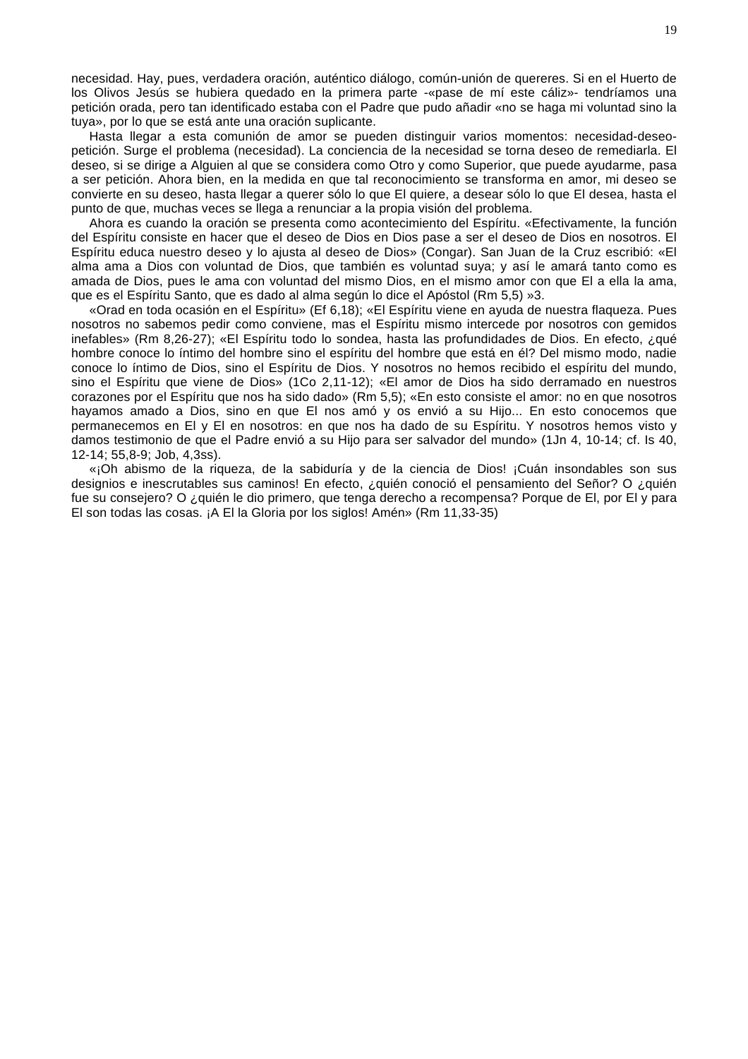necesidad. Hay, pues, verdadera oración, auténtico diálogo, común-unión de quereres. Si en el Huerto de los Olivos Jesús se hubiera quedado en la primera parte -«pase de mí este cáliz»- tendríamos una petición orada, pero tan identificado estaba con el Padre que pudo añadir «no se haga mi voluntad sino la tuya», por lo que se está ante una oración suplicante.

Hasta llegar a esta comunión de amor se pueden distinguir varios momentos: necesidad-deseo-petición. Surge el problema (necesidad). La conciencia de la necesidad se torna deseo de remediarla. El deseo, si se dirige a Alguien al que se considera como Otro y como Superior, que puede ayudarme, pasa a ser petición. Ahora bien, en la medida en que tal reconocimiento se transforma en amor, mi deseo se convierte en su deseo, hasta llegar a querer sólo lo que El quiere, a desear sólo lo que El desea, hasta el punto de que, muchas veces se llega a renunciar a la propia visión del problema.

Ahora es cuando la oración se presenta como acontecimiento del Espíritu. «Efectivamente, la función del Espíritu consiste en hacer que el deseo de Dios en Dios pase a ser el deseo de Dios en nosotros. El Espíritu educa nuestro deseo y lo ajusta al deseo de Dios» (Congar). San Juan de la Cruz escribió: «El alma ama a Dios con voluntad de Dios, que también es voluntad suya; y así le amará tanto como es amada de Dios, pues le ama con voluntad del mismo Dios, en el mismo amor con que El a ella la ama, que es el Espíritu Santo, que es dado al alma según lo dice el Apóstol (Rm 5,5) »3.

«Orad en toda ocasión en el Espíritu» (Ef 6,18); «El Espíritu viene en ayuda de nuestra flaqueza. Pues nosotros no sabemos pedir como conviene, mas el Espíritu mismo intercede por nosotros con gemidos inefables» (Rm 8,26-27); «El Espíritu todo lo sondea, hasta las profundidades de Dios. En efecto, ¿qué hombre conoce lo íntimo del hombre sino el espíritu del hombre que está en él? Del mismo modo, nadie conoce lo íntimo de Dios, sino el Espíritu de Dios. Y nosotros no hemos recibido el espíritu del mundo, sino el Espíritu que viene de Dios» (1Co 2,11-12); «El amor de Dios ha sido derramado en nuestros corazones por el Espíritu que nos ha sido dado» (Rm 5,5); «En esto consiste el amor: no en que nosotros hayamos amado a Dios, sino en que El nos amó y os envió a su Hijo... En esto conocemos que permanecemos en El y El en nosotros: en que nos ha dado de su Espíritu. Y nosotros hemos visto y damos testimonio de que el Padre envió a su Hijo para ser salvador del mundo» (1Jn 4, 10-14; cf. Is 40, 12-14; 55,8-9; Job, 4,3ss).

«¡Oh abismo de la riqueza, de la sabiduría y de la ciencia de Dios! ¡Cuán insondables son sus designios e inescrutables sus caminos! En efecto, ¿quién conoció el pensamiento del Señor? O ¿quién fue su consejero? O ¿quién le dio primero, que tenga derecho a recompensa? Porque de El, por El y para El son todas las cosas. ¡A El la Gloria por los siglos! Amén» (Rm 11,33-35)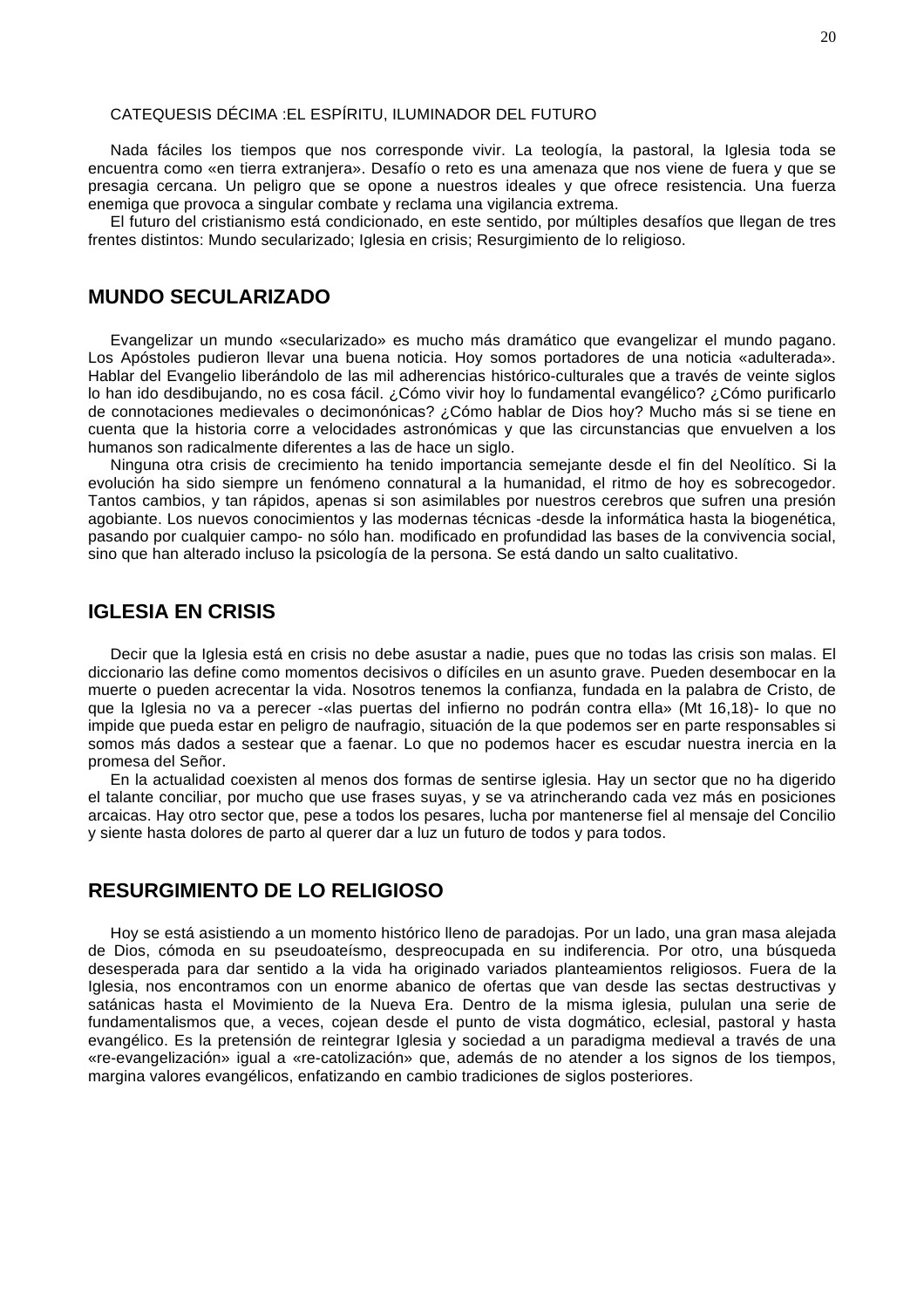CATEQUESIS DÉCIMA :EL ESPÍRITU, ILUMINADOR DEL FUTURO

Nada fáciles los tiempos que nos corresponde vivir. La teología, la pastoral, la Iglesia toda se encuentra como «en tierra extranjera». Desafío o reto es una amenaza que nos viene de fuera y que se presagia cercana. Un peligro que se opone a nuestros ideales y que ofrece resistencia. Una fuerza enemiga que provoca a singular combate y reclama una vigilancia extrema.

El futuro del cristianismo está condicionado, en este sentido, por múltiples desafíos que llegan de tres frentes distintos: Mundo secularizado; Iglesia en crisis; Resurgimiento de lo religioso.

## MUNDO SECULARIZADO

Evangelizar un mundo «secularizado» es mucho más dramático que evangelizar el mundo pagano. Los Apóstoles pudieron llevar una buena noticia. Hoy somos portadores de una noticia «adulterada». Hablar del Evangelio liberándolo de las mil adherencias histórico-culturales que a través de veinte siglos lo han ido desdibujando, no es cosa fácil. ¿Cómo vivir hoy lo fundamental evangélico? ¿Cómo purificarlo de connotaciones medievales o decimonónicas? ¿Cómo hablar de Dios hoy? Mucho más si se tiene en cuenta que la historia corre a velocidades astronómicas y que las circunstancias que envuelven a los humanos son radicalmente diferentes a las de hace un siglo.

Ninguna otra crisis de crecimiento ha tenido importancia semejante desde el fin del Neolítico. Si la evolución ha sido siempre un fenómeno connatural a la humanidad, el ritmo de hoy es sobrecogedor. Tantos cambios, y tan rápidos, apenas si son asimilables por nuestros cerebros que sufren una presión agobiante. Los nuevos conocimientos y las modernas técnicas -desde la informática hasta la biogenética, pasando por cualquier campo- no sólo han. modificado en profundidad las bases de la convivencia social, sino que han alterado incluso la psicología de la persona. Se está dando un salto cualitativo.

## IGLESIA EN CRISIS

Decir que la Iglesia está en crisis no debe asustar a nadie, pues que no todas las crisis son malas. El diccionario las define como momentos decisivos o difíciles en un asunto grave. Pueden desembocar en la muerte o pueden acrecentar la vida. Nosotros tenemos la confianza, fundada en la palabra de Cristo, de que la Iglesia no va a perecer -«las puertas del infierno no podrán contra ella» (Mt 16,18)- lo que no impide que pueda estar en peligro de naufragio, situación de la que podemos ser en parte responsables si somos más dados a sestear que a faenar. Lo que no podemos hacer es escudar nuestra inercia en la promesa del Señor.

En la actualidad coexisten al menos dos formas de sentirse iglesia. Hay un sector que no ha digerido el talante conciliar, por mucho que use frases suyas, y se va atrincherando cada vez más en posiciones arcaicas. Hay otro sector que, pese a todos los pesares, lucha por mantenerse fiel al mensaje del Concilio y siente hasta dolores de parto al querer dar a luz un futuro de todos y para todos.

## RESURGIMIENTO DE LO RELIGIOSO

Hoy se está asistiendo a un momento histórico lleno de paradojas. Por un lado, una gran masa alejada de Dios, cómoda en su pseudoateísmo, despreocupada en su indiferencia. Por otro, una búsqueda desesperada para dar sentido a la vida ha originado variados planteamientos religiosos. Fuera de la Iglesia, nos encontramos con un enorme abanico de ofertas que van desde las sectas destructivas y satánicas hasta el Movimiento de la Nueva Era. Dentro de la misma iglesia, pululan una serie de fundamentalismos que, a veces, cojean desde el punto de vista dogmático, eclesial, pastoral y hasta evangélico. Es la pretensión de reintegrar Iglesia y sociedad a un paradigma medieval a través de una «re-evangelización» igual a «re-catolización» que, además de no atender a los signos de los tiempos, margina valores evangélicos, enfatizando en cambio tradiciones de siglos posteriores.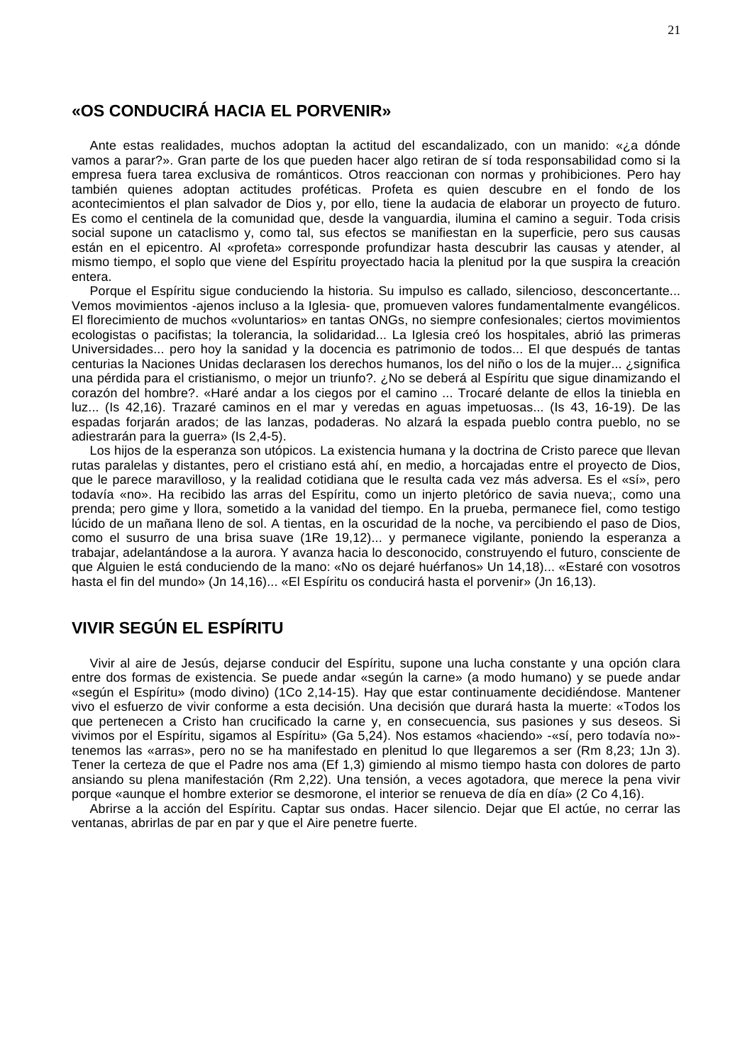## «OS CONDUCIRÁ HACIA EL PORVENIR»

Ante estas realidades, muchos adoptan la actitud del escandalizado, con un manido: «¿a dónde vamos a parar?». Gran parte de los que pueden hacer algo retiran de sí toda responsabilidad como si la empresa fuera tarea exclusiva de románticos. Otros reaccionan con normas y prohibiciones. Pero hay también quienes adoptan actitudes proféticas. Profeta es quien descubre en el fondo de los acontecimientos el plan salvador de Dios y, por ello, tiene la audacia de elaborar un proyecto de futuro. Es como el centinela de la comunidad que, desde la vanguardia, ilumina el camino a seguir. Toda crisis social supone un cataclismo y, como tal, sus efectos se manifiestan en la superficie, pero sus causas están en el epicentro. Al «profeta» corresponde profundizar hasta descubrir las causas y atender, al mismo tiempo, el soplo que viene del Espíritu proyectado hacia la plenitud por la que suspira la creación entera.

Porque el Espíritu sigue conduciendo la historia. Su impulso es callado, silencioso, desconcertante... Vemos movimientos -ajenos incluso a la Iglesia- que, promueven valores fundamentalmente evangélicos. El florecimiento de muchos «voluntarios» en tantas ONGs, no siempre confesionales; ciertos movimientos ecologistas o pacifistas; la tolerancia, la solidaridad... La Iglesia creó los hospitales, abrió las primeras Universidades... pero hoy la sanidad y la docencia es patrimonio de todos... El que después de tantas centurias la Naciones Unidas declarasen los derechos humanos, los del niño o los de la mujer... ¿significa una pérdida para el cristianismo, o mejor un triunfo?. ¿No se deberá al Espíritu que sigue dinamizando el corazón del hombre?. «Haré andar a los ciegos por el camino ... Trocaré delante de ellos la tiniebla en luz... (Is 42,16). Trazaré caminos en el mar y veredas en aguas impetuosas... (Is 43, 16-19). De las espadas forjarán arados; de las lanzas, podaderas. No alzará la espada pueblo contra pueblo, no se adiestrarán para la guerra» (Is 2,4-5).

Los hijos de la esperanza son utópicos. La existencia humana y la doctrina de Cristo parece que llevan rutas paralelas y distantes, pero el cristiano está ahí, en medio, a horcajadas entre el proyecto de Dios, que le parece maravilloso, y la realidad cotidiana que le resulta cada vez más adversa. Es el «sí», pero todavía «no». Ha recibido las arras del Espíritu, como un injerto pletórico de savia nueva;, como una prenda; pero gime y llora, sometido a la vanidad del tiempo. En la prueba, permanece fiel, como testigo lúcido de un mañana lleno de sol. A tientas, en la oscuridad de la noche, va percibiendo el paso de Dios, como el susurro de una brisa suave (1Re 19,12)... y permanece vigilante, poniendo la esperanza a trabajar, adelantándose a la aurora. Y avanza hacia lo desconocido, construyendo el futuro, consciente de que Alguien le está conduciendo de la mano: «No os dejaré huérfanos» Un 14,18)... «Estaré con vosotros hasta el fin del mundo» (Jn 14,16)... «El Espíritu os conducirá hasta el porvenir» (Jn 16,13).

## VIVIR SEGÚN EL ESPÍRITU

Vivir al aire de Jesús, dejarse conducir del Espíritu, supone una lucha constante y una opción clara entre dos formas de existencia. Se puede andar «según la carne» (a modo humano) y se puede andar «según el Espíritu» (modo divino) (1Co 2,14-15). Hay que estar continuamente decidiéndose. Mantener vivo el esfuerzo de vivir conforme a esta decisión. Una decisión que durará hasta la muerte: «Todos los que pertenecen a Cristo han crucificado la carne y, en consecuencia, sus pasiones y sus deseos. Si vivimos por el Espíritu, sigamos al Espíritu» (Ga 5,24). Nos estamos «haciendo» -«sí, pero todavía no»- tenemos las «arras», pero no se ha manifestado en plenitud lo que llegaremos a ser (Rm 8,23; 1Jn 3). Tener la certeza de que el Padre nos ama (Ef 1,3) gimiendo al mismo tiempo hasta con dolores de parto ansiando su plena manifestación (Rm 2,22). Una tensión, a veces agotadora, que merece la pena vivir porque «aunque el hombre exterior se desmorone, el interior se renueva de día en día» (2 Co 4,16).

Abrirse a la acción del Espíritu. Captar sus ondas. Hacer silencio. Dejar que El actúe, no cerrar las ventanas, abrirlas de par en par y que el Aire penetre fuerte.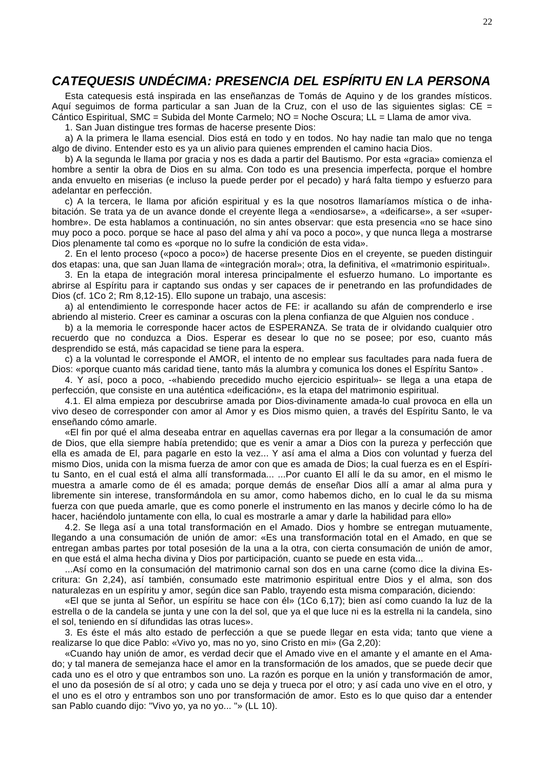## *CATEQUESIS UNDÉCIMA: PRESENCIA DEL ESPÍRITU EN LA PERSONA*

Esta catequesis está inspirada en las enseñanzas de Tomás de Aquino y de los grandes místicos. Aquí seguimos de forma particular a san Juan de la Cruz, con el uso de las siguientes siglas: CE = Cántico Espiritual, SMC = Subida del Monte Carmelo; NO = Noche Oscura; LL = Llama de amor viva.

1. San Juan distingue tres formas de hacerse presente Dios:

a) A la primera le llama esencial. Dios está en todo y en todos. No hay nadie tan malo que no tenga algo de divino. Entender esto es ya un alivio para quienes emprenden el camino hacia Dios.

b) A la segunda le llama por gracia y nos es dada a partir del Bautismo. Por esta «gracia» comienza el hombre a sentir la obra de Dios en su alma. Con todo es una presencia imperfecta, porque el hombre anda envuelto en miserias (e incluso la puede perder por el pecado) y hará falta tiempo y esfuerzo para adelantar en perfección.

c) A la tercera, le llama por afición espiritual y es la que nosotros llamaríamos mística o de inhabitación. Se trata ya de un avance donde el creyente llega a «endiosarse», a «deificarse», a ser «superhombre». De esta hablamos a continuación, no sin antes observar: que esta presencia «no se hace sino muy poco a poco. porque se hace al paso del alma y ahí va poco a poco», y que nunca llega a mostrarse Dios plenamente tal como es «porque no lo sufre la condición de esta vida».

2. En el lento proceso («poco a poco») de hacerse presente Dios en el creyente, se pueden distinguir dos etapas: una, que san Juan llama de «integración moral»; otra, la definitiva, el «matrimonio espiritual».

3. En la etapa de integración moral interesa principalmente el esfuerzo humano. Lo importante es abrirse al Espíritu para ir captando sus ondas y ser capaces de ir penetrando en las profundidades de Dios (cf. 1Co 2; Rm 8,12-15). Ello supone un trabajo, una ascesis:

a) al entendimiento le corresponde hacer actos de FE: ir acallando su afán de comprenderlo e irse abriendo al misterio. Creer es caminar a oscuras con la plena confianza de que Alguien nos conduce .

b) a la memoria le corresponde hacer actos de ESPERANZA. Se trata de ir olvidando cualquier otro recuerdo que no conduzca a Dios. Esperar es desear lo que no se posee; por eso, cuanto más desprendido se está, más capacidad se tiene para la espera.

c) a la voluntad le corresponde el AMOR, el intento de no emplear sus facultades para nada fuera de Dios: «porque cuanto más caridad tiene, tanto más la alumbra y comunica los dones el Espíritu Santo» .

4. Y así, poco a poco, -«habiendo precedido mucho ejercicio espiritual»- se llega a una etapa de perfección, que consiste en una auténtica «deificación», es la etapa del matrimonio espiritual.

4.1. El alma empieza por descubrirse amada por Dios-divinamente amada-lo cual provoca en ella un vivo deseo de corresponder con amor al Amor y es Dios mismo quien, a través del Espíritu Santo, le va enseñando cómo amarle.

«El fin por qué el alma deseaba entrar en aquellas cavernas era por llegar a la consumación de amor de Dios, que ella siempre había pretendido; que es venir a amar a Dios con la pureza y perfección que ella es amada de El, para pagarle en esto la vez... Y así ama el alma a Dios con voluntad y fuerza del mismo Dios, unida con la misma fuerza de amor con que es amada de Dios; la cual fuerza es en el Espíritu Santo, en el cual está el alma allí transformada... ...Por cuanto El allí le da su amor, en el mismo le muestra a amarle como de él es amada; porque demás de enseñar Dios allí a amar al alma pura y libremente sin interese, transformándola en su amor, como habemos dicho, en lo cual le da su misma fuerza con que pueda amarle, que es como ponerle el instrumento en las manos y decirle cómo lo ha de hacer, haciéndolo juntamente con ella, lo cual es mostrarle a amar y darle la habilidad para ello»

4.2. Se llega así a una total transformación en el Amado. Dios y hombre se entregan mutuamente, llegando a una consumación de unión de amor: «Es una transformación total en el Amado, en que se entregan ambas partes por total posesión de la una a la otra, con cierta consumación de unión de amor, en que está el alma hecha divina y Dios por participación, cuanto se puede en esta vida...

...Así como en la consumación del matrimonio carnal son dos en una carne (como dice la divina Escritura: Gn 2,24), así también, consumado este matrimonio espiritual entre Dios y el alma, son dos naturalezas en un espíritu y amor, según dice san Pablo, trayendo esta misma comparación, diciendo:

«El que se junta al Señor, un espíritu se hace con él» (1Co 6,17); bien así como cuando la luz de la estrella o de la candela se junta y une con la del sol, que ya el que luce ni es la estrella ni la candela, sino el sol, teniendo en sí difundidas las otras luces».

3. Es éste el más alto estado de perfección a que se puede llegar en esta vida; tanto que viene a realizarse lo que dice Pablo: «Vivo yo, mas no yo, sino Cristo en mi» (Ga 2,20):

«Cuando hay unión de amor, es verdad decir que el Amado vive en el amante y el amante en el Amado; y tal manera de semejanza hace el amor en la transformación de los amados, que se puede decir que cada uno es el otro y que entrambos son uno. La razón es porque en la unión y transformación de amor, el uno da posesión de sí al otro; y cada uno se deja y trueca por el otro; y así cada uno vive en el otro, y el uno es el otro y entrambos son uno por transformación de amor. Esto es lo que quiso dar a entender san Pablo cuando dijo: "Vivo yo, ya no yo... "» (LL 10).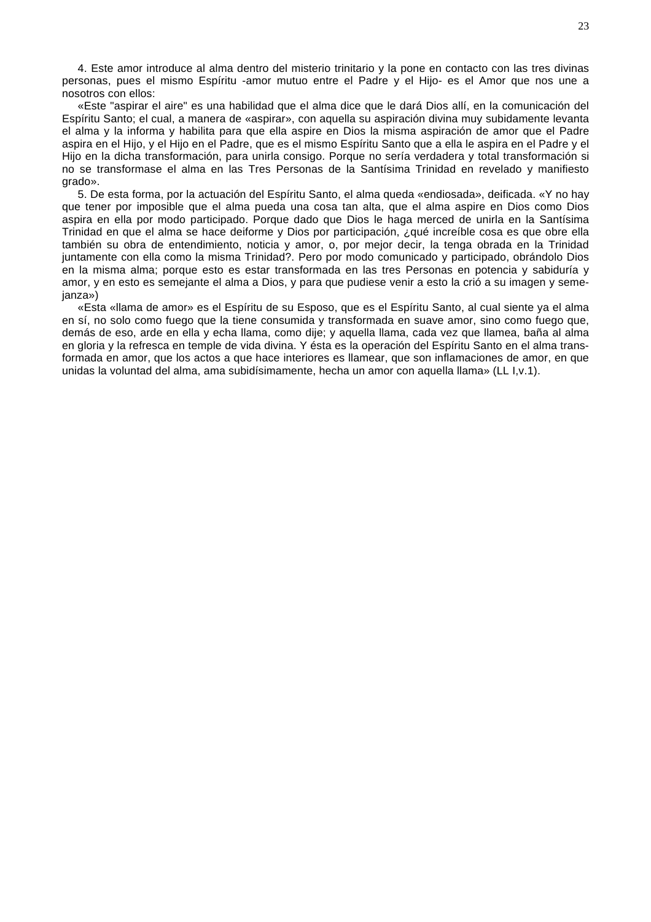4. Este amor introduce al alma dentro del misterio trinitario y la pone en contacto con las tres divinas personas, pues el mismo Espíritu -amor mutuo entre el Padre y el Hijo- es el Amor que nos une a nosotros con ellos:

«Este "aspirar el aire" es una habilidad que el alma dice que le dará Dios allí, en la comunicación del Espíritu Santo; el cual, a manera de «aspirar», con aquella su aspiración divina muy subidamente levanta el alma y la informa y habilita para que ella aspire en Dios la misma aspiración de amor que el Padre aspira en el Hijo, y el Hijo en el Padre, que es el mismo Espíritu Santo que a ella le aspira en el Padre y el Hijo en la dicha transformación, para unirla consigo. Porque no sería verdadera y total transformación si no se transformase el alma en las Tres Personas de la Santísima Trinidad en revelado y manifiesto grado».

5. De esta forma, por la actuación del Espíritu Santo, el alma queda «endiosada», deificada. «Y no hay que tener por imposible que el alma pueda una cosa tan alta, que el alma aspire en Dios como Dios aspira en ella por modo participado. Porque dado que Dios le haga merced de unirla en la Santísima Trinidad en que el alma se hace deiforme y Dios por participación, ¿qué increíble cosa es que obre ella también su obra de entendimiento, noticia y amor, o, por mejor decir, la tenga obrada en la Trinidad juntamente con ella como la misma Trinidad?. Pero por modo comunicado y participado, obrándolo Dios en la misma alma; porque esto es estar transformada en las tres Personas en potencia y sabiduría y amor, y en esto es semejante el alma a Dios, y para que pudiese venir a esto la crió a su imagen y semejanza»)

«Esta «llama de amor» es el Espíritu de su Esposo, que es el Espíritu Santo, al cual siente ya el alma en sí, no solo como fuego que la tiene consumida y transformada en suave amor, sino como fuego que, demás de eso, arde en ella y echa llama, como dije; y aquella llama, cada vez que llamea, baña al alma en gloria y la refresca en temple de vida divina. Y ésta es la operación del Espíritu Santo en el alma transformada en amor, que los actos a que hace interiores es llamear, que son inflamaciones de amor, en que unidas la voluntad del alma, ama subidísimamente, hecha un amor con aquella llama» (LL I,v.1).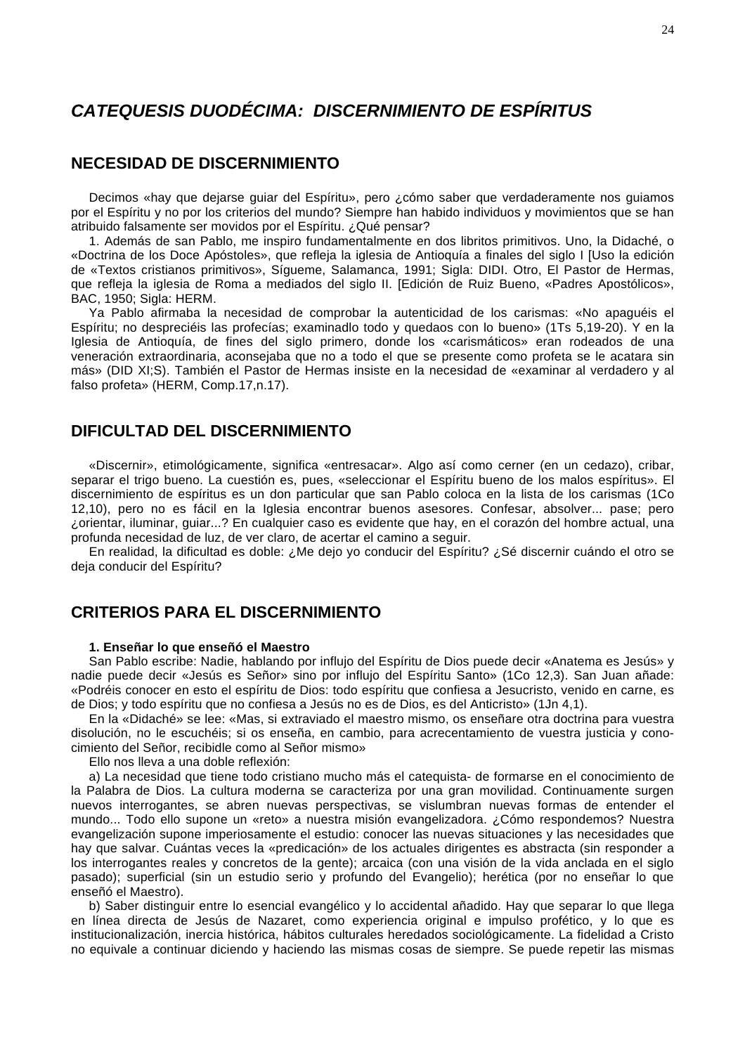## *CATEQUESIS DUODÉCIMA: DISCERNIMIENTO DE ESPÍRITUS*

### NECESIDAD DE DISCERNIMIENTO

Decimos «hay que dejarse guiar del Espíritu», pero ¿cómo saber que verdaderamente nos guiamos por el Espíritu y no por los criterios del mundo? Siempre han habido individuos y movimientos que se han atribuido falsamente ser movidos por el Espíritu. ¿Qué pensar?

1. Además de san Pablo, me inspiro fundamentalmente en dos libritos primitivos. Uno, la Didaché, o «Doctrina de los Doce Apóstoles», que refleja la iglesia de Antioquía a finales del siglo I [Uso la edición de «Textos cristianos primitivos», Sígueme, Salamanca, 1991; Sigla: DIDI. Otro, El Pastor de Hermas, que refleja la iglesia de Roma a mediados del siglo II. [Edición de Ruiz Bueno, «Padres Apostólicos», BAC, 1950; Sigla: HERM.

Ya Pablo afirmaba la necesidad de comprobar la autenticidad de los carismas: «No apaguéis el Espíritu; no despreciéis las profecías; examinadlo todo y quedaos con lo bueno» (1Ts 5,19-20). Y en la Iglesia de Antioquía, de fines del siglo primero, donde los «carismáticos» eran rodeados de una veneración extraordinaria, aconsejaba que no a todo el que se presente como profeta se le acatara sin más» (DID XI;S). También el Pastor de Hermas insiste en la necesidad de «examinar al verdadero y al falso profeta» (HERM, Comp.17,n.17).

### DIFICULTAD DEL DISCERNIMIENTO

«Discernir», etimológicamente, significa «entresacar». Algo así como cerner (en un cedazo), cribar, separar el trigo bueno. La cuestión es, pues, «seleccionar el Espíritu bueno de los malos espíritus». El discernimiento de espíritus es un don particular que san Pablo coloca en la lista de los carismas (1Co 12,10), pero no es fácil en la Iglesia encontrar buenos asesores. Confesar, absolver... pase; pero ¿orientar, iluminar, guiar...? En cualquier caso es evidente que hay, en el corazón del hombre actual, una profunda necesidad de luz, de ver claro, de acertar el camino a seguir.

En realidad, la dificultad es doble: ¿Me dejo yo conducir del Espíritu? ¿Sé discernir cuándo el otro se deja conducir del Espíritu?

### CRITERIOS PARA EL DISCERNIMIENTO

**1. Enseñar lo que enseñó el Maestro**

San Pablo escribe: Nadie, hablando por influjo del Espíritu de Dios puede decir «Anatema es Jesús» y nadie puede decir «Jesús es Señor» sino por influjo del Espíritu Santo» (1Co 12,3). San Juan añade: «Podréis conocer en esto el espíritu de Dios: todo espíritu que confiesa a Jesucristo, venido en carne, es de Dios; y todo espíritu que no confiesa a Jesús no es de Dios, es del Anticristo» (1Jn 4,1).

En la «Didaché» se lee: «Mas, si extraviado el maestro mismo, os enseñare otra doctrina para vuestra disolución, no le escuchéis; si os enseña, en cambio, para acrecentamiento de vuestra justicia y conocimiento del Señor, recibidle como al Señor mismo»

Ello nos lleva a una doble reflexión:

a) La necesidad que tiene todo cristiano mucho más el catequista- de formarse en el conocimiento de la Palabra de Dios. La cultura moderna se caracteriza por una gran movilidad. Continuamente surgen nuevos interrogantes, se abren nuevas perspectivas, se vislumbran nuevas formas de entender el mundo... Todo ello supone un «reto» a nuestra misión evangelizadora. ¿Cómo respondemos? Nuestra evangelización supone imperiosamente el estudio: conocer las nuevas situaciones y las necesidades que hay que salvar. Cuántas veces la «predicación» de los actuales dirigentes es abstracta (sin responder a los interrogantes reales y concretos de la gente); arcaica (con una visión de la vida anclada en el siglo pasado); superficial (sin un estudio serio y profundo del Evangelio); herética (por no enseñar lo que enseñó el Maestro).

b) Saber distinguir entre lo esencial evangélico y lo accidental añadido. Hay que separar lo que llega en línea directa de Jesús de Nazaret, como experiencia original e impulso profético, y lo que es institucionalización, inercia histórica, hábitos culturales heredados sociológicamente. La fidelidad a Cristo no equivale a continuar diciendo y haciendo las mismas cosas de siempre. Se puede repetir las mismas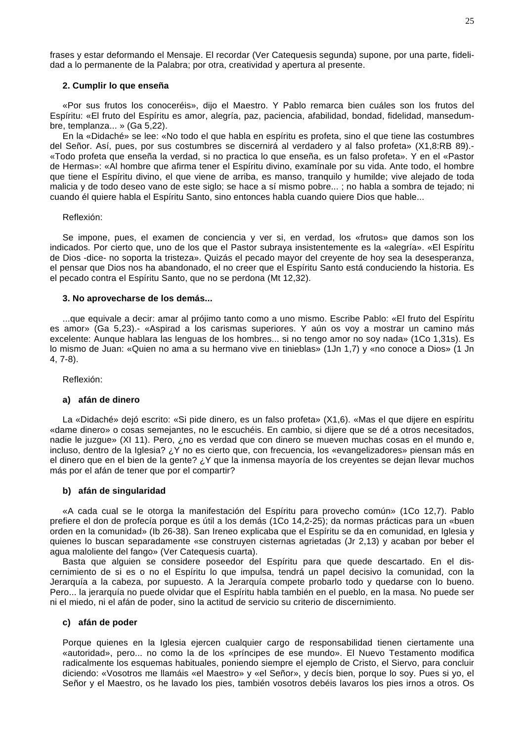frases y estar deformando el Mensaje. El recordar (Ver Catequesis segunda) supone, por una parte, fidelidad a lo permanente de la Palabra; por otra, creatividad y apertura al presente.

#### 2. Cumplir lo que enseña

«Por sus frutos los conoceréis», dijo el Maestro. Y Pablo remarca bien cuáles son los frutos del Espíritu: «El fruto del Espíritu es amor, alegría, paz, paciencia, afabilidad, bondad, fidelidad, mansedumbre, templanza... » (Ga 5,22).

En la «Didaché» se lee: «No todo el que habla en espíritu es profeta, sino el que tiene las costumbres del Señor. Así, pues, por sus costumbres se discernirá al verdadero y al falso profeta» (X1,8:RB 89).- «Todo profeta que enseña la verdad, si no practica lo que enseña, es un falso profeta». Y en el «Pastor de Hermas»: «Al hombre que afirma tener el Espíritu divino, examínale por su vida. Ante todo, el hombre que tiene el Espíritu divino, el que viene de arriba, es manso, tranquilo y humilde; vive alejado de toda malicia y de todo deseo vano de este siglo; se hace a sí mismo pobre... ; no habla a sombra de tejado; ni cuando él quiere habla el Espíritu Santo, sino entonces habla cuando quiere Dios que hable...

Reflexión:

Se impone, pues, el examen de conciencia y ver si, en verdad, los «frutos» que damos son los indicados. Por cierto que, uno de los que el Pastor subraya insistentemente es la «alegría». «El Espíritu de Dios -dice- no soporta la tristeza». Quizás el pecado mayor del creyente de hoy sea la desesperanza, el pensar que Dios nos ha abandonado, el no creer que el Espíritu Santo está conduciendo la historia. Es el pecado contra el Espíritu Santo, que no se perdona (Mt 12,32).

#### 3. No aprovecharse de los demás...

...que equivale a decir: amar al prójimo tanto como a uno mismo. Escribe Pablo: «El fruto del Espíritu es amor» (Ga 5,23).- «Aspirad a los carismas superiores. Y aún os voy a mostrar un camino más excelente: Aunque hablara las lenguas de los hombres... si no tengo amor no soy nada» (1Co 1,31s). Es lo mismo de Juan: «Quien no ama a su hermano vive en tinieblas» (1Jn 1,7) y «no conoce a Dios» (1 Jn 4, 7-8).

Reflexión:

#### a) afán de dinero

La «Didaché» dejó escrito: «Si pide dinero, es un falso profeta» (X1,6). «Mas el que dijere en espíritu «dame dinero» o cosas semejantes, no le escuchéis. En cambio, si dijere que se dé a otros necesitados, nadie le juzgue» (XI 11). Pero, ¿no es verdad que con dinero se mueven muchas cosas en el mundo e, incluso, dentro de la Iglesia? ¿Y no es cierto que, con frecuencia, los «evangelizadores» piensan más en el dinero que en el bien de la gente? ¿Y que la inmensa mayoría de los creyentes se dejan llevar muchos más por el afán de tener que por el compartir?

#### b) afán de singularidad

«A cada cual se le otorga la manifestación del Espíritu para provecho común» (1Co 12,7). Pablo prefiere el don de profecía porque es útil a los demás (1Co 14,2-25); da normas prácticas para un «buen orden en la comunidad» (Ib 26-38). San Ireneo explicaba que el Espíritu se da en comunidad, en Iglesia y quienes lo buscan separadamente «se construyen cisternas agrietadas (Jr 2,13) y acaban por beber el agua maloliente del fango» (Ver Catequesis cuarta).

Basta que alguien se considere poseedor del Espíritu para que quede descartado. En el discernimiento de si es o no el Espíritu lo que impulsa, tendrá un papel decisivo la comunidad, con la Jerarquía a la cabeza, por supuesto. A la Jerarquía compete probarlo todo y quedarse con lo bueno. Pero... la jerarquía no puede olvidar que el Espíritu habla también en el pueblo, en la masa. No puede ser ni el miedo, ni el afán de poder, sino la actitud de servicio su criterio de discernimiento.

#### c) afán de poder

Porque quienes en la Iglesia ejercen cualquier cargo de responsabilidad tienen ciertamente una «autoridad», pero... no como la de los «príncipes de ese mundo». El Nuevo Testamento modifica radicalmente los esquemas habituales, poniendo siempre el ejemplo de Cristo, el Siervo, para concluir diciendo: «Vosotros me llamáis «el Maestro» y «el Señor», y decís bien, porque lo soy. Pues si yo, el Señor y el Maestro, os he lavado los pies, también vosotros debéis lavaros los pies irnos a otros. Os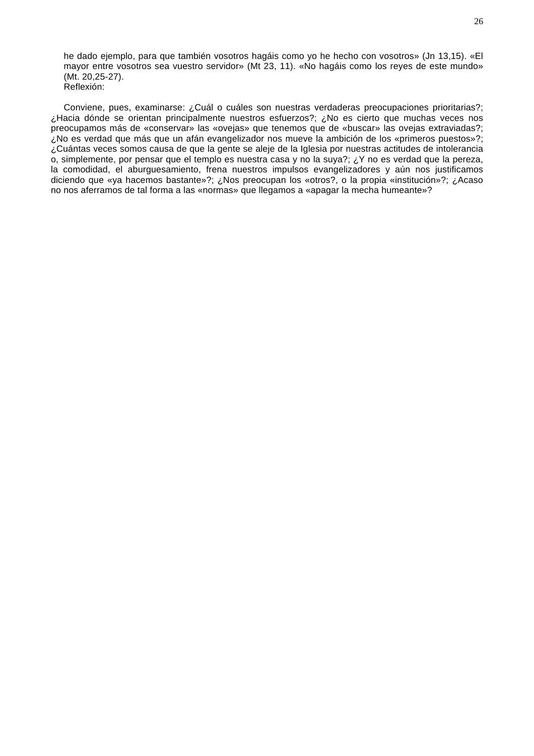he dado ejemplo, para que también vosotros hagáis como yo he hecho con vosotros» (Jn 13,15). «El mayor entre vosotros sea vuestro servidor» (Mt 23, 11). «No hagáis como los reyes de este mundo» (Mt. 20,25-27).

Reflexión:

Conviene, pues, examinarse: ¿Cuál o cuáles son nuestras verdaderas preocupaciones prioritarias?; ¿Hacia dónde se orientan principalmente nuestros esfuerzos?; ¿No es cierto que muchas veces nos preocupamos más de «conservar» las «ovejas» que tenemos que de «buscar» las ovejas extraviadas?; ¿No es verdad que más que un afán evangelizador nos mueve la ambición de los «primeros puestos»?; ¿Cuántas veces somos causa de que la gente se aleje de la Iglesia por nuestras actitudes de intolerancia o, simplemente, por pensar que el templo es nuestra casa y no la suya?; ¿Y no es verdad que la pereza, la comodidad, el aburguesamiento, frena nuestros impulsos evangelizadores y aún nos justificamos diciendo que «ya hacemos bastante»?; ¿Nos preocupan los «otros?, o la propia «institución»?; ¿Acaso no nos aferramos de tal forma a las «normas» que llegamos a «apagar la mecha humeante»?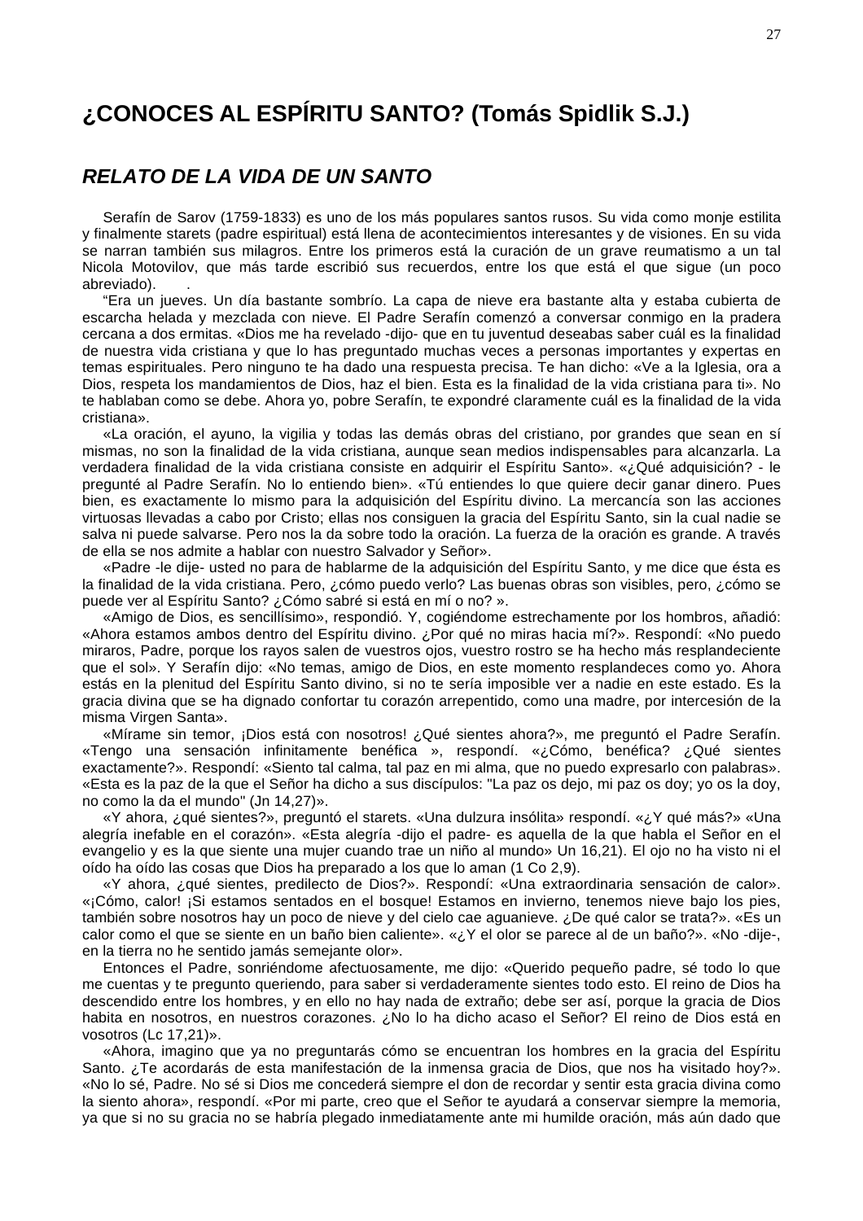## ¿CONOCES AL ESPÍRITU SANTO? (Tomás Spidlik S.J.)

### *RELATO DE LA VIDA DE UN SANTO*

Serafín de Sarov (1759-1833) es uno de los más populares santos rusos. Su vida como monje estilita y finalmente starets (padre espiritual) está llena de acontecimientos interesantes y de visiones. En su vida se narran también sus milagros. Entre los primeros está la curación de un grave reumatismo a un tal Nicola Motovilov, que más tarde escribió sus recuerdos, entre los que está el que sigue (un poco abreviado).

"Era un jueves. Un día bastante sombrío. La capa de nieve era bastante alta y estaba cubierta de escarcha helada y mezclada con nieve. El Padre Serafín comenzó a conversar conmigo en la pradera cercana a dos ermitas. «Dios me ha revelado -dijo- que en tu juventud deseabas saber cuál es la finalidad de nuestra vida cristiana y que lo has preguntado muchas veces a personas importantes y expertas en temas espirituales. Pero ninguno te ha dado una respuesta precisa. Te han dicho: «Ve a la Iglesia, ora a Dios, respeta los mandamientos de Dios, haz el bien. Esta es la finalidad de la vida cristiana para ti». No te hablaban como se debe. Ahora yo, pobre Serafín, te expondré claramente cuál es la finalidad de la vida cristiana».

«La oración, el ayuno, la vigilia y todas las demás obras del cristiano, por grandes que sean en sí mismas, no son la finalidad de la vida cristiana, aunque sean medios indispensables para alcanzarla. La verdadera finalidad de la vida cristiana consiste en adquirir el Espíritu Santo». «¿Qué adquisición? - le pregunté al Padre Serafín. No lo entiendo bien». «Tú entiendes lo que quiere decir ganar dinero. Pues bien, es exactamente lo mismo para la adquisición del Espíritu divino. La mercancía son las acciones virtuosas llevadas a cabo por Cristo; ellas nos consiguen la gracia del Espíritu Santo, sin la cual nadie se salva ni puede salvarse. Pero nos la da sobre todo la oración. La fuerza de la oración es grande. A través de ella se nos admite a hablar con nuestro Salvador y Señor».

«Padre -le dije- usted no para de hablarme de la adquisición del Espíritu Santo, y me dice que ésta es la finalidad de la vida cristiana. Pero, ¿cómo puedo verlo? Las buenas obras son visibles, pero, ¿cómo se puede ver al Espíritu Santo? ¿Cómo sabré si está en mí o no? ».

«Amigo de Dios, es sencillísimo», respondió. Y, cogiéndome estrechamente por los hombros, añadió: «Ahora estamos ambos dentro del Espíritu divino. ¿Por qué no miras hacia mí?». Respondí: «No puedo miraros, Padre, porque los rayos salen de vuestros ojos, vuestro rostro se ha hecho más resplandeciente que el sol». Y Serafín dijo: «No temas, amigo de Dios, en este momento resplandeces como yo. Ahora estás en la plenitud del Espíritu Santo divino, si no te sería imposible ver a nadie en este estado. Es la gracia divina que se ha dignado confortar tu corazón arrepentido, como una madre, por intercesión de la misma Virgen Santa».

«Mírame sin temor, ¡Dios está con nosotros! ¿Qué sientes ahora?», me preguntó el Padre Serafín. «Tengo una sensación infinitamente benéfica », respondí. «¿Cómo, benéfica? ¿Qué sientes exactamente?». Respondí: «Siento tal calma, tal paz en mi alma, que no puedo expresarlo con palabras». «Esta es la paz de la que el Señor ha dicho a sus discípulos: "La paz os dejo, mi paz os doy; yo os la doy, no como la da el mundo" (Jn 14,27)».

«Y ahora, ¿qué sientes?», preguntó el starets. «Una dulzura insólita» respondí. «¿Y qué más?» «Una alegría inefable en el corazón». «Esta alegría -dijo el padre- es aquella de la que habla el Señor en el evangelio y es la que siente una mujer cuando trae un niño al mundo» Un 16,21). El ojo no ha visto ni el oído ha oído las cosas que Dios ha preparado a los que lo aman (1 Co 2,9).

«Y ahora, ¿qué sientes, predilecto de Dios?». Respondí: «Una extraordinaria sensación de calor». «¡Cómo, calor! ¡Si estamos sentados en el bosque! Estamos en invierno, tenemos nieve bajo los pies, también sobre nosotros hay un poco de nieve y del cielo cae aguanieve. ¿De qué calor se trata?». «Es un calor como el que se siente en un baño bien caliente». «¿Y el olor se parece al de un baño?». «No -dije-, en la tierra no he sentido jamás semejante olor».

Entonces el Padre, sonriéndome afectuosamente, me dijo: «Querido pequeño padre, sé todo lo que me cuentas y te pregunto queriendo, para saber si verdaderamente sientes todo esto. El reino de Dios ha descendido entre los hombres, y en ello no hay nada de extraño; debe ser así, porque la gracia de Dios habita en nosotros, en nuestros corazones. ¿No lo ha dicho acaso el Señor? El reino de Dios está en vosotros (Lc 17,21)».

«Ahora, imagino que ya no preguntarás cómo se encuentran los hombres en la gracia del Espíritu Santo. ¿Te acordarás de esta manifestación de la inmensa gracia de Dios, que nos ha visitado hoy?». «No lo sé, Padre. No sé si Dios me concederá siempre el don de recordar y sentir esta gracia divina como la siento ahora», respondí. «Por mi parte, creo que el Señor te ayudará a conservar siempre la memoria, ya que si no su gracia no se habría plegado inmediatamente ante mi humilde oración, más aún dado que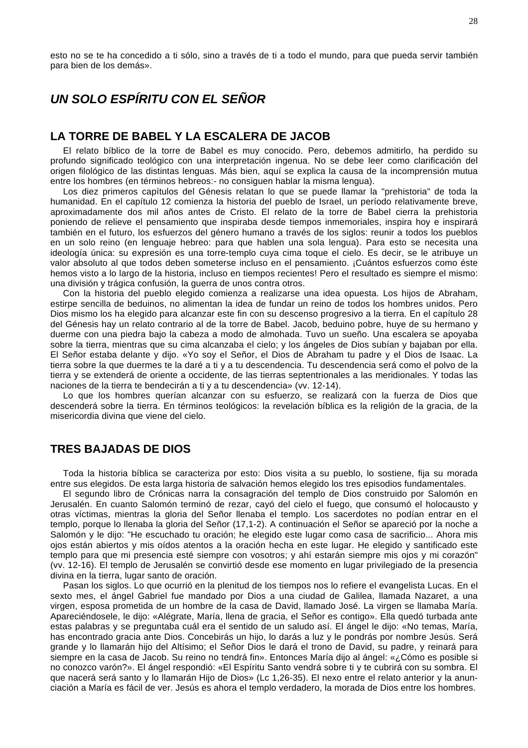esto no se te ha concedido a ti sólo, sino a través de ti a todo el mundo, para que pueda servir también para bien de los demás».

## *UN SOLO ESPÍRITU CON EL SEÑOR*

### LA TORRE DE BABEL Y LA ESCALERA DE JACOB

El relato bíblico de la torre de Babel es muy conocido. Pero, debemos admitirlo, ha perdido su profundo significado teológico con una interpretación ingenua. No se debe leer como clarificación del origen filológico de las distintas lenguas. Más bien, aquí se explica la causa de la incomprensión mutua entre los hombres (en términos hebreos:- no consiguen hablar la misma lengua).

Los diez primeros capítulos del Génesis relatan lo que se puede llamar la "prehistoria" de toda la humanidad. En el capítulo 12 comienza la historia del pueblo de Israel, un período relativamente breve, aproximadamente dos mil años antes de Cristo. El relato de la torre de Babel cierra la prehistoria poniendo de relieve el pensamiento que inspiraba desde tiempos inmemoriales, inspira hoy e inspirará también en el futuro, los esfuerzos del género humano a través de los siglos: reunir a todos los pueblos en un solo reino (en lenguaje hebreo: para que hablen una sola lengua). Para esto se necesita una ideología única: su expresión es una torre-templo cuya cima toque el cielo. Es decir, se le atribuye un valor absoluto al que todos deben someterse incluso en el pensamiento. ¡Cuántos esfuerzos como éste hemos visto a lo largo de la historia, incluso en tiempos recientes! Pero el resultado es siempre el mismo: una división y trágica confusión, la guerra de unos contra otros.

Con la historia del pueblo elegido comienza a realizarse una idea opuesta. Los hijos de Abraham, estirpe sencilla de beduinos, no alimentan la idea de fundar un reino de todos los hombres unidos. Pero Dios mismo los ha elegido para alcanzar este fin con su descenso progresivo a la tierra. En el capítulo 28 del Génesis hay un relato contrario al de la torre de Babel. Jacob, beduino pobre, huye de su hermano y duerme con una piedra bajo la cabeza a modo de almohada. Tuvo un sueño. Una escalera se apoyaba sobre la tierra, mientras que su cima alcanzaba el cielo; y los ángeles de Dios subían y bajaban por ella. El Señor estaba delante y dijo. «Yo soy el Señor, el Dios de Abraham tu padre y el Dios de Isaac. La tierra sobre la que duermes te la daré a ti y a tu descendencia. Tu descendencia será como el polvo de la tierra y se extenderá de oriente a occidente, de las tierras septentrionales a las meridionales. Y todas las naciones de la tierra te bendecirán a ti y a tu descendencia» (vv. 12-14).

Lo que los hombres querían alcanzar con su esfuerzo, se realizará con la fuerza de Dios que descenderá sobre la tierra. En términos teológicos: la revelación bíblica es la religión de la gracia, de la misericordia divina que viene del cielo.

### TRES BAJADAS DE DIOS

Toda la historia bíblica se caracteriza por esto: Dios visita a su pueblo, lo sostiene, fija su morada entre sus elegidos. De esta larga historia de salvación hemos elegido los tres episodios fundamentales.

El segundo libro de Crónicas narra la consagración del templo de Dios construido por Salomón en Jerusalén. En cuanto Salomón terminó de rezar, cayó del cielo el fuego, que consumó el holocausto y otras víctimas, mientras la gloria del Señor llenaba el templo. Los sacerdotes no podían entrar en el templo, porque lo llenaba la gloria del Señor (17,1-2). A continuación el Señor se apareció por la noche a Salomón y le dijo: "He escuchado tu oración; he elegido este lugar como casa de sacrificio... Ahora mis ojos están abiertos y mis oídos atentos a la oración hecha en este lugar. He elegido y santificado este templo para que mi presencia esté siempre con vosotros; y ahí estarán siempre mis ojos y mi corazón" (vv. 12-16). El templo de Jerusalén se convirtió desde ese momento en lugar privilegiado de la presencia divina en la tierra, lugar santo de oración.

Pasan los siglos. Lo que ocurrió en la plenitud de los tiempos nos lo refiere el evangelista Lucas. En el sexto mes, el ángel Gabriel fue mandado por Dios a una ciudad de Galilea, llamada Nazaret, a una virgen, esposa prometida de un hombre de la casa de David, llamado José. La virgen se llamaba María. Apareciéndosele, le dijo: «Alégrate, María, llena de gracia, el Señor es contigo». Ella quedó turbada ante estas palabras y se preguntaba cuál era el sentido de un saludo así. El ángel le dijo: «No temas, María, has encontrado gracia ante Dios. Concebirás un hijo, lo darás a luz y le pondrás por nombre Jesús. Será grande y lo llamarán hijo del Altísimo; el Señor Dios le dará el trono de David, su padre, y reinará para siempre en la casa de Jacob. Su reino no tendrá fin». Entonces María dijo al ángel: «¿Cómo es posible si no conozco varón?». El ángel respondió: «El Espíritu Santo vendrá sobre ti y te cubrirá con su sombra. El que nacerá será santo y lo llamarán Hijo de Dios» (Lc 1,26-35). El nexo entre el relato anterior y la anunciación a María es fácil de ver. Jesús es ahora el templo verdadero, la morada de Dios entre los hombres.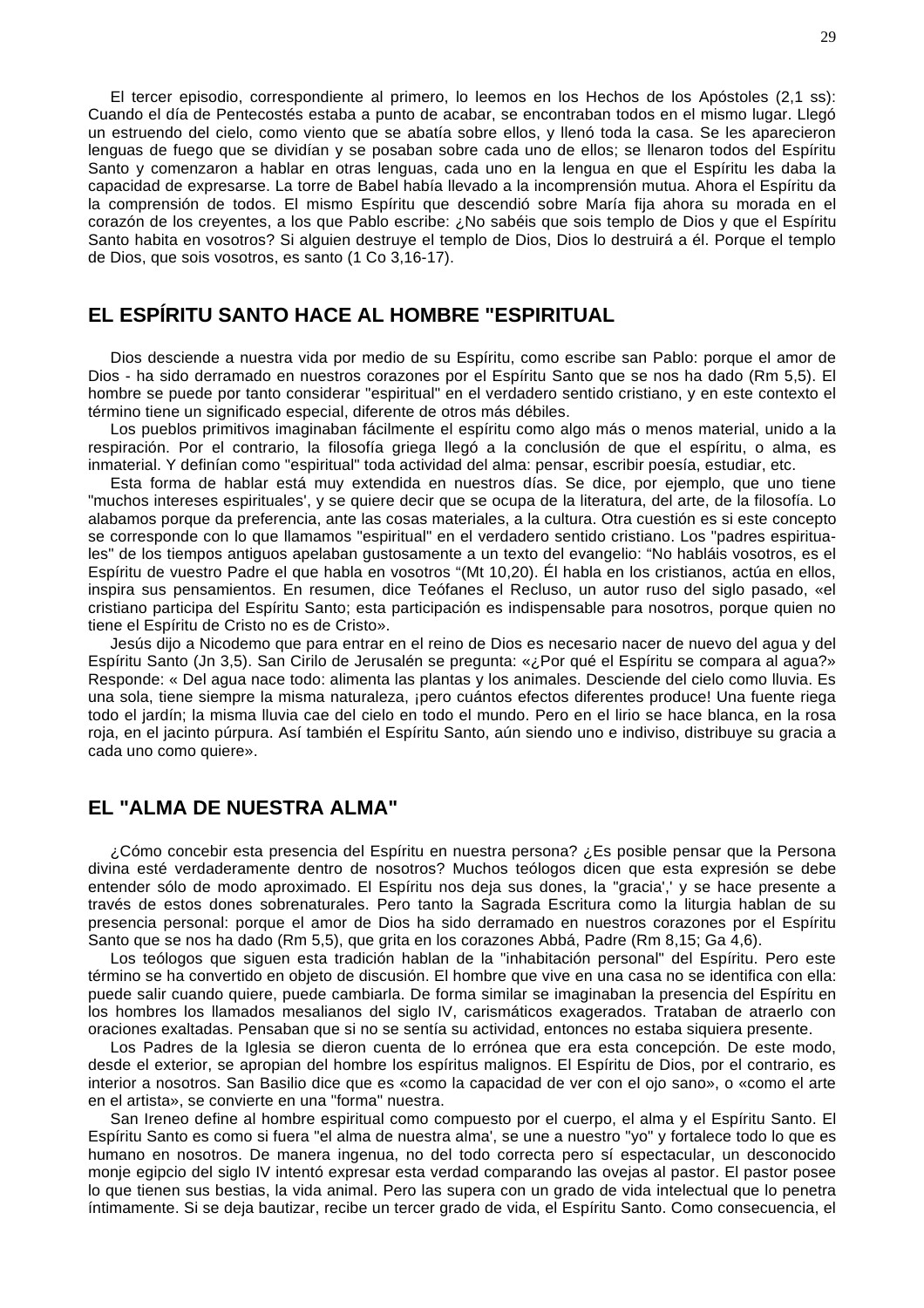El tercer episodio, correspondiente al primero, lo leemos en los Hechos de los Apóstoles (2,1 ss): Cuando el día de Pentecostés estaba a punto de acabar, se encontraban todos en el mismo lugar. Llegó un estruendo del cielo, como viento que se abatía sobre ellos, y llenó toda la casa. Se les aparecieron lenguas de fuego que se dividían y se posaban sobre cada uno de ellos; se llenaron todos del Espíritu Santo y comenzaron a hablar en otras lenguas, cada uno en la lengua en que el Espíritu les daba la capacidad de expresarse. La torre de Babel había llevado a la incomprensión mutua. Ahora el Espíritu da la comprensión de todos. El mismo Espíritu que descendió sobre María fija ahora su morada en el corazón de los creyentes, a los que Pablo escribe: ¿No sabéis que sois templo de Dios y que el Espíritu Santo habita en vosotros? Si alguien destruye el templo de Dios, Dios lo destruirá a él. Porque el templo de Dios, que sois vosotros, es santo (1 Co 3,16-17).

## EL ESPÍRITU SANTO HACE AL HOMBRE "ESPIRITUAL

Dios desciende a nuestra vida por medio de su Espíritu, como escribe san Pablo: porque el amor de Dios - ha sido derramado en nuestros corazones por el Espíritu Santo que se nos ha dado (Rm 5,5). El hombre se puede por tanto considerar "espiritual" en el verdadero sentido cristiano, y en este contexto el término tiene un significado especial, diferente de otros más débiles.

Los pueblos primitivos imaginaban fácilmente el espíritu como algo más o menos material, unido a la respiración. Por el contrario, la filosofía griega llegó a la conclusión de que el espíritu, o alma, es inmaterial. Y definían como "espiritual" toda actividad del alma: pensar, escribir poesía, estudiar, etc.

Esta forma de hablar está muy extendida en nuestros días. Se dice, por ejemplo, que uno tiene "muchos intereses espirituales', y se quiere decir que se ocupa de la literatura, del arte, de la filosofía. Lo alabamos porque da preferencia, ante las cosas materiales, a la cultura. Otra cuestión es si este concepto se corresponde con lo que llamamos "espiritual" en el verdadero sentido cristiano. Los "padres espirituales" de los tiempos antiguos apelaban gustosamente a un texto del evangelio: "No habláis vosotros, es el Espíritu de vuestro Padre el que habla en vosotros "(Mt 10,20). Él habla en los cristianos, actúa en ellos, inspira sus pensamientos. En resumen, dice Teófanes el Recluso, un autor ruso del siglo pasado, «el cristiano participa del Espíritu Santo; esta participación es indispensable para nosotros, porque quien no tiene el Espíritu de Cristo no es de Cristo».

Jesús dijo a Nicodemo que para entrar en el reino de Dios es necesario nacer de nuevo del agua y del Espíritu Santo (Jn 3,5). San Cirilo de Jerusalén se pregunta: «¿Por qué el Espíritu se compara al agua?» Responde: « Del agua nace todo: alimenta las plantas y los animales. Desciende del cielo como lluvia. Es una sola, tiene siempre la misma naturaleza, ¡pero cuántos efectos diferentes produce! Una fuente riega todo el jardín; la misma lluvia cae del cielo en todo el mundo. Pero en el lirio se hace blanca, en la rosa roja, en el jacinto púrpura. Así también el Espíritu Santo, aún siendo uno e indiviso, distribuye su gracia a cada uno como quiere».

## EL "ALMA DE NUESTRA ALMA"

¿Cómo concebir esta presencia del Espíritu en nuestra persona? ¿Es posible pensar que la Persona divina esté verdaderamente dentro de nosotros? Muchos teólogos dicen que esta expresión se debe entender sólo de modo aproximado. El Espíritu nos deja sus dones, la "gracia',' y se hace presente a través de estos dones sobrenaturales. Pero tanto la Sagrada Escritura como la liturgia hablan de su presencia personal: porque el amor de Dios ha sido derramado en nuestros corazones por el Espíritu Santo que se nos ha dado (Rm 5,5), que grita en los corazones Abbá, Padre (Rm 8,15; Ga 4,6).

Los teólogos que siguen esta tradición hablan de la "inhabitación personal" del Espíritu. Pero este término se ha convertido en objeto de discusión. El hombre que vive en una casa no se identifica con ella: puede salir cuando quiere, puede cambiarla. De forma similar se imaginaban la presencia del Espíritu en los hombres los llamados mesalianos del siglo IV, carismáticos exagerados. Trataban de atraerlo con oraciones exaltadas. Pensaban que si no se sentía su actividad, entonces no estaba siquiera presente.

Los Padres de la Iglesia se dieron cuenta de lo errónea que era esta concepción. De este modo, desde el exterior, se apropian del hombre los espíritus malignos. El Espíritu de Dios, por el contrario, es interior a nosotros. San Basilio dice que es «como la capacidad de ver con el ojo sano», o «como el arte en el artista», se convierte en una "forma" nuestra.

San Ireneo define al hombre espiritual como compuesto por el cuerpo, el alma y el Espíritu Santo. El Espíritu Santo es como si fuera "el alma de nuestra alma', se une a nuestro "yo" y fortalece todo lo que es humano en nosotros. De manera ingenua, no del todo correcta pero sí espectacular, un desconocido monje egipcio del siglo IV intentó expresar esta verdad comparando las ovejas al pastor. El pastor posee lo que tienen sus bestias, la vida animal. Pero las supera con un grado de vida intelectual que lo penetra íntimamente. Si se deja bautizar, recibe un tercer grado de vida, el Espíritu Santo. Como consecuencia, el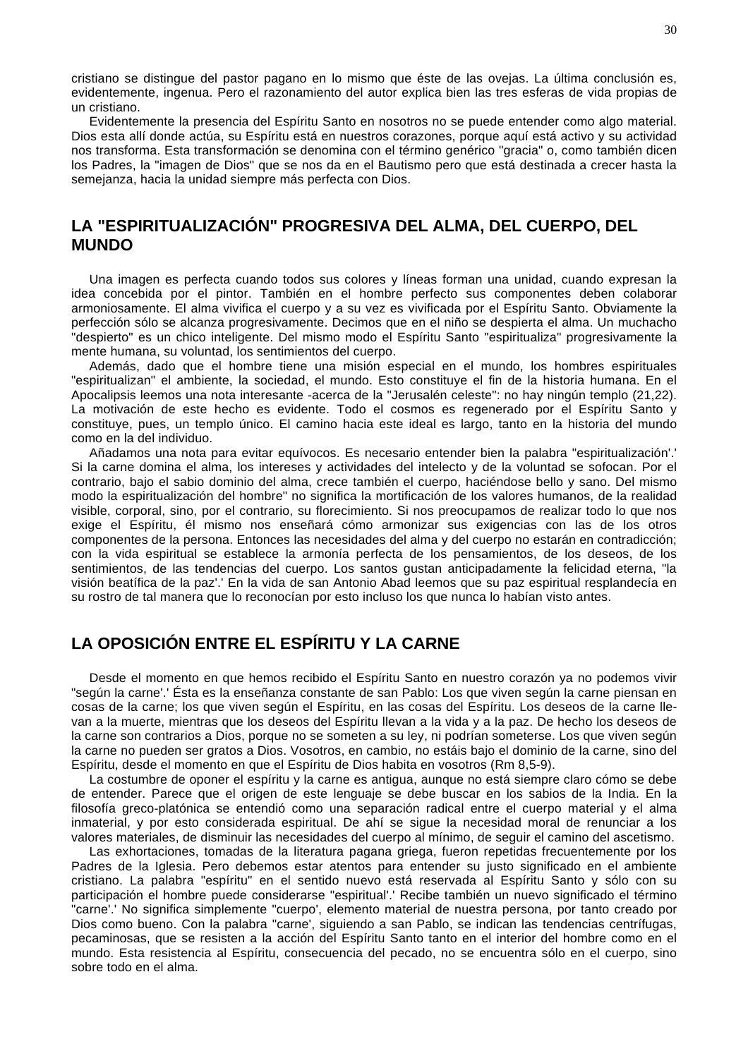cristiano se distingue del pastor pagano en lo mismo que éste de las ovejas. La última conclusión es, evidentemente, ingenua. Pero el razonamiento del autor explica bien las tres esferas de vida propias de un cristiano.

Evidentemente la presencia del Espíritu Santo en nosotros no se puede entender como algo material. Dios esta allí donde actúa, su Espíritu está en nuestros corazones, porque aquí está activo y su actividad nos transforma. Esta transformación se denomina con el término genérico "gracia" o, como también dicen los Padres, la "imagen de Dios" que se nos da en el Bautismo pero que está destinada a crecer hasta la semejanza, hacia la unidad siempre más perfecta con Dios.

## LA "ESPIRITUALIZACIÓN" PROGRESIVA DEL ALMA, DEL CUERPO, DEL MUNDO

Una imagen es perfecta cuando todos sus colores y líneas forman una unidad, cuando expresan la idea concebida por el pintor. También en el hombre perfecto sus componentes deben colaborar armoniosamente. El alma vivifica el cuerpo y a su vez es vivificada por el Espíritu Santo. Obviamente la perfección sólo se alcanza progresivamente. Decimos que en el niño se despierta el alma. Un muchacho "despierto" es un chico inteligente. Del mismo modo el Espíritu Santo "espiritualiza" progresivamente la mente humana, su voluntad, los sentimientos del cuerpo.

Además, dado que el hombre tiene una misión especial en el mundo, los hombres espirituales "espiritualizan" el ambiente, la sociedad, el mundo. Esto constituye el fin de la historia humana. En el Apocalipsis leemos una nota interesante -acerca de la "Jerusalén celeste": no hay ningún templo (21,22). La motivación de este hecho es evidente. Todo el cosmos es regenerado por el Espíritu Santo y constituye, pues, un templo único. El camino hacia este ideal es largo, tanto en la historia del mundo como en la del individuo.

Añadamos una nota para evitar equívocos. Es necesario entender bien la palabra "espiritualización'.' Si la carne domina el alma, los intereses y actividades del intelecto y de la voluntad se sofocan. Por el contrario, bajo el sabio dominio del alma, crece también el cuerpo, haciéndose bello y sano. Del mismo modo la espiritualización del hombre" no significa la mortificación de los valores humanos, de la realidad visible, corporal, sino, por el contrario, su florecimiento. Si nos preocupamos de realizar todo lo que nos exige el Espíritu, él mismo nos enseñará cómo armonizar sus exigencias con las de los otros componentes de la persona. Entonces las necesidades del alma y del cuerpo no estarán en contradicción; con la vida espiritual se establece la armonía perfecta de los pensamientos, de los deseos, de los sentimientos, de las tendencias del cuerpo. Los santos gustan anticipadamente la felicidad eterna, "la visión beatífica de la paz'.' En la vida de san Antonio Abad leemos que su paz espiritual resplandecía en su rostro de tal manera que lo reconocían por esto incluso los que nunca lo habían visto antes.

## LA OPOSICIÓN ENTRE EL ESPÍRITU Y LA CARNE

Desde el momento en que hemos recibido el Espíritu Santo en nuestro corazón ya no podemos vivir "según la carne'.' Ésta es la enseñanza constante de san Pablo: Los que viven según la carne piensan en cosas de la carne; los que viven según el Espíritu, en las cosas del Espíritu. Los deseos de la carne llevan a la muerte, mientras que los deseos del Espíritu llevan a la vida y a la paz. De hecho los deseos de la carne son contrarios a Dios, porque no se someten a su ley, ni podrían someterse. Los que viven según la carne no pueden ser gratos a Dios. Vosotros, en cambio, no estáis bajo el dominio de la carne, sino del Espíritu, desde el momento en que el Espíritu de Dios habita en vosotros (Rm 8,5-9).

La costumbre de oponer el espíritu y la carne es antigua, aunque no está siempre claro cómo se debe de entender. Parece que el origen de este lenguaje se debe buscar en los sabios de la India. En la filosofía greco-platónica se entendió como una separación radical entre el cuerpo material y el alma inmaterial, y por esto considerada espiritual. De ahí se sigue la necesidad moral de renunciar a los valores materiales, de disminuir las necesidades del cuerpo al mínimo, de seguir el camino del ascetismo.

Las exhortaciones, tomadas de la literatura pagana griega, fueron repetidas frecuentemente por los Padres de la Iglesia. Pero debemos estar atentos para entender su justo significado en el ambiente cristiano. La palabra "espíritu" en el sentido nuevo está reservada al Espíritu Santo y sólo con su participación el hombre puede considerarse "espiritual'.' Recibe también un nuevo significado el término "carne'.' No significa simplemente "cuerpo', elemento material de nuestra persona, por tanto creado por Dios como bueno. Con la palabra "carne', siguiendo a san Pablo, se indican las tendencias centrífugas, pecaminosas, que se resisten a la acción del Espíritu Santo tanto en el interior del hombre como en el mundo. Esta resistencia al Espíritu, consecuencia del pecado, no se encuentra sólo en el cuerpo, sino sobre todo en el alma.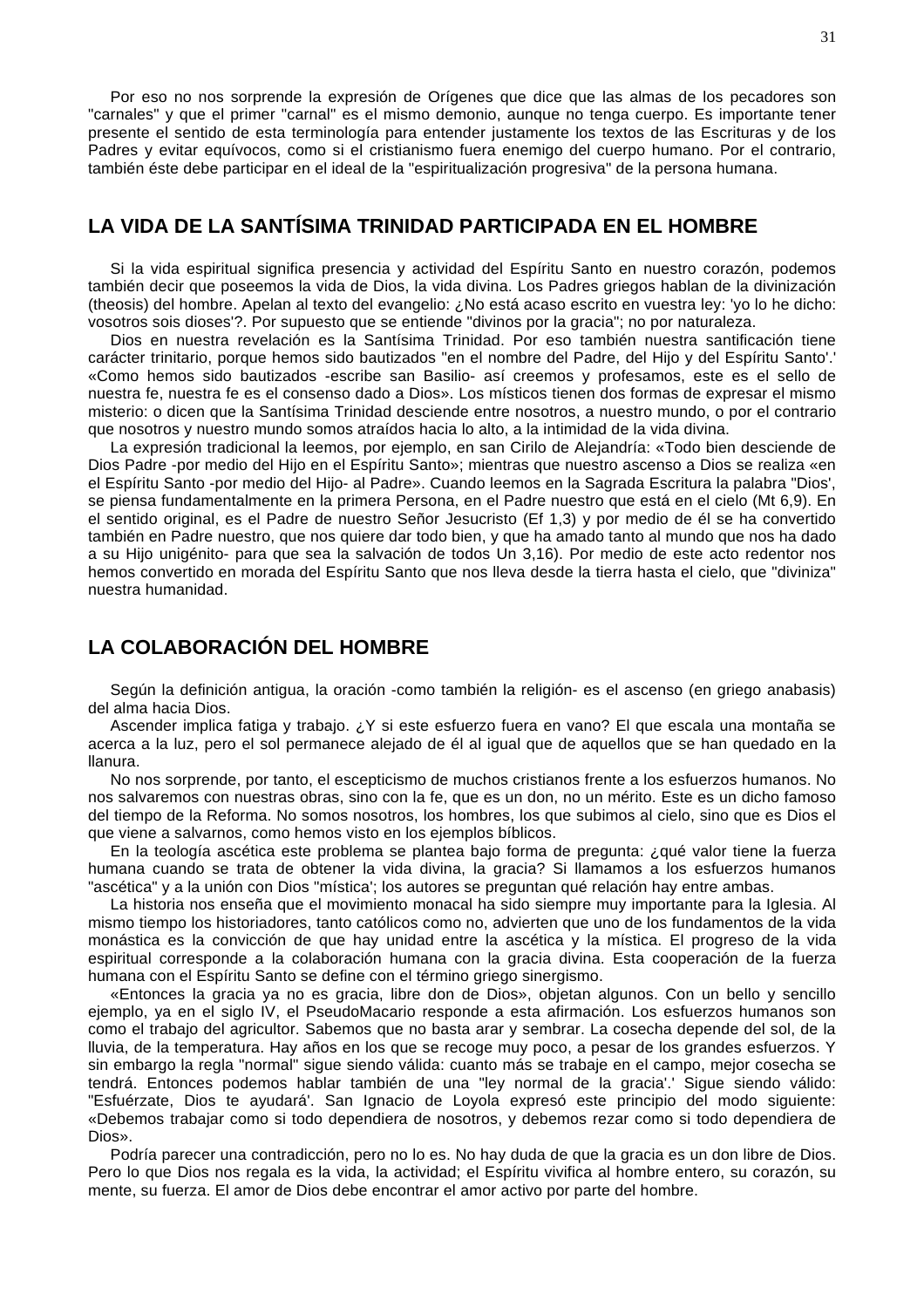Por eso no nos sorprende la expresión de Orígenes que dice que las almas de los pecadores son "carnales" y que el primer "carnal" es el mismo demonio, aunque no tenga cuerpo. Es importante tener presente el sentido de esta terminología para entender justamente los textos de las Escrituras y de los Padres y evitar equívocos, como si el cristianismo fuera enemigo del cuerpo humano. Por el contrario, también éste debe participar en el ideal de la "espiritualización progresiva" de la persona humana.

## LA VIDA DE LA SANTÍSIMA TRINIDAD PARTICIPADA EN EL HOMBRE

Si la vida espiritual significa presencia y actividad del Espíritu Santo en nuestro corazón, podemos también decir que poseemos la vida de Dios, la vida divina. Los Padres griegos hablan de la divinización (theosis) del hombre. Apelan al texto del evangelio: ¿No está acaso escrito en vuestra ley: 'yo lo he dicho: vosotros sois dioses'?. Por supuesto que se entiende "divinos por la gracia"; no por naturaleza.

Dios en nuestra revelación es la Santísima Trinidad. Por eso también nuestra santificación tiene carácter trinitario, porque hemos sido bautizados "en el nombre del Padre, del Hijo y del Espíritu Santo'.' «Como hemos sido bautizados -escribe san Basilio- así creemos y profesamos, este es el sello de nuestra fe, nuestra fe es el consenso dado a Dios». Los místicos tienen dos formas de expresar el mismo misterio: o dicen que la Santísima Trinidad desciende entre nosotros, a nuestro mundo, o por el contrario que nosotros y nuestro mundo somos atraídos hacia lo alto, a la intimidad de la vida divina.

La expresión tradicional la leemos, por ejemplo, en san Cirilo de Alejandría: «Todo bien desciende de Dios Padre -por medio del Hijo en el Espíritu Santo»; mientras que nuestro ascenso a Dios se realiza «en el Espíritu Santo -por medio del Hijo- al Padre». Cuando leemos en la Sagrada Escritura la palabra "Dios', se piensa fundamentalmente en la primera Persona, en el Padre nuestro que está en el cielo (Mt 6,9). En el sentido original, es el Padre de nuestro Señor Jesucristo (Ef 1,3) y por medio de él se ha convertido también en Padre nuestro, que nos quiere dar todo bien, y que ha amado tanto al mundo que nos ha dado a su Hijo unigénito- para que sea la salvación de todos Un 3,16). Por medio de este acto redentor nos hemos convertido en morada del Espíritu Santo que nos lleva desde la tierra hasta el cielo, que "diviniza" nuestra humanidad.

## LA COLABORACIÓN DEL HOMBRE

Según la definición antigua, la oración -como también la religión- es el ascenso (en griego anabasis) del alma hacia Dios.

Ascender implica fatiga y trabajo. ¿Y si este esfuerzo fuera en vano? El que escala una montaña se acerca a la luz, pero el sol permanece alejado de él al igual que de aquellos que se han quedado en la llanura.

No nos sorprende, por tanto, el escepticismo de muchos cristianos frente a los esfuerzos humanos. No nos salvaremos con nuestras obras, sino con la fe, que es un don, no un mérito. Este es un dicho famoso del tiempo de la Reforma. No somos nosotros, los hombres, los que subimos al cielo, sino que es Dios el que viene a salvarnos, como hemos visto en los ejemplos bíblicos.

En la teología ascética este problema se plantea bajo forma de pregunta: ¿qué valor tiene la fuerza humana cuando se trata de obtener la vida divina, la gracia? Si llamamos a los esfuerzos humanos "ascética" y a la unión con Dios "mística'; los autores se preguntan qué relación hay entre ambas.

La historia nos enseña que el movimiento monacal ha sido siempre muy importante para la Iglesia. Al mismo tiempo los historiadores, tanto católicos como no, advierten que uno de los fundamentos de la vida monástica es la convicción de que hay unidad entre la ascética y la mística. El progreso de la vida espiritual corresponde a la colaboración humana con la gracia divina. Esta cooperación de la fuerza humana con el Espíritu Santo se define con el término griego sinergismo.

«Entonces la gracia ya no es gracia, libre don de Dios», objetan algunos. Con un bello y sencillo ejemplo, ya en el siglo IV, el PseudoMacario responde a esta afirmación. Los esfuerzos humanos son como el trabajo del agricultor. Sabemos que no basta arar y sembrar. La cosecha depende del sol, de la lluvia, de la temperatura. Hay años en los que se recoge muy poco, a pesar de los grandes esfuerzos. Y sin embargo la regla "normal" sigue siendo válida: cuanto más se trabaje en el campo, mejor cosecha se tendrá. Entonces podemos hablar también de una "ley normal de la gracia'.' Sigue siendo válido: "Esfuérzate, Dios te ayudará'. San Ignacio de Loyola expresó este principio del modo siguiente: «Debemos trabajar como si todo dependiera de nosotros, y debemos rezar como si todo dependiera de Dios».

Podría parecer una contradicción, pero no lo es. No hay duda de que la gracia es un don libre de Dios. Pero lo que Dios nos regala es la vida, la actividad; el Espíritu vivifica al hombre entero, su corazón, su mente, su fuerza. El amor de Dios debe encontrar el amor activo por parte del hombre.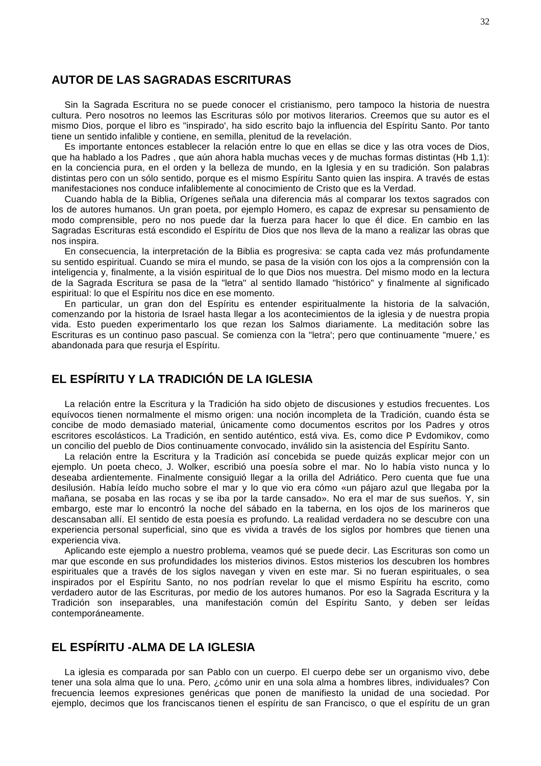## AUTOR DE LAS SAGRADAS ESCRITURAS

Sin la Sagrada Escritura no se puede conocer el cristianismo, pero tampoco la historia de nuestra cultura. Pero nosotros no leemos las Escrituras sólo por motivos literarios. Creemos que su autor es el mismo Dios, porque el libro es "inspirado', ha sido escrito bajo la influencia del Espíritu Santo. Por tanto tiene un sentido infalible y contiene, en semilla, plenitud de la revelación.

Es importante entonces establecer la relación entre lo que en ellas se dice y las otra voces de Dios, que ha hablado a los Padres , que aún ahora habla muchas veces y de muchas formas distintas (Hb 1,1): en la conciencia pura, en el orden y la belleza de mundo, en la Iglesia y en su tradición. Son palabras distintas pero con un sólo sentido, porque es el mismo Espíritu Santo quien las inspira. A través de estas manifestaciones nos conduce infaliblemente al conocimiento de Cristo que es la Verdad.

Cuando habla de la Biblia, Orígenes señala una diferencia más al comparar los textos sagrados con los de autores humanos. Un gran poeta, por ejemplo Homero, es capaz de expresar su pensamiento de modo comprensible, pero no nos puede dar la fuerza para hacer lo que él dice. En cambio en las Sagradas Escrituras está escondido el Espíritu de Dios que nos lleva de la mano a realizar las obras que nos inspira.

En consecuencia, la interpretación de la Biblia es progresiva: se capta cada vez más profundamente su sentido espiritual. Cuando se mira el mundo, se pasa de la visión con los ojos a la comprensión con la inteligencia y, finalmente, a la visión espiritual de lo que Dios nos muestra. Del mismo modo en la lectura de la Sagrada Escritura se pasa de la "letra" al sentido llamado "histórico" y finalmente al significado espiritual: lo que el Espíritu nos dice en ese momento.

En particular, un gran don del Espíritu es entender espiritualmente la historia de la salvación, comenzando por la historia de Israel hasta llegar a los acontecimientos de la iglesia y de nuestra propia vida. Esto pueden experimentarlo los que rezan los Salmos diariamente. La meditación sobre las Escrituras es un continuo paso pascual. Se comienza con la "letra'; pero que continuamente "muere,' es abandonada para que resurja el Espíritu.

## EL ESPÍRITU Y LA TRADICIÓN DE LA IGLESIA

La relación entre la Escritura y la Tradición ha sido objeto de discusiones y estudios frecuentes. Los equívocos tienen normalmente el mismo origen: una noción incompleta de la Tradición, cuando ésta se concibe de modo demasiado material, únicamente como documentos escritos por los Padres y otros escritores escolásticos. La Tradición, en sentido auténtico, está viva. Es, como dice P Evdomikov, como un concilio del pueblo de Dios continuamente convocado, inválido sin la asistencia del Espíritu Santo.

La relación entre la Escritura y la Tradición así concebida se puede quizás explicar mejor con un ejemplo. Un poeta checo, J. Wolker, escribió una poesía sobre el mar. No lo había visto nunca y lo deseaba ardientemente. Finalmente consiguió llegar a la orilla del Adriático. Pero cuenta que fue una desilusión. Había leído mucho sobre el mar y lo que vio era cómo «un pájaro azul que llegaba por la mañana, se posaba en las rocas y se iba por la tarde cansado». No era el mar de sus sueños. Y, sin embargo, este mar lo encontró la noche del sábado en la taberna, en los ojos de los marineros que descansaban allí. El sentido de esta poesía es profundo. La realidad verdadera no se descubre con una experiencia personal superficial, sino que es vivida a través de los siglos por hombres que tienen una experiencia viva.

Aplicando este ejemplo a nuestro problema, veamos qué se puede decir. Las Escrituras son como un mar que esconde en sus profundidades los misterios divinos. Estos misterios los descubren los hombres espirituales que a través de los siglos navegan y viven en este mar. Si no fueran espirituales, o sea inspirados por el Espíritu Santo, no nos podrían revelar lo que el mismo Espíritu ha escrito, como verdadero autor de las Escrituras, por medio de los autores humanos. Por eso la Sagrada Escritura y la Tradición son inseparables, una manifestación común del Espíritu Santo, y deben ser leídas contemporáneamente.

## EL ESPÍRITU -ALMA DE LA IGLESIA

La iglesia es comparada por san Pablo con un cuerpo. El cuerpo debe ser un organismo vivo, debe tener una sola alma que lo una. Pero, ¿cómo unir en una sola alma a hombres libres, individuales? Con frecuencia leemos expresiones genéricas que ponen de manifiesto la unidad de una sociedad. Por ejemplo, decimos que los franciscanos tienen el espíritu de san Francisco, o que el espíritu de un gran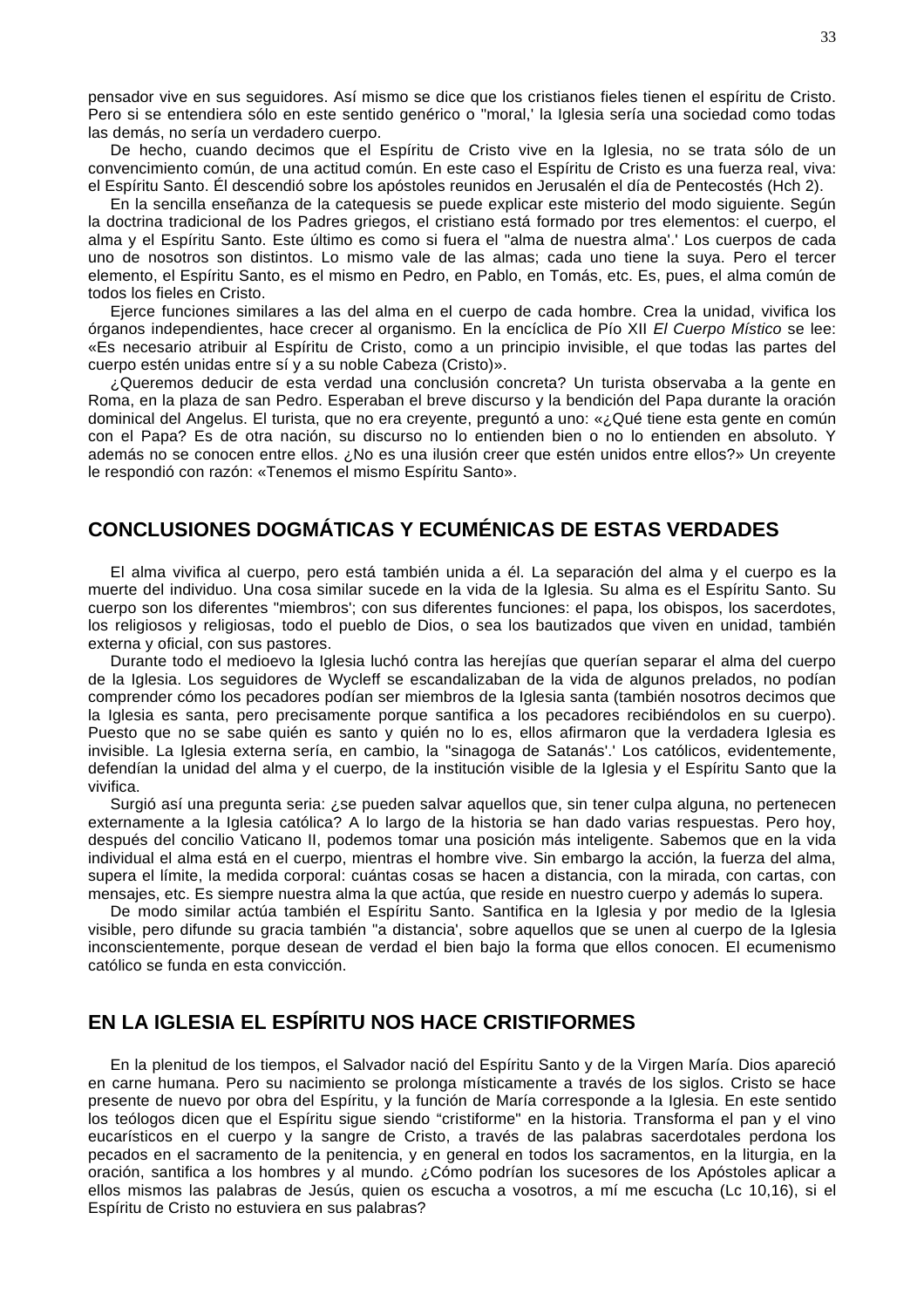pensador vive en sus seguidores. Así mismo se dice que los cristianos fieles tienen el espíritu de Cristo. Pero si se entendiera sólo en este sentido genérico o "moral,' la Iglesia sería una sociedad como todas las demás, no sería un verdadero cuerpo.

De hecho, cuando decimos que el Espíritu de Cristo vive en la Iglesia, no se trata sólo de un convencimiento común, de una actitud común. En este caso el Espíritu de Cristo es una fuerza real, viva: el Espíritu Santo. Él descendió sobre los apóstoles reunidos en Jerusalén el día de Pentecostés (Hch 2).

En la sencilla enseñanza de la catequesis se puede explicar este misterio del modo siguiente. Según la doctrina tradicional de los Padres griegos, el cristiano está formado por tres elementos: el cuerpo, el alma y el Espíritu Santo. Este último es como si fuera el "alma de nuestra alma'.' Los cuerpos de cada uno de nosotros son distintos. Lo mismo vale de las almas; cada uno tiene la suya. Pero el tercer elemento, el Espíritu Santo, es el mismo en Pedro, en Pablo, en Tomás, etc. Es, pues, el alma común de todos los fieles en Cristo.

Ejerce funciones similares a las del alma en el cuerpo de cada hombre. Crea la unidad, vivifica los órganos independientes, hace crecer al organismo. En la encíclica de Pío XII *El Cuerpo Místico* se lee: «Es necesario atribuir al Espíritu de Cristo, como a un principio invisible, el que todas las partes del cuerpo estén unidas entre sí y a su noble Cabeza (Cristo)».

¿Queremos deducir de esta verdad una conclusión concreta? Un turista observaba a la gente en Roma, en la plaza de san Pedro. Esperaban el breve discurso y la bendición del Papa durante la oración dominical del Angelus. El turista, que no era creyente, preguntó a uno: «¿Qué tiene esta gente en común con el Papa? Es de otra nación, su discurso no lo entienden bien o no lo entienden en absoluto. Y además no se conocen entre ellos. ¿No es una ilusión creer que estén unidos entre ellos?» Un creyente le respondió con razón: «Tenemos el mismo Espíritu Santo».

## CONCLUSIONES DOGMÁTICAS Y ECUMÉNICAS DE ESTAS VERDADES

El alma vivifica al cuerpo, pero está también unida a él. La separación del alma y el cuerpo es la muerte del individuo. Una cosa similar sucede en la vida de la Iglesia. Su alma es el Espíritu Santo. Su cuerpo son los diferentes "miembros'; con sus diferentes funciones: el papa, los obispos, los sacerdotes, los religiosos y religiosas, todo el pueblo de Dios, o sea los bautizados que viven en unidad, también externa y oficial, con sus pastores.

Durante todo el medioevo la Iglesia luchó contra las herejías que querían separar el alma del cuerpo de la Iglesia. Los seguidores de Wycleff se escandalizaban de la vida de algunos prelados, no podían comprender cómo los pecadores podían ser miembros de la Iglesia santa (también nosotros decimos que la Iglesia es santa, pero precisamente porque santifica a los pecadores recibiéndolos en su cuerpo). Puesto que no se sabe quién es santo y quién no lo es, ellos afirmaron que la verdadera Iglesia es invisible. La Iglesia externa sería, en cambio, la "sinagoga de Satanás'.' Los católicos, evidentemente, defendían la unidad del alma y el cuerpo, de la institución visible de la Iglesia y el Espíritu Santo que la vivifica.

Surgió así una pregunta seria: ¿se pueden salvar aquellos que, sin tener culpa alguna, no pertenecen externamente a la Iglesia católica? A lo largo de la historia se han dado varias respuestas. Pero hoy, después del concilio Vaticano II, podemos tomar una posición más inteligente. Sabemos que en la vida individual el alma está en el cuerpo, mientras el hombre vive. Sin embargo la acción, la fuerza del alma, supera el límite, la medida corporal: cuántas cosas se hacen a distancia, con la mirada, con cartas, con mensajes, etc. Es siempre nuestra alma la que actúa, que reside en nuestro cuerpo y además lo supera.

De modo similar actúa también el Espíritu Santo. Santifica en la Iglesia y por medio de la Iglesia visible, pero difunde su gracia también "a distancia', sobre aquellos que se unen al cuerpo de la Iglesia inconscientemente, porque desean de verdad el bien bajo la forma que ellos conocen. El ecumenismo católico se funda en esta convicción.

## EN LA IGLESIA EL ESPÍRITU NOS HACE CRISTIFORMES

En la plenitud de los tiempos, el Salvador nació del Espíritu Santo y de la Virgen María. Dios apareció en carne humana. Pero su nacimiento se prolonga místicamente a través de los siglos. Cristo se hace presente de nuevo por obra del Espíritu, y la función de María corresponde a la Iglesia. En este sentido los teólogos dicen que el Espíritu sigue siendo "cristiforme" en la historia. Transforma el pan y el vino eucarísticos en el cuerpo y la sangre de Cristo, a través de las palabras sacerdotales perdona los pecados en el sacramento de la penitencia, y en general en todos los sacramentos, en la liturgia, en la oración, santifica a los hombres y al mundo. ¿Cómo podrían los sucesores de los Apóstoles aplicar a ellos mismos las palabras de Jesús, quien os escucha a vosotros, a mí me escucha (Lc 10,16), si el Espíritu de Cristo no estuviera en sus palabras?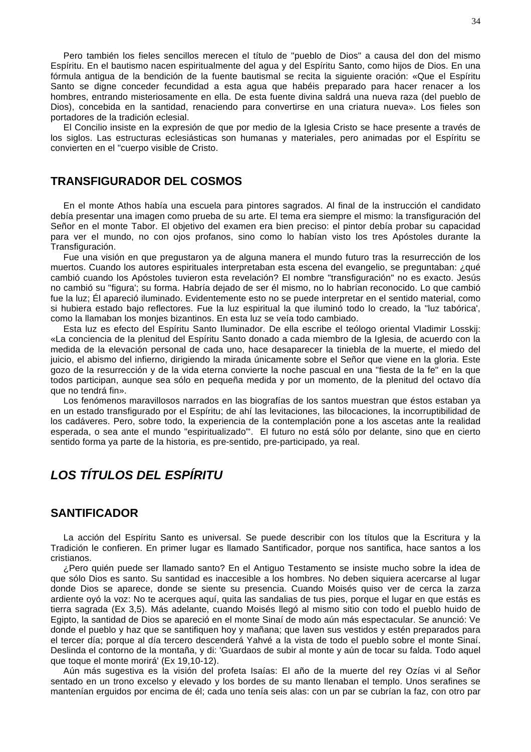Pero también los fieles sencillos merecen el título de "pueblo de Dios" a causa del don del mismo Espíritu. En el bautismo nacen espiritualmente del agua y del Espíritu Santo, como hijos de Dios. En una fórmula antigua de la bendición de la fuente bautismal se recita la siguiente oración: «Que el Espíritu Santo se digne conceder fecundidad a esta agua que habéis preparado para hacer renacer a los hombres, entrando misteriosamente en ella. De esta fuente divina saldrá una nueva raza (del pueblo de Dios), concebida en la santidad, renaciendo para convertirse en una criatura nueva». Los fieles son portadores de la tradición eclesial.

El Concilio insiste en la expresión de que por medio de la Iglesia Cristo se hace presente a través de los siglos. Las estructuras eclesiásticas son humanas y materiales, pero animadas por el Espíritu se convierten en el "cuerpo visible de Cristo.

## TRANSFIGURADOR DEL COSMOS

En el monte Athos había una escuela para pintores sagrados. Al final de la instrucción el candidato debía presentar una imagen como prueba de su arte. El tema era siempre el mismo: la transfiguración del Señor en el monte Tabor. El objetivo del examen era bien preciso: el pintor debía probar su capacidad para ver el mundo, no con ojos profanos, sino como lo habían visto los tres Apóstoles durante la Transfiguración.

Fue una visión en que pregustaron ya de alguna manera el mundo futuro tras la resurrección de los muertos. Cuando los autores espirituales interpretaban esta escena del evangelio, se preguntaban: ¿qué cambió cuando los Apóstoles tuvieron esta revelación? El nombre "transfiguración" no es exacto. Jesús no cambió su "figura'; su forma. Habría dejado de ser él mismo, no lo habrían reconocido. Lo que cambió fue la luz; Él apareció iluminado. Evidentemente esto no se puede interpretar en el sentido material, como si hubiera estado bajo reflectores. Fue la luz espiritual la que iluminó todo lo creado, la "luz tabórica', como la llamaban los monjes bizantinos. En esta luz se veía todo cambiado.

Esta luz es efecto del Espíritu Santo Iluminador. De ella escribe el teólogo oriental Vladimir Losskij: «La conciencia de la plenitud del Espíritu Santo donado a cada miembro de la Iglesia, de acuerdo con la medida de la elevación personal de cada uno, hace desaparecer la tiniebla de la muerte, el miedo del juicio, el abismo del infierno, dirigiendo la mirada únicamente sobre el Señor que viene en la gloria. Este gozo de la resurrección y de la vida eterna convierte la noche pascual en una "fiesta de la fe" en la que todos participan, aunque sea sólo en pequeña medida y por un momento, de la plenitud del octavo día que no tendrá fin».

Los fenómenos maravillosos narrados en las biografías de los santos muestran que éstos estaban ya en un estado transfigurado por el Espíritu; de ahí las levitaciones, las bilocaciones, la incorruptibilidad de los cadáveres. Pero, sobre todo, la experiencia de la contemplación pone a los ascetas ante la realidad esperada, o sea ante el mundo "espiritualizado"'. El futuro no está sólo por delante, sino que en cierto sentido forma ya parte de la historia, es pre-sentido, pre-participado, ya real.

# *LOS TÍTULOS DEL ESPÍRITU*

## SANTIFICADOR

La acción del Espíritu Santo es universal. Se puede describir con los títulos que la Escritura y la Tradición le confieren. En primer lugar es llamado Santificador, porque nos santifica, hace santos a los cristianos.

¿Pero quién puede ser llamado santo? En el Antiguo Testamento se insiste mucho sobre la idea de que sólo Dios es santo. Su santidad es inaccesible a los hombres. No deben siquiera acercarse al lugar donde Dios se aparece, donde se siente su presencia. Cuando Moisés quiso ver de cerca la zarza ardiente oyó la voz: No te acerques aquí, quita las sandalias de tus pies, porque el lugar en que estás es tierra sagrada (Ex 3,5). Más adelante, cuando Moisés llegó al mismo sitio con todo el pueblo huido de Egipto, la santidad de Dios se apareció en el monte Sinaí de modo aún más espectacular. Se anunció: Ve donde el pueblo y haz que se santifiquen hoy y mañana; que laven sus vestidos y estén preparados para el tercer día; porque al día tercero descenderá Yahvé a la vista de todo el pueblo sobre el monte Sinaí. Deslinda el contorno de la montaña, y di: 'Guardaos de subir al monte y aún de tocar su falda. Todo aquel que toque el monte morirá' (Ex 19,10-12).

Aún más sugestiva es la visión del profeta Isaías: El año de la muerte del rey Ozías vi al Señor sentado en un trono excelso y elevado y los bordes de su manto llenaban el templo. Unos serafines se mantenían erguidos por encima de él; cada uno tenía seis alas: con un par se cubrían la faz, con otro par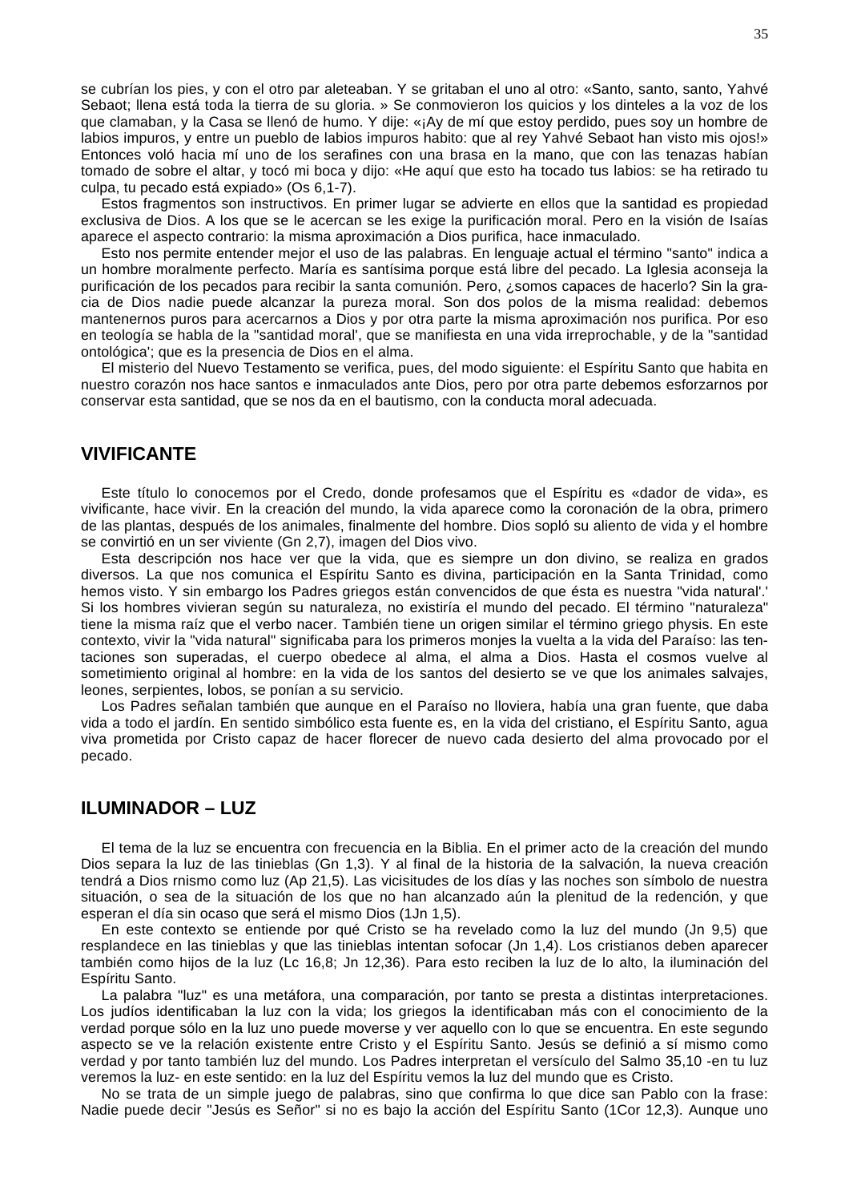se cubrían los pies, y con el otro par aleteaban. Y se gritaban el uno al otro: «Santo, santo, santo, Yahvé Sebaot; llena está toda la tierra de su gloria. » Se conmovieron los quicios y los dinteles a la voz de los que clamaban, y la Casa se llenó de humo. Y dije: «¡Ay de mí que estoy perdido, pues soy un hombre de labios impuros, y entre un pueblo de labios impuros habito: que al rey Yahvé Sebaot han visto mis ojos!» Entonces voló hacia mí uno de los serafines con una brasa en la mano, que con las tenazas habían tomado de sobre el altar, y tocó mi boca y dijo: «He aquí que esto ha tocado tus labios: se ha retirado tu culpa, tu pecado está expiado» (Os 6,1-7).

Estos fragmentos son instructivos. En primer lugar se advierte en ellos que la santidad es propiedad exclusiva de Dios. A los que se le acercan se les exige la purificación moral. Pero en la visión de Isaías aparece el aspecto contrario: la misma aproximación a Dios purifica, hace inmaculado.

Esto nos permite entender mejor el uso de las palabras. En lenguaje actual el término "santo" indica a un hombre moralmente perfecto. María es santísima porque está libre del pecado. La Iglesia aconseja la purificación de los pecados para recibir la santa comunión. Pero, ¿somos capaces de hacerlo? Sin la gracia de Dios nadie puede alcanzar la pureza moral. Son dos polos de la misma realidad: debemos mantenernos puros para acercarnos a Dios y por otra parte la misma aproximación nos purifica. Por eso en teología se habla de la "santidad moral', que se manifiesta en una vida irreprochable, y de la "santidad ontológica'; que es la presencia de Dios en el alma.

El misterio del Nuevo Testamento se verifica, pues, del modo siguiente: el Espíritu Santo que habita en nuestro corazón nos hace santos e inmaculados ante Dios, pero por otra parte debemos esforzarnos por conservar esta santidad, que se nos da en el bautismo, con la conducta moral adecuada.

## VIVIFICANTE

Este título lo conocemos por el Credo, donde profesamos que el Espíritu es «dador de vida», es vivificante, hace vivir. En la creación del mundo, la vida aparece como la coronación de la obra, primero de las plantas, después de los animales, finalmente del hombre. Dios sopló su aliento de vida y el hombre se convirtió en un ser viviente (Gn 2,7), imagen del Dios vivo.

Esta descripción nos hace ver que la vida, que es siempre un don divino, se realiza en grados diversos. La que nos comunica el Espíritu Santo es divina, participación en la Santa Trinidad, como hemos visto. Y sin embargo los Padres griegos están convencidos de que ésta es nuestra "vida natural'.' Si los hombres vivieran según su naturaleza, no existiría el mundo del pecado. El término "naturaleza" tiene la misma raíz que el verbo nacer. También tiene un origen similar el término griego physis. En este contexto, vivir la "vida natural" significaba para los primeros monjes la vuelta a la vida del Paraíso: las tentaciones son superadas, el cuerpo obedece al alma, el alma a Dios. Hasta el cosmos vuelve al sometimiento original al hombre: en la vida de los santos del desierto se ve que los animales salvajes, leones, serpientes, lobos, se ponían a su servicio.

Los Padres señalan también que aunque en el Paraíso no lloviera, había una gran fuente, que daba vida a todo el jardín. En sentido simbólico esta fuente es, en la vida del cristiano, el Espíritu Santo, agua viva prometida por Cristo capaz de hacer florecer de nuevo cada desierto del alma provocado por el pecado.

## ILUMINADOR – LUZ

El tema de la luz se encuentra con frecuencia en la Biblia. En el primer acto de la creación del mundo Dios separa la luz de las tinieblas (Gn 1,3). Y al final de la historia de la salvación, la nueva creación tendrá a Dios rnismo como luz (Ap 21,5). Las vicisitudes de los días y las noches son símbolo de nuestra situación, o sea de la situación de los que no han alcanzado aún la plenitud de la redención, y que esperan el día sin ocaso que será el mismo Dios (1Jn 1,5).

En este contexto se entiende por qué Cristo se ha revelado como la luz del mundo (Jn 9,5) que resplandece en las tinieblas y que las tinieblas intentan sofocar (Jn 1,4). Los cristianos deben aparecer también como hijos de la luz (Lc 16,8; Jn 12,36). Para esto reciben la luz de lo alto, la iluminación del Espíritu Santo.

La palabra "luz" es una metáfora, una comparación, por tanto se presta a distintas interpretaciones. Los judíos identificaban la luz con la vida; los griegos la identificaban más con el conocimiento de la verdad porque sólo en la luz uno puede moverse y ver aquello con lo que se encuentra. En este segundo aspecto se ve la relación existente entre Cristo y el Espíritu Santo. Jesús se definió a sí mismo como verdad y por tanto también luz del mundo. Los Padres interpretan el versículo del Salmo 35,10 -en tu luz veremos la luz- en este sentido: en la luz del Espíritu vemos la luz del mundo que es Cristo.

No se trata de un simple juego de palabras, sino que confirma lo que dice san Pablo con la frase: Nadie puede decir "Jesús es Señor" si no es bajo la acción del Espíritu Santo (1Cor 12,3). Aunque uno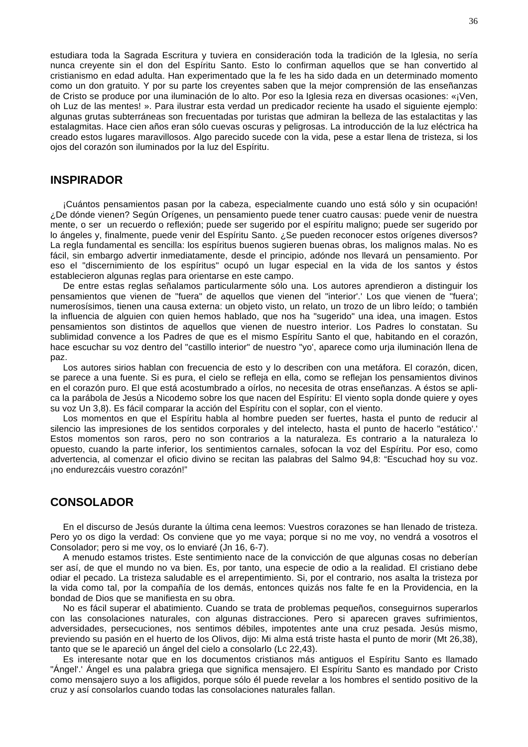estudiara toda la Sagrada Escritura y tuviera en consideración toda la tradición de la Iglesia, no sería nunca creyente sin el don del Espíritu Santo. Esto lo confirman aquellos que se han convertido al cristianismo en edad adulta. Han experimentado que la fe les ha sido dada en un determinado momento como un don gratuito. Y por su parte los creyentes saben que la mejor comprensión de las enseñanzas de Cristo se produce por una iluminación de lo alto. Por eso la Iglesia reza en diversas ocasiones: «¡Ven, oh Luz de las mentes! ». Para ilustrar esta verdad un predicador reciente ha usado el siguiente ejemplo: algunas grutas subterráneas son frecuentadas por turistas que admiran la belleza de las estalactitas y las estalagmitas. Hace cien años eran sólo cuevas oscuras y peligrosas. La introducción de la luz eléctrica ha creado estos lugares maravillosos. Algo parecido sucede con la vida, pese a estar llena de tristeza, si los ojos del corazón son iluminados por la luz del Espíritu.

## INSPIRADOR

¡Cuántos pensamientos pasan por la cabeza, especialmente cuando uno está sólo y sin ocupación! ¿De dónde vienen? Según Orígenes, un pensamiento puede tener cuatro causas: puede venir de nuestra mente, o ser un recuerdo o reflexión; puede ser sugerido por el espíritu maligno; puede ser sugerido por lo ángeles y, finalmente, puede venir del Espíritu Santo. ¿Se pueden reconocer estos orígenes diversos? La regla fundamental es sencilla: los espíritus buenos sugieren buenas obras, los malignos malas. No es fácil, sin embargo advertir inmediatamente, desde el principio, adónde nos llevará un pensamiento. Por eso el "discernimiento de los espíritus" ocupó un lugar especial en la vida de los santos y éstos establecieron algunas reglas para orientarse en este campo.

De entre estas reglas señalamos particularmente sólo una. Los autores aprendieron a distinguir los pensamientos que vienen de "fuera" de aquellos que vienen del "interior'.' Los que vienen de "fuera'; numerosísimos, tienen una causa externa: un objeto visto, un relato, un trozo de un libro leído; o también la influencia de alguien con quien hemos hablado, que nos ha "sugerido" una idea, una imagen. Estos pensamientos son distintos de aquellos que vienen de nuestro interior. Los Padres lo constatan. Su sublimidad convence a los Padres de que es el mismo Espíritu Santo el que, habitando en el corazón, hace escuchar su voz dentro del "castillo interior" de nuestro "yo', aparece como urja iluminación llena de paz.

Los autores sirios hablan con frecuencia de esto y lo describen con una metáfora. El corazón, dicen, se parece a una fuente. Si es pura, el cielo se refleja en ella, como se reflejan los pensamientos divinos en el corazón puro. El que está acostumbrado a oírlos, no necesita de otras enseñanzas. A éstos se aplica la parábola de Jesús a Nicodemo sobre los que nacen del Espíritu: El viento sopla donde quiere y oyes su voz Un 3,8). Es fácil comparar la acción del Espíritu con el soplar, con el viento.

Los momentos en que el Espíritu habla al hombre pueden ser fuertes, hasta el punto de reducir al silencio las impresiones de los sentidos corporales y del intelecto, hasta el punto de hacerlo "estático'.' Estos momentos son raros, pero no son contrarios a la naturaleza. Es contrario a la naturaleza lo opuesto, cuando la parte inferior, los sentimientos carnales, sofocan la voz del Espíritu. Por eso, como advertencia, al comenzar el oficio divino se recitan las palabras del Salmo 94,8: "Escuchad hoy su voz. ¡no endurezcáis vuestro corazón!"

## CONSOLADOR

En el discurso de Jesús durante la última cena leemos: Vuestros corazones se han llenado de tristeza. Pero yo os digo la verdad: Os conviene que yo me vaya; porque si no me voy, no vendrá a vosotros el Consolador; pero si me voy, os lo enviaré (Jn 16, 6-7).

A menudo estamos tristes. Este sentimiento nace de la convicción de que algunas cosas no deberían ser así, de que el mundo no va bien. Es, por tanto, una especie de odio a la realidad. El cristiano debe odiar el pecado. La tristeza saludable es el arrepentimiento. Si, por el contrario, nos asalta la tristeza por la vida como tal, por la compañía de los demás, entonces quizás nos falte fe en la Providencia, en la bondad de Dios que se manifiesta en su obra.

No es fácil superar el abatimiento. Cuando se trata de problemas pequeños, conseguirnos superarlos con las consolaciones naturales, con algunas distracciones. Pero si aparecen graves sufrimientos, adversidades, persecuciones, nos sentimos débiles, impotentes ante una cruz pesada. Jesús mismo, previendo su pasión en el huerto de los Olivos, dijo: Mi alma está triste hasta el punto de morir (Mt 26,38), tanto que se le apareció un ángel del cielo a consolarlo (Lc 22,43).

Es interesante notar que en los documentos cristianos más antiguos el Espíritu Santo es llamado "Ángel'.' Ángel es una palabra griega que significa mensajero. El Espíritu Santo es mandado por Cristo como mensajero suyo a los afligidos, porque sólo él puede revelar a los hombres el sentido positivo de la cruz y así consolarlos cuando todas las consolaciones naturales fallan.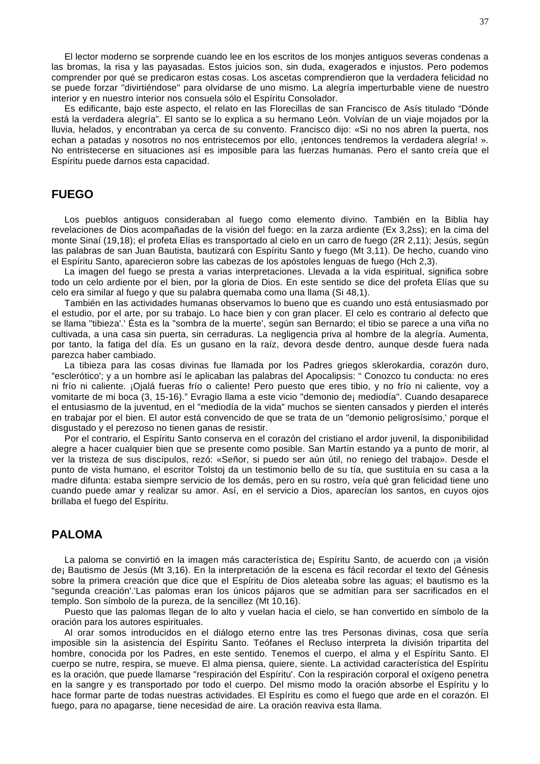El lector moderno se sorprende cuando lee en los escritos de los monjes antiguos severas condenas a las bromas, la risa y las payasadas. Estos juicios son, sin duda, exagerados e injustos. Pero podemos comprender por qué se predicaron estas cosas. Los ascetas comprendieron que la verdadera felicidad no se puede forzar "divirtiéndose" para olvidarse de uno mismo. La alegría imperturbable viene de nuestro interior y en nuestro interior nos consuela sólo el Espíritu Consolador.

Es edificante, bajo este aspecto, el relato en las Florecillas de san Francisco de Asís titulado “Dónde está la verdadera alegría”. El santo se lo explica a su hermano León. Volvían de un viaje mojados por la lluvia, helados, y encontraban ya cerca de su convento. Francisco dijo: «Si no nos abren la puerta, nos echan a patadas y nosotros no nos entristecemos por ello, ¡entonces tendremos la verdadera alegría! ». No entristecerse en situaciones así es imposible para las fuerzas humanas. Pero el santo creía que el Espíritu puede darnos esta capacidad.

## FUEGO

Los pueblos antiguos consideraban al fuego como elemento divino. También en la Biblia hay revelaciones de Dios acompañadas de la visión del fuego: en la zarza ardiente (Ex 3,2ss); en la cima del monte Sinaí (19,18); el profeta Elías es transportado al cielo en un carro de fuego (2R 2,11); Jesús, según las palabras de san Juan Bautista, bautizará con Espíritu Santo y fuego (Mt 3,11). De hecho, cuando vino el Espíritu Santo, aparecieron sobre las cabezas de los apóstoles lenguas de fuego (Hch 2,3).

La imagen del fuego se presta a varias interpretaciones. Llevada a la vida espiritual, significa sobre todo un celo ardiente por el bien, por la gloria de Dios. En este sentido se dice del profeta Elías que su celo era similar al fuego y que su palabra quemaba como una llama (Si 48,1).

También en las actividades humanas observamos lo bueno que es cuando uno está entusiasmado por el estudio, por el arte, por su trabajo. Lo hace bien y con gran placer. El celo es contrario al defecto que se llama "tibieza'.' Ésta es la "sombra de la muerte', según san Bernardo; el tibio se parece a una viña no cultivada, a una casa sin puerta, sin cerraduras. La negligencia priva al hombre de la alegría. Aumenta, por tanto, la fatiga del día. Es un gusano en la raíz, devora desde dentro, aunque desde fuera nada parezca haber cambiado.

La tibieza para las cosas divinas fue llamada por los Padres griegos sklerokardia, corazón duro, "esclerótico'; y a un hombre así le aplicaban las palabras del Apocalipsis: “ Conozco tu conducta: no eres ni frío ni caliente. ¡Ojalá fueras frío o caliente! Pero puesto que eres tibio, y no frío ni caliente, voy a vomitarte de mi boca (3, 15-16).” Evragio llama a este vicio "demonio de¡ mediodía". Cuando desaparece el entusiasmo de la juventud, en el "mediodía de la vida" muchos se sienten cansados y pierden el interés en trabajar por el bien. El autor está convencido de que se trata de un "demonio peligrosísimo,' porque el disgustado y el perezoso no tienen ganas de resistir.

Por el contrario, el Espíritu Santo conserva en el corazón del cristiano el ardor juvenil, la disponibilidad alegre a hacer cualquier bien que se presente como posible. San Martín estando ya a punto de morir, al ver la tristeza de sus discípulos, rezó: «Señor, si puedo ser aún útil, no reniego del trabajo». Desde el punto de vista humano, el escritor Tolstoj da un testimonio bello de su tía, que sustituía en su casa a la madre difunta: estaba siempre servicio de los demás, pero en su rostro, veía qué gran felicidad tiene uno cuando puede amar y realizar su amor. Así, en el servicio a Dios, aparecían los santos, en cuyos ojos brillaba el fuego del Espíritu.

## PALOMA

La paloma se convirtió en la imagen más característica de¡ Espíritu Santo, de acuerdo con ¡a visión de¡ Bautismo de Jesús (Mt 3,16). En la interpretación de la escena es fácil recordar el texto del Génesis sobre la primera creación que dice que el Espíritu de Dios aleteaba sobre las aguas; el bautismo es la "segunda creación'.'Las palomas eran los únicos pájaros que se admitían para ser sacrificados en el templo. Son símbolo de la pureza, de la sencillez (Mt 10,16).

Puesto que las palomas llegan de lo alto y vuelan hacia el cielo, se han convertido en símbolo de la oración para los autores espirituales.

Al orar somos introducidos en el diálogo eterno entre las tres Personas divinas, cosa que sería imposible sin la asistencia del Espíritu Santo. Teófanes el Recluso interpreta la división tripartita del hombre, conocida por los Padres, en este sentido. Tenemos el cuerpo, el alma y el Espíritu Santo. El cuerpo se nutre, respira, se mueve. El alma piensa, quiere, siente. La actividad característica del Espíritu es la oración, que puede llamarse "respiración del Espíritu'. Con la respiración corporal el oxígeno penetra en la sangre y es transportado por todo el cuerpo. Del mismo modo la oración absorbe el Espíritu y lo hace formar parte de todas nuestras actividades. El Espíritu es como el fuego que arde en el corazón. El fuego, para no apagarse, tiene necesidad de aire. La oración reaviva esta llama.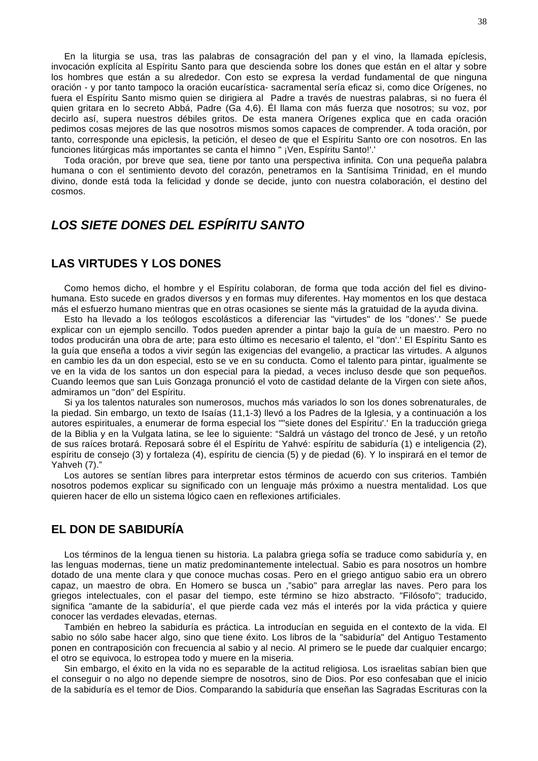En la liturgia se usa, tras las palabras de consagración del pan y el vino, la llamada epíclesis, invocación explícita al Espíritu Santo para que descienda sobre los dones que están en el altar y sobre los hombres que están a su alrededor. Con esto se expresa la verdad fundamental de que ninguna oración - y por tanto tampoco la oración eucarística- sacramental sería eficaz si, como dice Orígenes, no fuera el Espíritu Santo mismo quien se dirigiera al Padre a través de nuestras palabras, si no fuera él quien gritara en lo secreto Abbá, Padre (Ga 4,6). Él llama con más fuerza que nosotros; su voz, por decirlo así, supera nuestros débiles gritos. De esta manera Orígenes explica que en cada oración pedimos cosas mejores de las que nosotros mismos somos capaces de comprender. A toda oración, por tanto, corresponde una epiclesis, la petición, el deseo de que el Espíritu Santo ore con nosotros. En las funciones litúrgicas más importantes se canta el himno " ¡Ven, Espíritu Santo!'.'

Toda oración, por breve que sea, tiene por tanto una perspectiva infinita. Con una pequeña palabra humana o con el sentimiento devoto del corazón, penetramos en la Santísima Trinidad, en el mundo divino, donde está toda la felicidad y donde se decide, junto con nuestra colaboración, el destino del cosmos.

## *LOS SIETE DONES DEL ESPÍRITU SANTO*

### LAS VIRTUDES Y LOS DONES

Como hemos dicho, el hombre y el Espíritu colaboran, de forma que toda acción del fiel es divino-humana. Esto sucede en grados diversos y en formas muy diferentes. Hay momentos en los que destaca más el esfuerzo humano mientras que en otras ocasiones se siente más la gratuidad de la ayuda divina.

Esto ha llevado a los teólogos escolásticos a diferenciar las "virtudes" de los "dones'.' Se puede explicar con un ejemplo sencillo. Todos pueden aprender a pintar bajo la guía de un maestro. Pero no todos producirán una obra de arte; para esto último es necesario el talento, el "don'.' El Espíritu Santo es la guía que enseña a todos a vivir según las exigencias del evangelio, a practicar las virtudes. A algunos en cambio les da un don especial, esto se ve en su conducta. Como el talento para pintar, igualmente se ve en la vida de los santos un don especial para la piedad, a veces incluso desde que son pequeños. Cuando leemos que san Luis Gonzaga pronunció el voto de castidad delante de la Virgen con siete años, admiramos un "don" del Espíritu.

Si ya los talentos naturales son numerosos, muchos más variados lo son los dones sobrenaturales, de la piedad. Sin embargo, un texto de Isaías (11,1-3) llevó a los Padres de la Iglesia, y a continuación a los autores espirituales, a enumerar de forma especial los ""siete dones del Espíritu'.' En la traducción griega de la Biblia y en la Vulgata latina, se lee lo siguiente: “Saldrá un vástago del tronco de Jesé, y un retoño de sus raíces brotará. Reposará sobre él el Espíritu de Yahvé: espíritu de sabiduría (1) e inteligencia (2), espíritu de consejo (3) y fortaleza (4), espíritu de ciencia (5) y de piedad (6). Y lo inspirará en el temor de Yahveh (7).”

Los autores se sentían libres para interpretar estos términos de acuerdo con sus criterios. También nosotros podemos explicar su significado con un lenguaje más próximo a nuestra mentalidad. Los que quieren hacer de ello un sistema lógico caen en reflexiones artificiales.

### EL DON DE SABIDURÍA

Los términos de la lengua tienen su historia. La palabra griega sofía se traduce como sabiduría y, en las lenguas modernas, tiene un matiz predominantemente intelectual. Sabio es para nosotros un hombre dotado de una mente clara y que conoce muchas cosas. Pero en el griego antiguo sabio era un obrero capaz, un maestro de obra. En Homero se busca un ,"sabio" para arreglar las naves. Pero para los griegos intelectuales, con el pasar del tiempo, este término se hizo abstracto. "Filósofo"; traducido, significa "amante de la sabiduría', el que pierde cada vez más el interés por la vida práctica y quiere conocer las verdades elevadas, eternas.

También en hebreo la sabiduría es práctica. La introducían en seguida en el contexto de la vida. El sabio no sólo sabe hacer algo, sino que tiene éxito. Los libros de la "sabiduría" del Antiguo Testamento ponen en contraposición con frecuencia al sabio y al necio. Al primero se le puede dar cualquier encargo; el otro se equivoca, lo estropea todo y muere en la miseria.

Sin embargo, el éxito en la vida no es separable de la actitud religiosa. Los israelitas sabían bien que el conseguir o no algo no depende siempre de nosotros, sino de Dios. Por eso confesaban que el inicio de la sabiduría es el temor de Dios. Comparando la sabiduría que enseñan las Sagradas Escrituras con la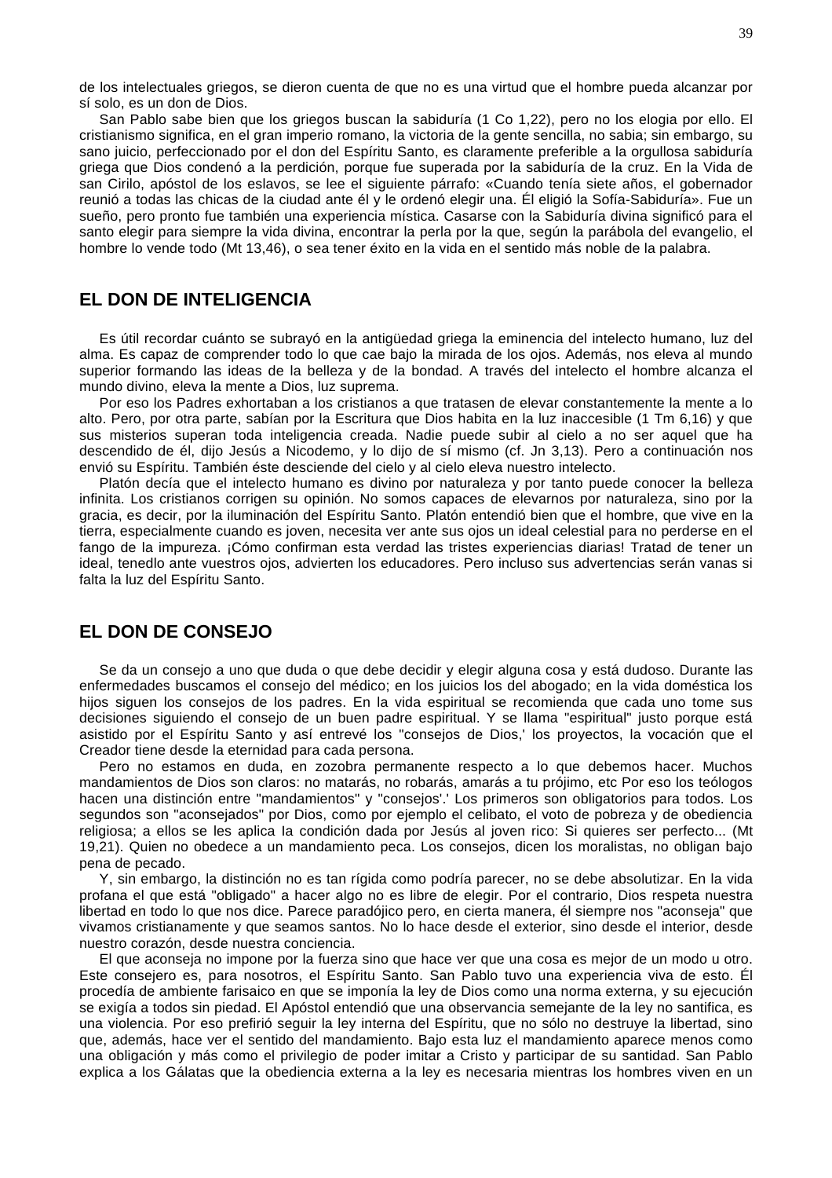de los intelectuales griegos, se dieron cuenta de que no es una virtud que el hombre pueda alcanzar por sí solo, es un don de Dios.

San Pablo sabe bien que los griegos buscan la sabiduría (1 Co 1,22), pero no los elogia por ello. El cristianismo significa, en el gran imperio romano, la victoria de la gente sencilla, no sabia; sin embargo, su sano juicio, perfeccionado por el don del Espíritu Santo, es claramente preferible a la orgullosa sabiduría griega que Dios condenó a la perdición, porque fue superada por la sabiduría de la cruz. En la Vida de san Cirilo, apóstol de los eslavos, se lee el siguiente párrafo: «Cuando tenía siete años, el gobernador reunió a todas las chicas de la ciudad ante él y le ordenó elegir una. Él eligió la Sofía-Sabiduría». Fue un sueño, pero pronto fue también una experiencia mística. Casarse con la Sabiduría divina significó para el santo elegir para siempre la vida divina, encontrar la perla por la que, según la parábola del evangelio, el hombre lo vende todo (Mt 13,46), o sea tener éxito en la vida en el sentido más noble de la palabra.

## EL DON DE INTELIGENCIA

Es útil recordar cuánto se subrayó en la antigüedad griega la eminencia del intelecto humano, luz del alma. Es capaz de comprender todo lo que cae bajo la mirada de los ojos. Además, nos eleva al mundo superior formando las ideas de la belleza y de la bondad. A través del intelecto el hombre alcanza el mundo divino, eleva la mente a Dios, luz suprema.

Por eso los Padres exhortaban a los cristianos a que tratasen de elevar constantemente la mente a lo alto. Pero, por otra parte, sabían por la Escritura que Dios habita en la luz inaccesible (1 Tm 6,16) y que sus misterios superan toda inteligencia creada. Nadie puede subir al cielo a no ser aquel que ha descendido de él, dijo Jesús a Nicodemo, y lo dijo de sí mismo (cf. Jn 3,13). Pero a continuación nos envió su Espíritu. También éste desciende del cielo y al cielo eleva nuestro intelecto.

Platón decía que el intelecto humano es divino por naturaleza y por tanto puede conocer la belleza infinita. Los cristianos corrigen su opinión. No somos capaces de elevarnos por naturaleza, sino por la gracia, es decir, por la iluminación del Espíritu Santo. Platón entendió bien que el hombre, que vive en la tierra, especialmente cuando es joven, necesita ver ante sus ojos un ideal celestial para no perderse en el fango de la impureza. ¡Cómo confirman esta verdad las tristes experiencias diarias! Tratad de tener un ideal, tenedlo ante vuestros ojos, advierten los educadores. Pero incluso sus advertencias serán vanas si falta la luz del Espíritu Santo.

## EL DON DE CONSEJO

Se da un consejo a uno que duda o que debe decidir y elegir alguna cosa y está dudoso. Durante las enfermedades buscamos el consejo del médico; en los juicios los del abogado; en la vida doméstica los hijos siguen los consejos de los padres. En la vida espiritual se recomienda que cada uno tome sus decisiones siguiendo el consejo de un buen padre espiritual. Y se llama "espiritual" justo porque está asistido por el Espíritu Santo y así entrevé los "consejos de Dios,' los proyectos, la vocación que el Creador tiene desde la eternidad para cada persona.

Pero no estamos en duda, en zozobra permanente respecto a lo que debemos hacer. Muchos mandamientos de Dios son claros: no matarás, no robarás, amarás a tu prójimo, etc Por eso los teólogos hacen una distinción entre "mandamientos" y "consejos'.' Los primeros son obligatorios para todos. Los segundos son "aconsejados" por Dios, como por ejemplo el celibato, el voto de pobreza y de obediencia religiosa; a ellos se les aplica la condición dada por Jesús al joven rico: Si quieres ser perfecto... (Mt 19,21). Quien no obedece a un mandamiento peca. Los consejos, dicen los moralistas, no obligan bajo pena de pecado.

Y, sin embargo, la distinción no es tan rígida como podría parecer, no se debe absolutizar. En la vida profana el que está "obligado" a hacer algo no es libre de elegir. Por el contrario, Dios respeta nuestra libertad en todo lo que nos dice. Parece paradójico pero, en cierta manera, él siempre nos "aconseja" que vivamos cristianamente y que seamos santos. No lo hace desde el exterior, sino desde el interior, desde nuestro corazón, desde nuestra conciencia.

El que aconseja no impone por la fuerza sino que hace ver que una cosa es mejor de un modo u otro. Este consejero es, para nosotros, el Espíritu Santo. San Pablo tuvo una experiencia viva de esto. Él procedía de ambiente farisaico en que se imponía la ley de Dios como una norma externa, y su ejecución se exigía a todos sin piedad. El Apóstol entendió que una observancia semejante de la ley no santifica, es una violencia. Por eso prefirió seguir la ley interna del Espíritu, que no sólo no destruye la libertad, sino que, además, hace ver el sentido del mandamiento. Bajo esta luz el mandamiento aparece menos como una obligación y más como el privilegio de poder imitar a Cristo y participar de su santidad. San Pablo explica a los Gálatas que la obediencia externa a la ley es necesaria mientras los hombres viven en un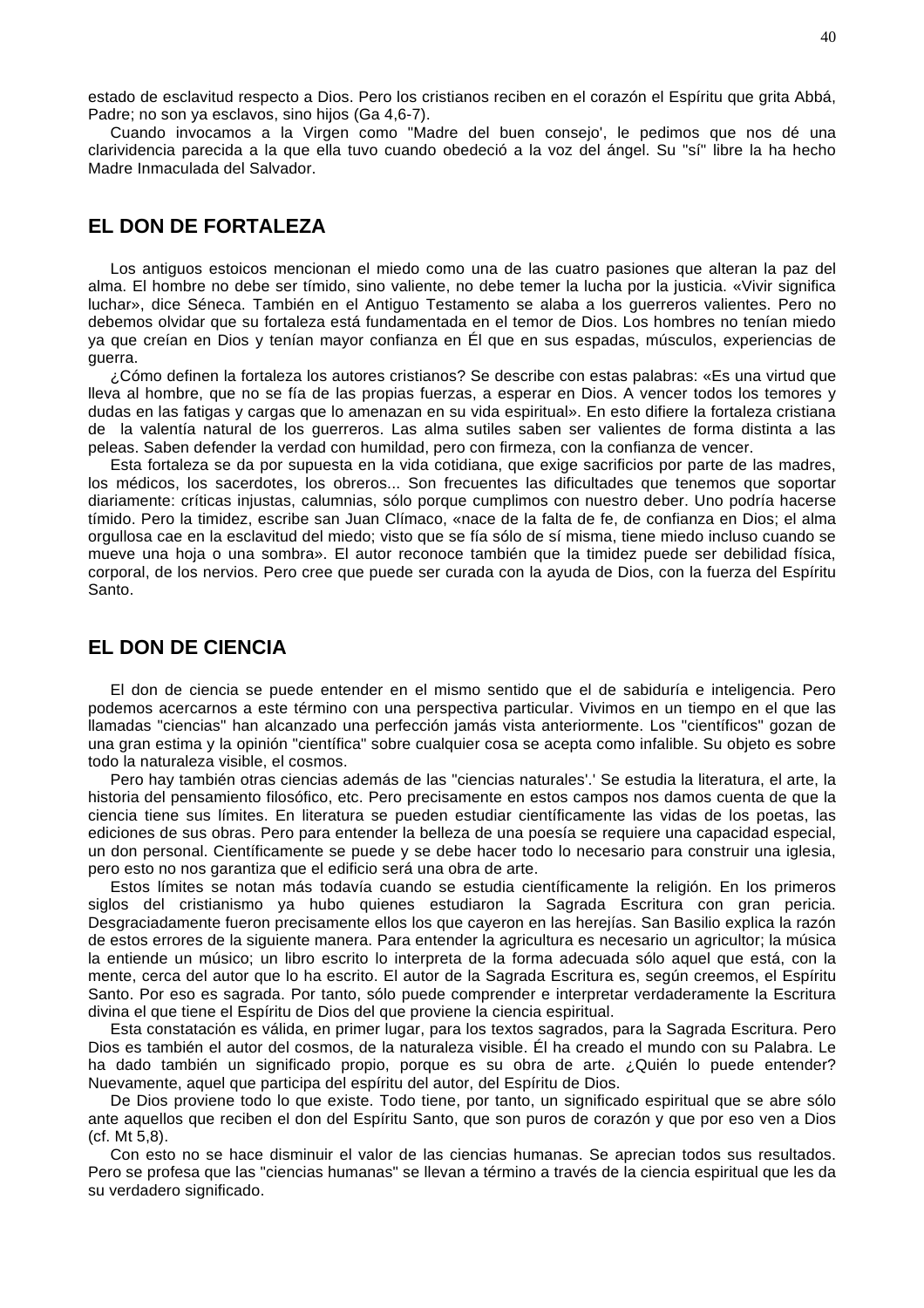estado de esclavitud respecto a Dios. Pero los cristianos reciben en el corazón el Espíritu que grita Abbá, Padre; no son ya esclavos, sino hijos (Ga 4,6-7).

Cuando invocamos a la Virgen como "Madre del buen consejo', le pedimos que nos dé una clarividencia parecida a la que ella tuvo cuando obedeció a la voz del ángel. Su "sí" libre la ha hecho Madre Inmaculada del Salvador.

## EL DON DE FORTALEZA

Los antiguos estoicos mencionan el miedo como una de las cuatro pasiones que alteran la paz del alma. El hombre no debe ser tímido, sino valiente, no debe temer la lucha por la justicia. «Vivir significa luchar», dice Séneca. También en el Antiguo Testamento se alaba a los guerreros valientes. Pero no debemos olvidar que su fortaleza está fundamentada en el temor de Dios. Los hombres no tenían miedo ya que creían en Dios y tenían mayor confianza en Él que en sus espadas, músculos, experiencias de guerra.

¿Cómo definen la fortaleza los autores cristianos? Se describe con estas palabras: «Es una virtud que lleva al hombre, que no se fía de las propias fuerzas, a esperar en Dios. A vencer todos los temores y dudas en las fatigas y cargas que lo amenazan en su vida espiritual». En esto difiere la fortaleza cristiana de la valentía natural de los guerreros. Las alma sutiles saben ser valientes de forma distinta a las peleas. Saben defender la verdad con humildad, pero con firmeza, con la confianza de vencer.

Esta fortaleza se da por supuesta en la vida cotidiana, que exige sacrificios por parte de las madres, los médicos, los sacerdotes, los obreros... Son frecuentes las dificultades que tenemos que soportar diariamente: críticas injustas, calumnias, sólo porque cumplimos con nuestro deber. Uno podría hacerse tímido. Pero la timidez, escribe san Juan Clímaco, «nace de la falta de fe, de confianza en Dios; el alma orgullosa cae en la esclavitud del miedo; visto que se fía sólo de sí misma, tiene miedo incluso cuando se mueve una hoja o una sombra». El autor reconoce también que la timidez puede ser debilidad física, corporal, de los nervios. Pero cree que puede ser curada con la ayuda de Dios, con la fuerza del Espíritu Santo.

## EL DON DE CIENCIA

El don de ciencia se puede entender en el mismo sentido que el de sabiduría e inteligencia. Pero podemos acercarnos a este término con una perspectiva particular. Vivimos en un tiempo en el que las llamadas "ciencias" han alcanzado una perfección jamás vista anteriormente. Los "científicos" gozan de una gran estima y la opinión "científica" sobre cualquier cosa se acepta como infalible. Su objeto es sobre todo la naturaleza visible, el cosmos.

Pero hay también otras ciencias además de las "ciencias naturales'.' Se estudia la literatura, el arte, la historia del pensamiento filosófico, etc. Pero precisamente en estos campos nos damos cuenta de que la ciencia tiene sus límites. En literatura se pueden estudiar científicamente las vidas de los poetas, las ediciones de sus obras. Pero para entender la belleza de una poesía se requiere una capacidad especial, un don personal. Científicamente se puede y se debe hacer todo lo necesario para construir una iglesia, pero esto no nos garantiza que el edificio será una obra de arte.

Estos límites se notan más todavía cuando se estudia científicamente la religión. En los primeros siglos del cristianismo ya hubo quienes estudiaron la Sagrada Escritura con gran pericia. Desgraciadamente fueron precisamente ellos los que cayeron en las herejías. San Basilio explica la razón de estos errores de la siguiente manera. Para entender la agricultura es necesario un agricultor; la música la entiende un músico; un libro escrito lo interpreta de la forma adecuada sólo aquel que está, con la mente, cerca del autor que lo ha escrito. El autor de la Sagrada Escritura es, según creemos, el Espíritu Santo. Por eso es sagrada. Por tanto, sólo puede comprender e interpretar verdaderamente la Escritura divina el que tiene el Espíritu de Dios del que proviene la ciencia espiritual.

Esta constatación es válida, en primer lugar, para los textos sagrados, para la Sagrada Escritura. Pero Dios es también el autor del cosmos, de la naturaleza visible. Él ha creado el mundo con su Palabra. Le ha dado también un significado propio, porque es su obra de arte. ¿Quién lo puede entender? Nuevamente, aquel que participa del espíritu del autor, del Espíritu de Dios.

De Dios proviene todo lo que existe. Todo tiene, por tanto, un significado espiritual que se abre sólo ante aquellos que reciben el don del Espíritu Santo, que son puros de corazón y que por eso ven a Dios (cf. Mt 5,8).

Con esto no se hace disminuir el valor de las ciencias humanas. Se aprecian todos sus resultados. Pero se profesa que las "ciencias humanas" se llevan a término a través de la ciencia espiritual que les da su verdadero significado.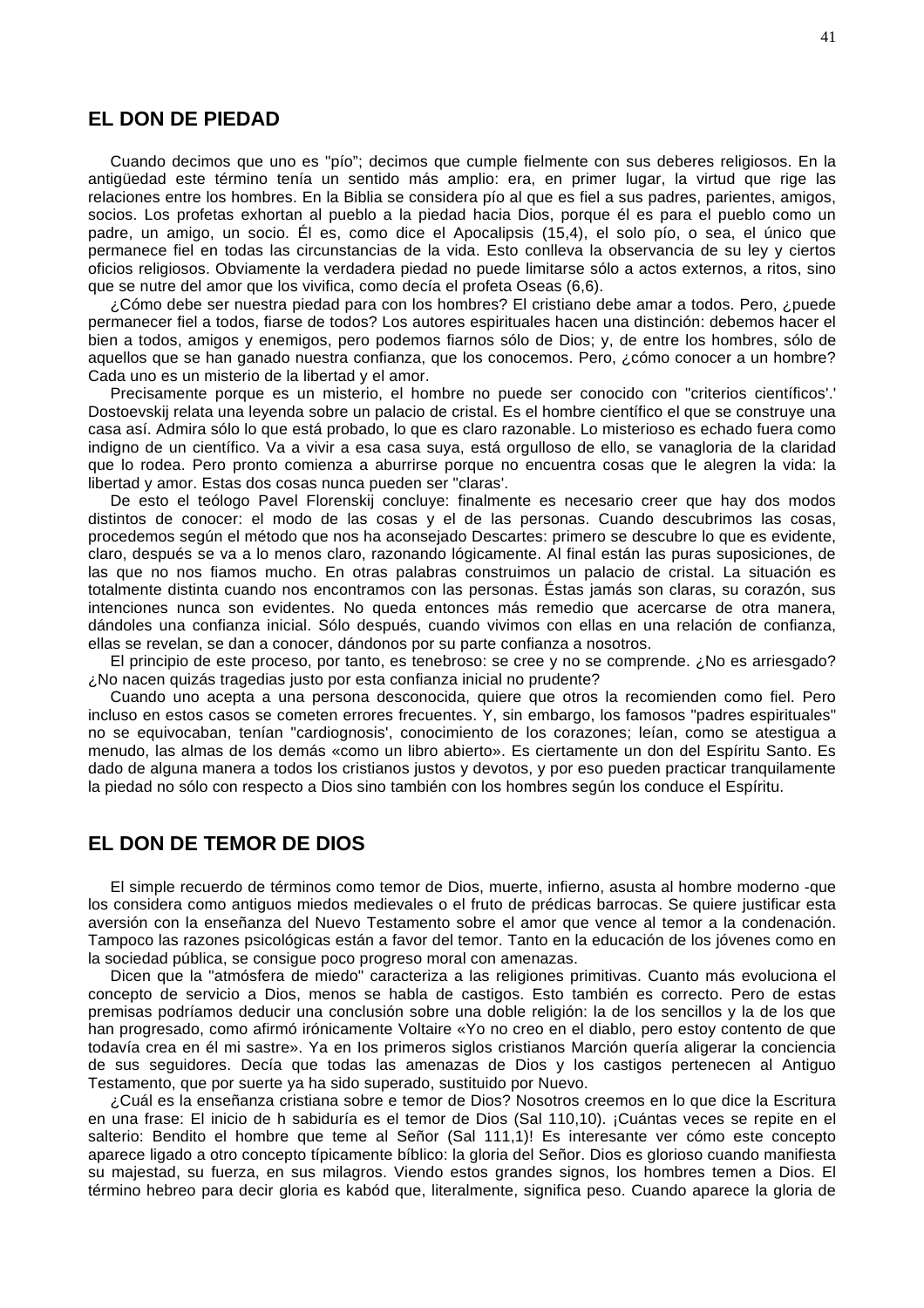## EL DON DE PIEDAD

Cuando decimos que uno es "pío"; decimos que cumple fielmente con sus deberes religiosos. En la antigüedad este término tenía un sentido más amplio: era, en primer lugar, la virtud que rige las relaciones entre los hombres. En la Biblia se considera pío al que es fiel a sus padres, parientes, amigos, socios. Los profetas exhortan al pueblo a la piedad hacia Dios, porque él es para el pueblo como un padre, un amigo, un socio. Él es, como dice el Apocalipsis (15,4), el solo pío, o sea, el único que permanece fiel en todas las circunstancias de la vida. Esto conlleva la observancia de su ley y ciertos oficios religiosos. Obviamente la verdadera piedad no puede limitarse sólo a actos externos, a ritos, sino que se nutre del amor que los vivifica, como decía el profeta Oseas (6,6).

¿Cómo debe ser nuestra piedad para con los hombres? El cristiano debe amar a todos. Pero, ¿puede permanecer fiel a todos, fiarse de todos? Los autores espirituales hacen una distinción: debemos hacer el bien a todos, amigos y enemigos, pero podemos fiarnos sólo de Dios; y, de entre los hombres, sólo de aquellos que se han ganado nuestra confianza, que los conocemos. Pero, ¿cómo conocer a un hombre? Cada uno es un misterio de la libertad y el amor.

Precisamente porque es un misterio, el hombre no puede ser conocido con "criterios científicos'.' Dostoevskij relata una leyenda sobre un palacio de cristal. Es el hombre científico el que se construye una casa así. Admira sólo lo que está probado, lo que es claro razonable. Lo misterioso es echado fuera como indigno de un científico. Va a vivir a esa casa suya, está orgulloso de ello, se vanagloria de la claridad que lo rodea. Pero pronto comienza a aburrirse porque no encuentra cosas que le alegren la vida: la libertad y amor. Estas dos cosas nunca pueden ser "claras'.

De esto el teólogo Pavel Florenskij concluye: finalmente es necesario creer que hay dos modos distintos de conocer: el modo de las cosas y el de las personas. Cuando descubrimos las cosas, procedemos según el método que nos ha aconsejado Descartes: primero se descubre lo que es evidente, claro, después se va a lo menos claro, razonando lógicamente. Al final están las puras suposiciones, de las que no nos fiamos mucho. En otras palabras construimos un palacio de cristal. La situación es totalmente distinta cuando nos encontramos con las personas. Éstas jamás son claras, su corazón, sus intenciones nunca son evidentes. No queda entonces más remedio que acercarse de otra manera, dándoles una confianza inicial. Sólo después, cuando vivimos con ellas en una relación de confianza, ellas se revelan, se dan a conocer, dándonos por su parte confianza a nosotros.

El principio de este proceso, por tanto, es tenebroso: se cree y no se comprende. ¿No es arriesgado? ¿No nacen quizás tragedias justo por esta confianza inicial no prudente?

Cuando uno acepta a una persona desconocida, quiere que otros la recomienden como fiel. Pero incluso en estos casos se cometen errores frecuentes. Y, sin embargo, los famosos "padres espirituales" no se equivocaban, tenían "cardiognosis', conocimiento de los corazones; leían, como se atestigua a menudo, las almas de los demás «como un libro abierto». Es ciertamente un don del Espíritu Santo. Es dado de alguna manera a todos los cristianos justos y devotos, y por eso pueden practicar tranquilamente la piedad no sólo con respecto a Dios sino también con los hombres según los conduce el Espíritu.

## EL DON DE TEMOR DE DIOS

El simple recuerdo de términos como temor de Dios, muerte, infierno, asusta al hombre moderno -que los considera como antiguos miedos medievales o el fruto de prédicas barrocas. Se quiere justificar esta aversión con la enseñanza del Nuevo Testamento sobre el amor que vence al temor a la condenación. Tampoco las razones psicológicas están a favor del temor. Tanto en la educación de los jóvenes como en la sociedad pública, se consigue poco progreso moral con amenazas.

Dicen que la "atmósfera de miedo" caracteriza a las religiones primitivas. Cuanto más evoluciona el concepto de servicio a Dios, menos se habla de castigos. Esto también es correcto. Pero de estas premisas podríamos deducir una conclusión sobre una doble religión: la de los sencillos y la de los que han progresado, como afirmó irónicamente Voltaire «Yo no creo en el diablo, pero estoy contento de que todavía crea en él mi sastre». Ya en Ios primeros siglos cristianos Marción quería aligerar la conciencia de sus seguidores. Decía que todas las amenazas de Dios y los castigos pertenecen al Antiguo Testamento, que por suerte ya ha sido superado, sustituido por Nuevo.

¿Cuál es la enseñanza cristiana sobre e temor de Dios? Nosotros creemos en lo que dice la Escritura en una frase: El inicio de h sabiduría es el temor de Dios (Sal 110,10). ¡Cuántas veces se repite en el salterio: Bendito el hombre que teme al Señor (Sal 111,1)! Es interesante ver cómo este concepto aparece ligado a otro concepto típicamente bíblico: la gloria del Señor. Dios es glorioso cuando manifiesta su majestad, su fuerza, en sus milagros. Viendo estos grandes signos, los hombres temen a Dios. El término hebreo para decir gloria es kabód que, literalmente, significa peso. Cuando aparece la gloria de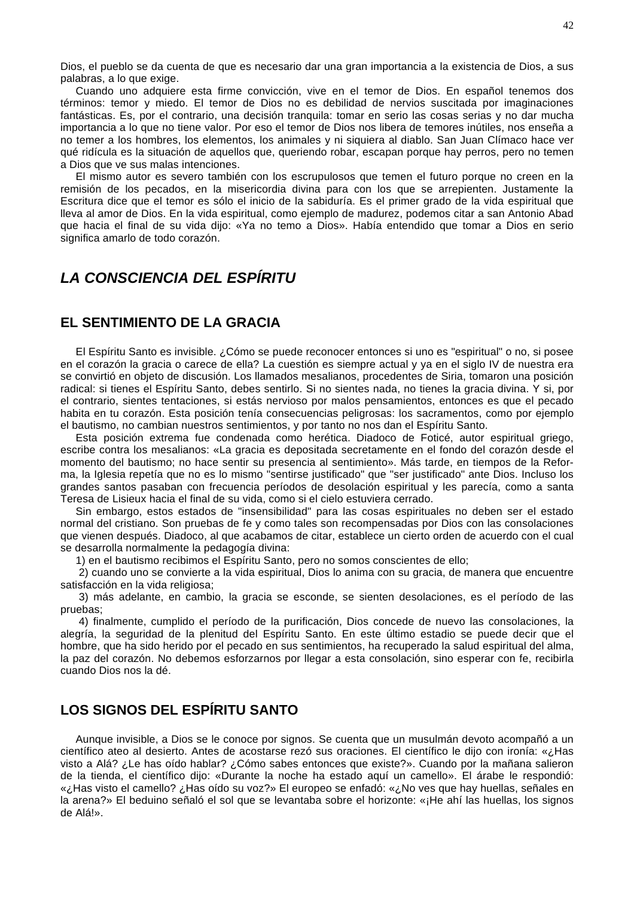Dios, el pueblo se da cuenta de que es necesario dar una gran importancia a la existencia de Dios, a sus palabras, a lo que exige.

Cuando uno adquiere esta firme convicción, vive en el temor de Dios. En español tenemos dos términos: temor y miedo. El temor de Dios no es debilidad de nervios suscitada por imaginaciones fantásticas. Es, por el contrario, una decisión tranquila: tomar en serio las cosas serias y no dar mucha importancia a lo que no tiene valor. Por eso el temor de Dios nos libera de temores inútiles, nos enseña a no temer a los hombres, los elementos, los animales y ni siquiera al diablo. San Juan Clímaco hace ver qué ridícula es la situación de aquellos que, queriendo robar, escapan porque hay perros, pero no temen a Dios que ve sus malas intenciones.

El mismo autor es severo también con los escrupulosos que temen el futuro porque no creen en la remisión de los pecados, en la misericordia divina para con los que se arrepienten. Justamente la Escritura dice que el temor es sólo el inicio de la sabiduría. Es el primer grado de la vida espiritual que lleva al amor de Dios. En la vida espiritual, como ejemplo de madurez, podemos citar a san Antonio Abad que hacia el final de su vida dijo: «Ya no temo a Dios». Había entendido que tomar a Dios en serio significa amarlo de todo corazón.

# *LA CONSCIENCIA DEL ESPÍRITU*

## EL SENTIMIENTO DE LA GRACIA

El Espíritu Santo es invisible. ¿Cómo se puede reconocer entonces si uno es "espiritual" o no, si posee en el corazón la gracia o carece de ella? La cuestión es siempre actual y ya en el siglo IV de nuestra era se convirtió en objeto de discusión. Los llamados mesalianos, procedentes de Siria, tomaron una posición radical: si tienes el Espíritu Santo, debes sentirlo. Si no sientes nada, no tienes la gracia divina. Y si, por el contrario, sientes tentaciones, si estás nervioso por malos pensamientos, entonces es que el pecado habita en tu corazón. Esta posición tenía consecuencias peligrosas: los sacramentos, como por ejemplo el bautismo, no cambian nuestros sentimientos, y por tanto no nos dan el Espíritu Santo.

Esta posición extrema fue condenada como herética. Diadoco de Foticé, autor espiritual griego, escribe contra los mesalianos: «La gracia es depositada secretamente en el fondo del corazón desde el momento del bautismo; no hace sentir su presencia al sentimiento». Más tarde, en tiempos de la Reforma, la Iglesia repetía que no es lo mismo "sentirse justificado" que "ser justificado" ante Dios. Incluso los grandes santos pasaban con frecuencia períodos de desolación espiritual y les parecía, como a santa Teresa de Lisieux hacia el final de su vida, como si el cielo estuviera cerrado.

Sin embargo, estos estados de "insensibilidad" para las cosas espirituales no deben ser el estado normal del cristiano. Son pruebas de fe y como tales son recompensadas por Dios con las consolaciones que vienen después. Diadoco, al que acabamos de citar, establece un cierto orden de acuerdo con el cual se desarrolla normalmente la pedagogía divina:

1) en el bautismo recibimos el Espíritu Santo, pero no somos conscientes de ello;

2) cuando uno se convierte a la vida espiritual, Dios lo anima con su gracia, de manera que encuentre satisfacción en la vida religiosa;

3) más adelante, en cambio, la gracia se esconde, se sienten desolaciones, es el período de las pruebas;

4) finalmente, cumplido el período de la purificación, Dios concede de nuevo las consolaciones, la alegría, la seguridad de la plenitud del Espíritu Santo. En este último estadio se puede decir que el hombre, que ha sido herido por el pecado en sus sentimientos, ha recuperado la salud espiritual del alma, la paz del corazón. No debemos esforzarnos por llegar a esta consolación, sino esperar con fe, recibirla cuando Dios nos la dé.

## LOS SIGNOS DEL ESPÍRITU SANTO

Aunque invisible, a Dios se le conoce por signos. Se cuenta que un musulmán devoto acompañó a un científico ateo al desierto. Antes de acostarse rezó sus oraciones. El científico le dijo con ironía: «¿Has visto a Alá? ¿Le has oído hablar? ¿Cómo sabes entonces que existe?». Cuando por la mañana salieron de la tienda, el científico dijo: «Durante la noche ha estado aquí un camello». El árabe le respondió: «¿Has visto el camello? ¿Has oído su voz?» El europeo se enfadó: «¿No ves que hay huellas, señales en la arena?» El beduino señaló el sol que se levantaba sobre el horizonte: «¡He ahí las huellas, los signos de Alá!».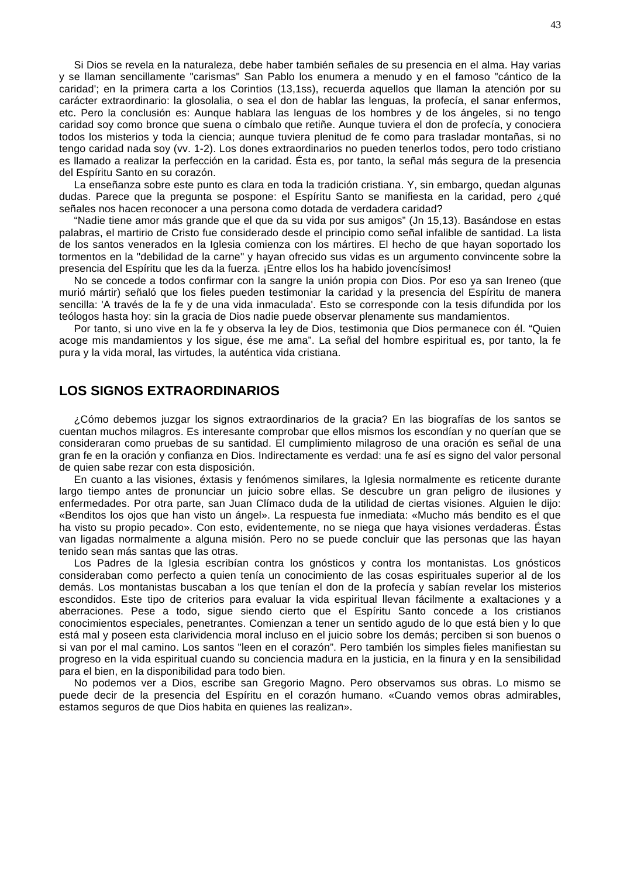Si Dios se revela en la naturaleza, debe haber también señales de su presencia en el alma. Hay varias y se llaman sencillamente "carismas" San Pablo los enumera a menudo y en el famoso "cántico de la caridad'; en la primera carta a los Corintios (13,1ss), recuerda aquellos que llaman la atención por su carácter extraordinario: la glosolalia, o sea el don de hablar las lenguas, la profecía, el sanar enfermos, etc. Pero la conclusión es: Aunque hablara las lenguas de los hombres y de los ángeles, si no tengo caridad soy como bronce que suena o címbalo que retiñe. Aunque tuviera el don de profecía, y conociera todos los misterios y toda la ciencia; aunque tuviera plenitud de fe como para trasladar montañas, si no tengo caridad nada soy (vv. 1-2). Los dones extraordinarios no pueden tenerlos todos, pero todo cristiano es llamado a realizar la perfección en la caridad. Ésta es, por tanto, la señal más segura de la presencia del Espíritu Santo en su corazón.

La enseñanza sobre este punto es clara en toda la tradición cristiana. Y, sin embargo, quedan algunas dudas. Parece que la pregunta se pospone: el Espíritu Santo se manifiesta en la caridad, pero ¿qué señales nos hacen reconocer a una persona como dotada de verdadera caridad?

“Nadie tiene amor más grande que el que da su vida por sus amigos” (Jn 15,13). Basándose en estas palabras, el martirio de Cristo fue considerado desde el principio como señal infalible de santidad. La lista de los santos venerados en la Iglesia comienza con los mártires. El hecho de que hayan soportado los tormentos en la "debilidad de la carne" y hayan ofrecido sus vidas es un argumento convincente sobre la presencia del Espíritu que les da la fuerza. ¡Entre ellos los ha habido jovencísimos!

No se concede a todos confirmar con la sangre la unión propia con Dios. Por eso ya san Ireneo (que murió mártir) señaló que los fieles pueden testimoniar la caridad y la presencia del Espíritu de manera sencilla: 'A través de la fe y de una vida inmaculada'. Esto se corresponde con la tesis difundida por los teólogos hasta hoy: sin la gracia de Dios nadie puede observar plenamente sus mandamientos.

Por tanto, si uno vive en la fe y observa la ley de Dios, testimonia que Dios permanece con él. “Quien acoge mis mandamientos y los sigue, ése me ama”. La señal del hombre espiritual es, por tanto, la fe pura y la vida moral, las virtudes, la auténtica vida cristiana.

## LOS SIGNOS EXTRAORDINARIOS

¿Cómo debemos juzgar los signos extraordinarios de la gracia? En las biografías de los santos se cuentan muchos milagros. Es interesante comprobar que ellos mismos los escondían y no querían que se consideraran como pruebas de su santidad. El cumplimiento milagroso de una oración es señal de una gran fe en la oración y confianza en Dios. Indirectamente es verdad: una fe así es signo del valor personal de quien sabe rezar con esta disposición.

En cuanto a las visiones, éxtasis y fenómenos similares, la Iglesia normalmente es reticente durante largo tiempo antes de pronunciar un juicio sobre ellas. Se descubre un gran peligro de ilusiones y enfermedades. Por otra parte, san Juan Clímaco duda de la utilidad de ciertas visiones. Alguien le dijo: «Benditos los ojos que han visto un ángel». La respuesta fue inmediata: «Mucho más bendito es el que ha visto su propio pecado». Con esto, evidentemente, no se niega que haya visiones verdaderas. Éstas van ligadas normalmente a alguna misión. Pero no se puede concluir que las personas que las hayan tenido sean más santas que las otras.

Los Padres de la Iglesia escribían contra los gnósticos y contra los montanistas. Los gnósticos consideraban como perfecto a quien tenía un conocimiento de las cosas espirituales superior al de los demás. Los montanistas buscaban a los que tenían el don de la profecía y sabían revelar los misterios escondidos. Este tipo de criterios para evaluar la vida espiritual llevan fácilmente a exaltaciones y a aberraciones. Pese a todo, sigue siendo cierto que el Espíritu Santo concede a los cristianos conocimientos especiales, penetrantes. Comienzan a tener un sentido agudo de lo que está bien y lo que está mal y poseen esta clarividencia moral incluso en el juicio sobre los demás; perciben si son buenos o si van por el mal camino. Los santos "leen en el corazón”. Pero también los simples fieles manifiestan su progreso en la vida espiritual cuando su conciencia madura en la justicia, en la finura y en la sensibilidad para el bien, en la disponibilidad para todo bien.

No podemos ver a Dios, escribe san Gregorio Magno. Pero observamos sus obras. Lo mismo se puede decir de la presencia del Espíritu en el corazón humano. «Cuando vemos obras admirables, estamos seguros de que Dios habita en quienes las realizan».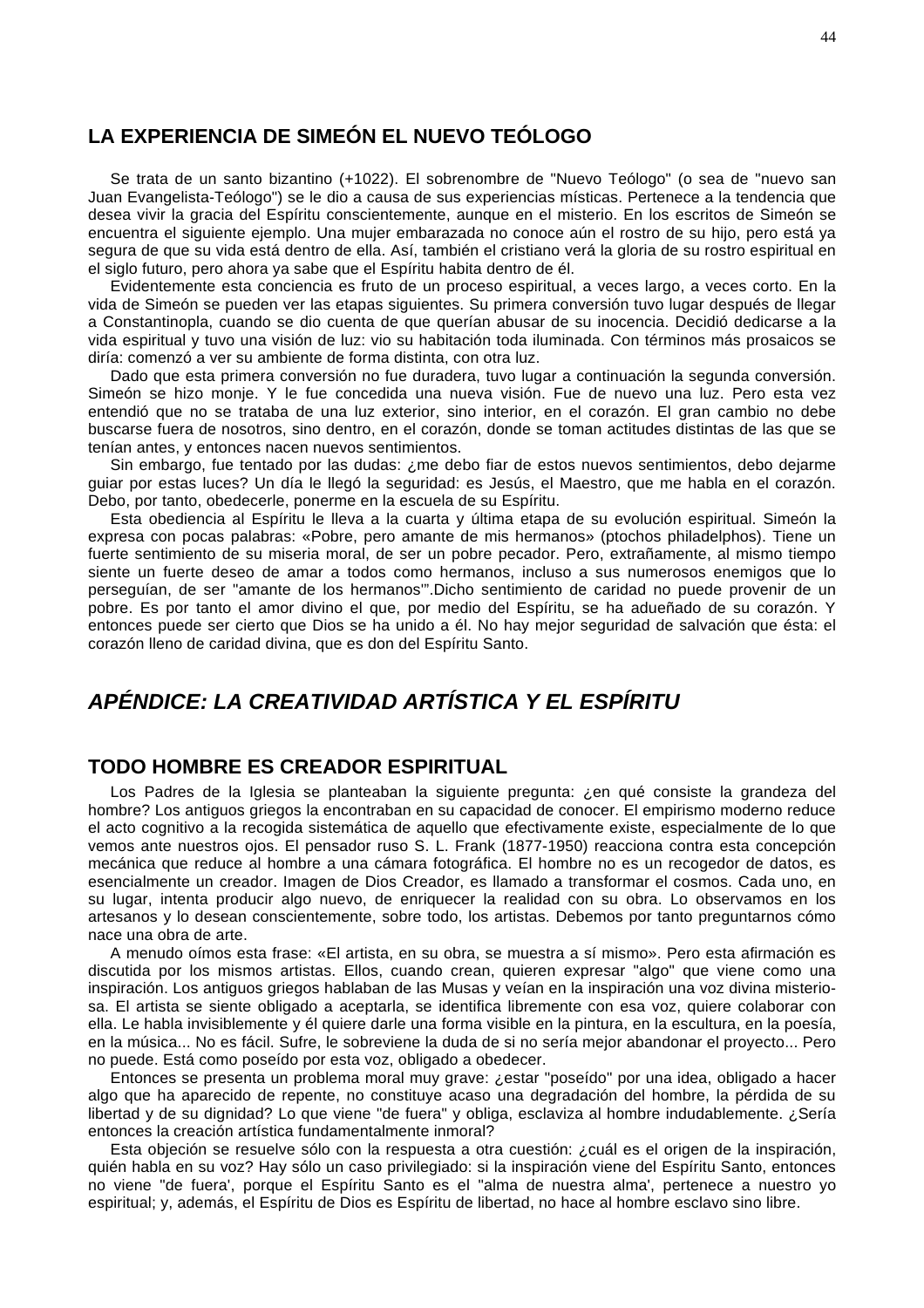## LA EXPERIENCIA DE SIMEÓN EL NUEVO TEÓLOGO

Se trata de un santo bizantino (+1022). El sobrenombre de "Nuevo Teólogo" (o sea de "nuevo san Juan Evangelista-Teólogo") se le dio a causa de sus experiencias místicas. Pertenece a la tendencia que desea vivir la gracia del Espíritu conscientemente, aunque en el misterio. En los escritos de Simeón se encuentra el siguiente ejemplo. Una mujer embarazada no conoce aún el rostro de su hijo, pero está ya segura de que su vida está dentro de ella. Así, también el cristiano verá la gloria de su rostro espiritual en el siglo futuro, pero ahora ya sabe que el Espíritu habita dentro de él.

Evidentemente esta conciencia es fruto de un proceso espiritual, a veces largo, a veces corto. En la vida de Simeón se pueden ver las etapas siguientes. Su primera conversión tuvo lugar después de llegar a Constantinopla, cuando se dio cuenta de que querían abusar de su inocencia. Decidió dedicarse a la vida espiritual y tuvo una visión de luz: vio su habitación toda iluminada. Con términos más prosaicos se diría: comenzó a ver su ambiente de forma distinta, con otra luz.

Dado que esta primera conversión no fue duradera, tuvo lugar a continuación la segunda conversión. Simeón se hizo monje. Y le fue concedida una nueva visión. Fue de nuevo una luz. Pero esta vez entendió que no se trataba de una luz exterior, sino interior, en el corazón. El gran cambio no debe buscarse fuera de nosotros, sino dentro, en el corazón, donde se toman actitudes distintas de las que se tenían antes, y entonces nacen nuevos sentimientos.

Sin embargo, fue tentado por las dudas: ¿me debo fiar de estos nuevos sentimientos, debo dejarme guiar por estas luces? Un día le llegó la seguridad: es Jesús, el Maestro, que me habla en el corazón. Debo, por tanto, obedecerle, ponerme en la escuela de su Espíritu.

Esta obediencia al Espíritu le lleva a la cuarta y última etapa de su evolución espiritual. Simeón la expresa con pocas palabras: «Pobre, pero amante de mis hermanos» (ptochos philadelphos). Tiene un fuerte sentimiento de su miseria moral, de ser un pobre pecador. Pero, extrañamente, al mismo tiempo siente un fuerte deseo de amar a todos como hermanos, incluso a sus numerosos enemigos que lo perseguían, de ser "amante de los hermanos'".Dicho sentimiento de caridad no puede provenir de un pobre. Es por tanto el amor divino el que, por medio del Espíritu, se ha adueñado de su corazón. Y entonces puede ser cierto que Dios se ha unido a él. No hay mejor seguridad de salvación que ésta: el corazón lleno de caridad divina, que es don del Espíritu Santo.

## *APÉNDICE: LA CREATIVIDAD ARTÍSTICA Y EL ESPÍRITU*

## TODO HOMBRE ES CREADOR ESPIRITUAL

Los Padres de la Iglesia se planteaban la siguiente pregunta: ¿en qué consiste la grandeza del hombre? Los antiguos griegos la encontraban en su capacidad de conocer. El empirismo moderno reduce el acto cognitivo a la recogida sistemática de aquello que efectivamente existe, especialmente de lo que vemos ante nuestros ojos. El pensador ruso S. L. Frank (1877-1950) reacciona contra esta concepción mecánica que reduce al hombre a una cámara fotográfica. El hombre no es un recogedor de datos, es esencialmente un creador. Imagen de Dios Creador, es llamado a transformar el cosmos. Cada uno, en su lugar, intenta producir algo nuevo, de enriquecer la realidad con su obra. Lo observamos en los artesanos y lo desean conscientemente, sobre todo, los artistas. Debemos por tanto preguntarnos cómo nace una obra de arte.

A menudo oímos esta frase: «El artista, en su obra, se muestra a sí mismo». Pero esta afirmación es discutida por los mismos artistas. Ellos, cuando crean, quieren expresar "algo" que viene como una inspiración. Los antiguos griegos hablaban de las Musas y veían en la inspiración una voz divina misteriosa. El artista se siente obligado a aceptarla, se identifica libremente con esa voz, quiere colaborar con ella. Le habla invisiblemente y él quiere darle una forma visible en la pintura, en la escultura, en la poesía, en la música... No es fácil. Sufre, le sobreviene la duda de si no sería mejor abandonar el proyecto... Pero no puede. Está como poseído por esta voz, obligado a obedecer.

Entonces se presenta un problema moral muy grave: ¿estar "poseído" por una idea, obligado a hacer algo que ha aparecido de repente, no constituye acaso una degradación del hombre, la pérdida de su libertad y de su dignidad? Lo que viene "de fuera" y obliga, esclaviza al hombre indudablemente. ¿Sería entonces la creación artística fundamentalmente inmoral?

Esta objeción se resuelve sólo con la respuesta a otra cuestión: ¿cuál es el origen de la inspiración, quién habla en su voz? Hay sólo un caso privilegiado: si la inspiración viene del Espíritu Santo, entonces no viene "de fuera', porque el Espíritu Santo es el "alma de nuestra alma', pertenece a nuestro yo espiritual; y, además, el Espíritu de Dios es Espíritu de libertad, no hace al hombre esclavo sino libre.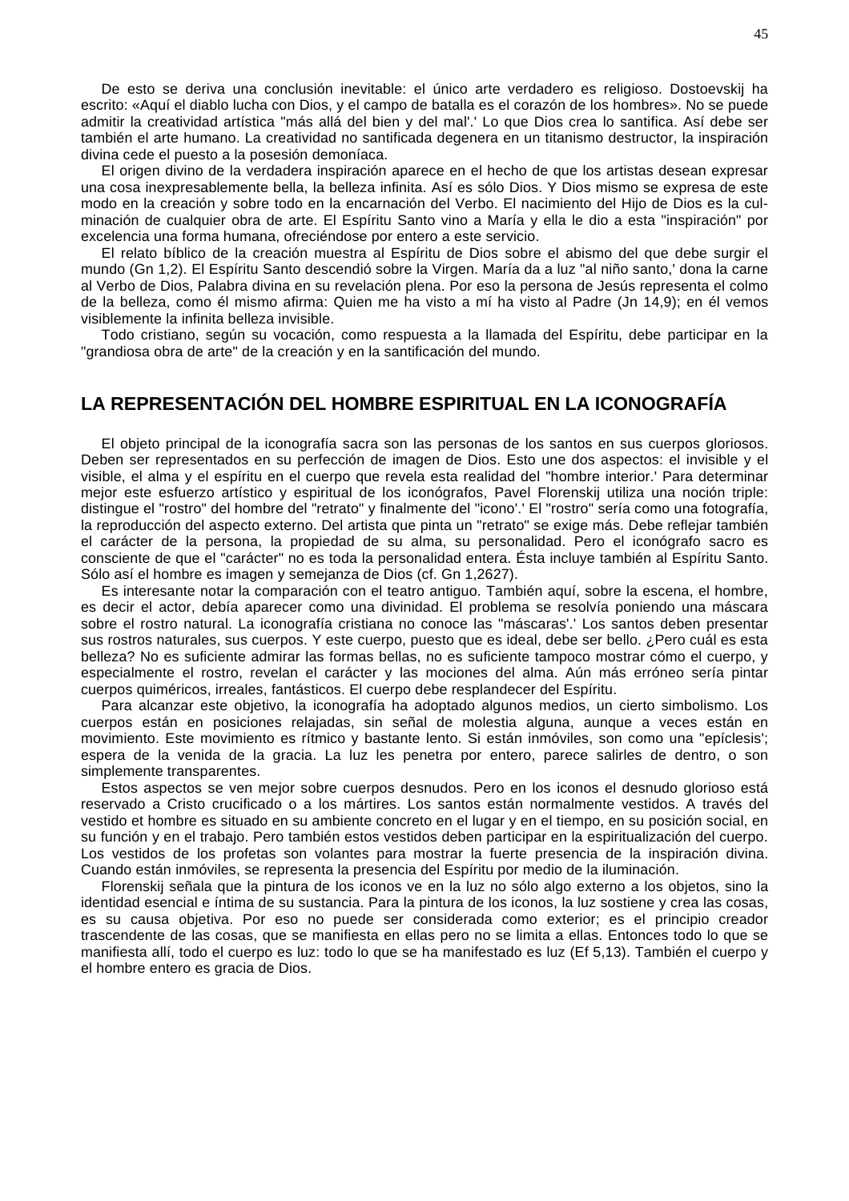De esto se deriva una conclusión inevitable: el único arte verdadero es religioso. Dostoevskij ha escrito: «Aquí el diablo lucha con Dios, y el campo de batalla es el corazón de los hombres». No se puede admitir la creatividad artística "más allá del bien y del mal'.' Lo que Dios crea lo santifica. Así debe ser también el arte humano. La creatividad no santificada degenera en un titanismo destructor, la inspiración divina cede el puesto a la posesión demoníaca.

El origen divino de la verdadera inspiración aparece en el hecho de que los artistas desean expresar una cosa inexpresablemente bella, la belleza infinita. Así es sólo Dios. Y Dios mismo se expresa de este modo en la creación y sobre todo en la encarnación del Verbo. El nacimiento del Hijo de Dios es la culminación de cualquier obra de arte. El Espíritu Santo vino a María y ella le dio a esta "inspiración" por excelencia una forma humana, ofreciéndose por entero a este servicio.

El relato bíblico de la creación muestra al Espíritu de Dios sobre el abismo del que debe surgir el mundo (Gn 1,2). El Espíritu Santo descendió sobre la Virgen. María da a luz "al niño santo,' dona la carne al Verbo de Dios, Palabra divina en su revelación plena. Por eso la persona de Jesús representa el colmo de la belleza, como él mismo afirma: Quien me ha visto a mí ha visto al Padre (Jn 14,9); en él vemos visiblemente la infinita belleza invisible.

Todo cristiano, según su vocación, como respuesta a la llamada del Espíritu, debe participar en la "grandiosa obra de arte" de la creación y en la santificación del mundo.

## LA REPRESENTACIÓN DEL HOMBRE ESPIRITUAL EN LA ICONOGRAFÍA

El objeto principal de la iconografía sacra son las personas de los santos en sus cuerpos gloriosos. Deben ser representados en su perfección de imagen de Dios. Esto une dos aspectos: el invisible y el visible, el alma y el espíritu en el cuerpo que revela esta realidad del "hombre interior.' Para determinar mejor este esfuerzo artístico y espiritual de los iconógrafos, Pavel Florenskij utiliza una noción triple: distingue el "rostro" del hombre del "retrato" y finalmente del "icono'.' El "rostro" sería como una fotografía, la reproducción del aspecto externo. Del artista que pinta un "retrato" se exige más. Debe reflejar también el carácter de la persona, la propiedad de su alma, su personalidad. Pero el iconógrafo sacro es consciente de que el "carácter" no es toda la personalidad entera. Ésta incluye también al Espíritu Santo. Sólo así el hombre es imagen y semejanza de Dios (cf. Gn 1,2627).

Es interesante notar la comparación con el teatro antiguo. También aquí, sobre la escena, el hombre, es decir el actor, debía aparecer como una divinidad. El problema se resolvía poniendo una máscara sobre el rostro natural. La iconografía cristiana no conoce las "máscaras'.' Los santos deben presentar sus rostros naturales, sus cuerpos. Y este cuerpo, puesto que es ideal, debe ser bello. ¿Pero cuál es esta belleza? No es suficiente admirar las formas bellas, no es suficiente tampoco mostrar cómo el cuerpo, y especialmente el rostro, revelan el carácter y las mociones del alma. Aún más erróneo sería pintar cuerpos quiméricos, irreales, fantásticos. El cuerpo debe resplandecer del Espíritu.

Para alcanzar este objetivo, la iconografía ha adoptado algunos medios, un cierto simbolismo. Los cuerpos están en posiciones relajadas, sin señal de molestia alguna, aunque a veces están en movimiento. Este movimiento es rítmico y bastante lento. Si están inmóviles, son como una "epíclesis'; espera de la venida de la gracia. La luz les penetra por entero, parece salirles de dentro, o son simplemente transparentes.

Estos aspectos se ven mejor sobre cuerpos desnudos. Pero en los iconos el desnudo glorioso está reservado a Cristo crucificado o a los mártires. Los santos están normalmente vestidos. A través del vestido et hombre es situado en su ambiente concreto en el lugar y en el tiempo, en su posición social, en su función y en el trabajo. Pero también estos vestidos deben participar en la espiritualización del cuerpo. Los vestidos de los profetas son volantes para mostrar la fuerte presencia de la inspiración divina. Cuando están inmóviles, se representa la presencia del Espíritu por medio de la iluminación.

Florenskij señala que la pintura de los iconos ve en la luz no sólo algo externo a los objetos, sino la identidad esencial e íntima de su sustancia. Para la pintura de los iconos, la luz sostiene y crea las cosas, es su causa objetiva. Por eso no puede ser considerada como exterior; es el principio creador trascendente de las cosas, que se manifiesta en ellas pero no se limita a ellas. Entonces todo lo que se manifiesta allí, todo el cuerpo es luz: todo lo que se ha manifestado es luz (Ef 5,13). También el cuerpo y el hombre entero es gracia de Dios.